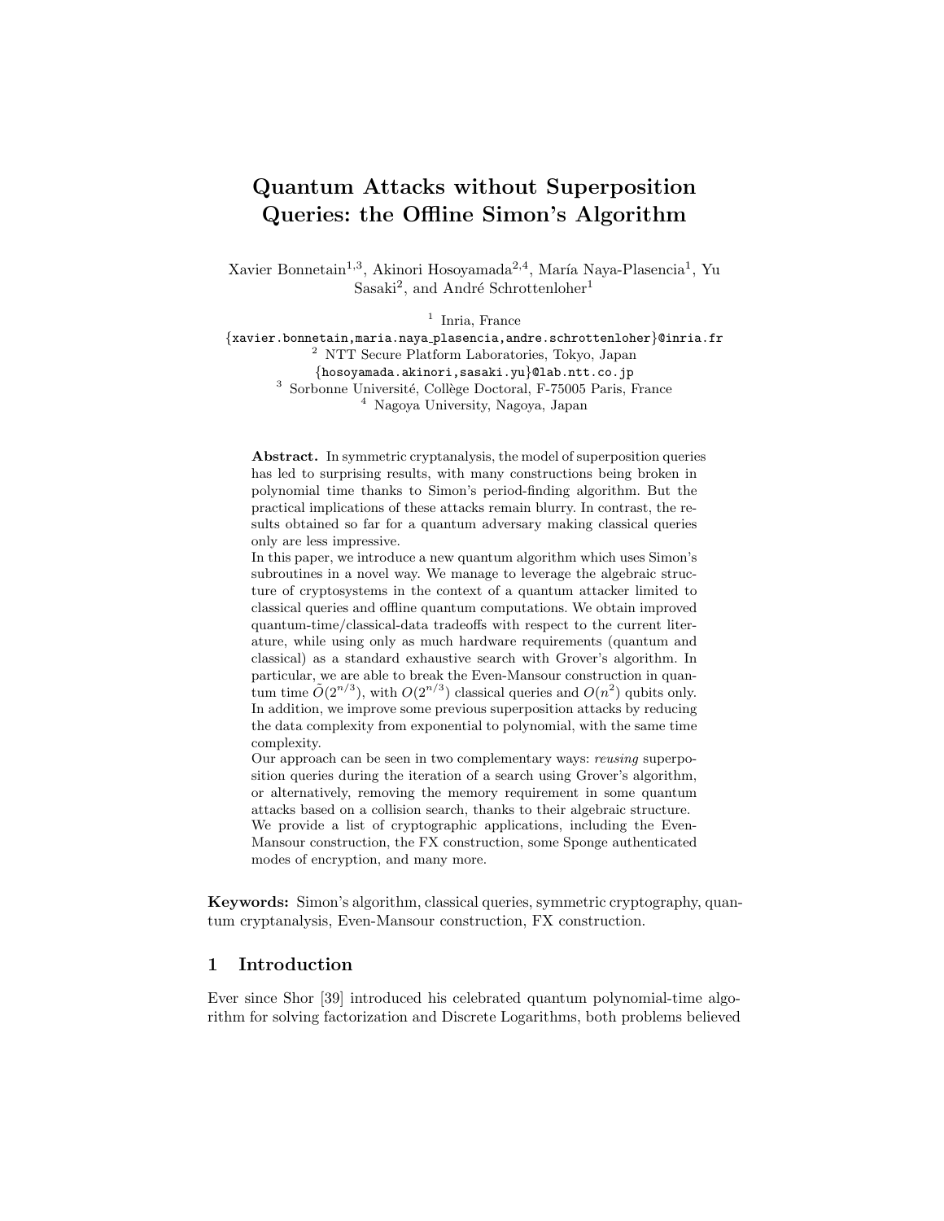# Quantum Attacks without Superposition Queries: the Offline Simon's Algorithm

Xavier Bonnetain[1,3], Akinori Hosoyamada[2,4], María Naya-Plasencia[1], Yu Sasaki[2], and André Schrottenloher[1]

[1] Inria, France
{xavier.bonnetain,maria.naya_plasencia,andre.schrottenloher}@inria.fr
[2] NTT Secure Platform Laboratories, Tokyo, Japan
{hosoyamada.akinori,sasaki.yu}@lab.ntt.co.jp
[3] Sorbonne Université, Collège Doctoral, F-75005 Paris, France
[4] Nagoya University, Nagoya, Japan

**Abstract.** In symmetric cryptanalysis, the model of superposition queries has led to surprising results, with many constructions being broken in polynomial time thanks to Simon's period-finding algorithm. But the practical implications of these attacks remain blurry. In contrast, the results obtained so far for a quantum adversary making classical queries only are less impressive.

In this paper, we introduce a new quantum algorithm which uses Simon's subroutines in a novel way. We manage to leverage the algebraic structure of cryptosystems in the context of a quantum attacker limited to classical queries and offline quantum computations. We obtain improved quantum-time/classical-data tradeoffs with respect to the current literature, while using only as much hardware requirements (quantum and classical) as a standard exhaustive search with Grover's algorithm. In particular, we are able to break the Even-Mansour construction in quantum time $\tilde{O}(2^{n/3})$, with $O(2^{n/3})$ classical queries and $O(n^2)$ qubits only. In addition, we improve some previous superposition attacks by reducing the data complexity from exponential to polynomial, with the same time complexity.

Our approach can be seen in two complementary ways: *reusing* superposition queries during the iteration of a search using Grover's algorithm, or alternatively, removing the memory requirement in some quantum attacks based on a collision search, thanks to their algebraic structure. We provide a list of cryptographic applications, including the Even-Mansour construction, the FX construction, some Sponge authenticated modes of encryption, and many more.

**Keywords:** Simon's algorithm, classical queries, symmetric cryptography, quantum cryptanalysis, Even-Mansour construction, FX construction.

## 1 Introduction

Ever since Shor [39] introduced his celebrated quantum polynomial-time algorithm for solving factorization and Discrete Logarithms, both problems believed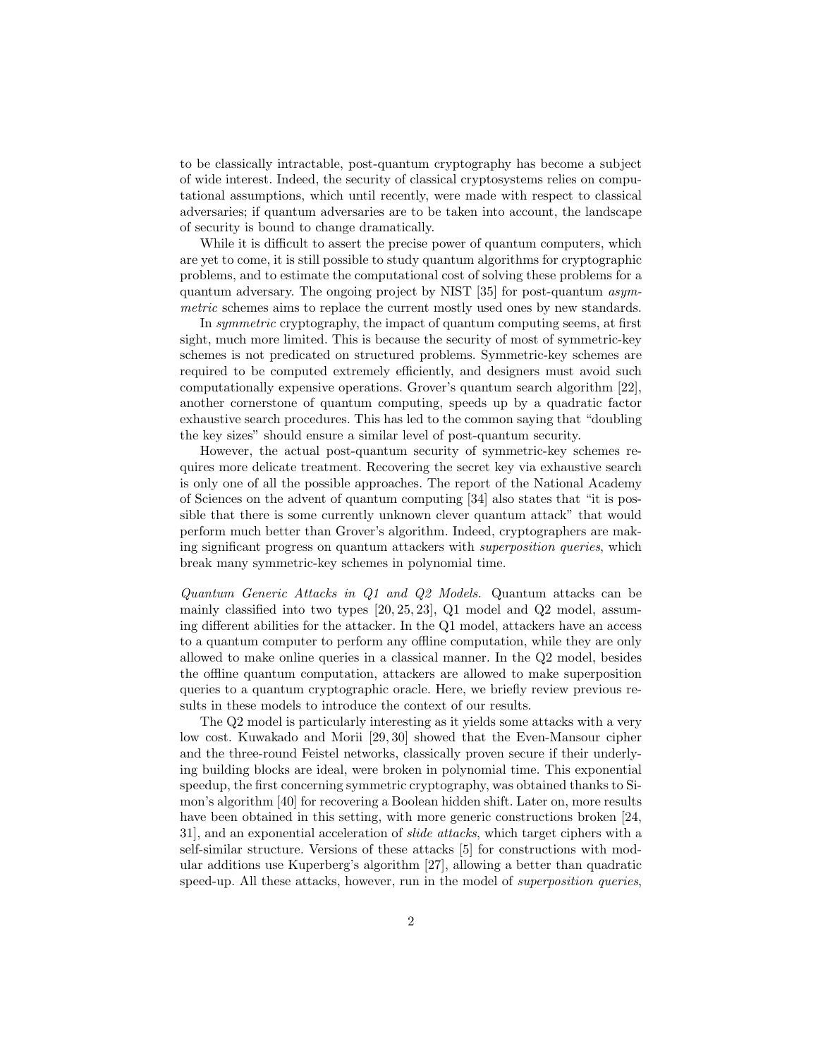to be classically intractable, post-quantum cryptography has become a subject of wide interest. Indeed, the security of classical cryptosystems relies on computational assumptions, which until recently, were made with respect to classical adversaries; if quantum adversaries are to be taken into account, the landscape of security is bound to change dramatically.

While it is difficult to assert the precise power of quantum computers, which are yet to come, it is still possible to study quantum algorithms for cryptographic problems, and to estimate the computational cost of solving these problems for a quantum adversary. The ongoing project by NIST [35] for post-quantum *asymmetric* schemes aims to replace the current mostly used ones by new standards.

In *symmetric* cryptography, the impact of quantum computing seems, at first sight, much more limited. This is because the security of most of symmetric-key schemes is not predicated on structured problems. Symmetric-key schemes are required to be computed extremely efficiently, and designers must avoid such computationally expensive operations. Grover's quantum search algorithm [22], another cornerstone of quantum computing, speeds up by a quadratic factor exhaustive search procedures. This has led to the common saying that "doubling the key sizes" should ensure a similar level of post-quantum security.

However, the actual post-quantum security of symmetric-key schemes requires more delicate treatment. Recovering the secret key via exhaustive search is only one of all the possible approaches. The report of the National Academy of Sciences on the advent of quantum computing [34] also states that "it is possible that there is some currently unknown clever quantum attack" that would perform much better than Grover's algorithm. Indeed, cryptographers are making significant progress on quantum attackers with *superposition queries*, which break many symmetric-key schemes in polynomial time.

*Quantum Generic Attacks in Q1 and Q2 Models.* Quantum attacks can be mainly classified into two types [20, 25, 23], Q1 model and Q2 model, assuming different abilities for the attacker. In the Q1 model, attackers have an access to a quantum computer to perform any offline computation, while they are only allowed to make online queries in a classical manner. In the Q2 model, besides the offline quantum computation, attackers are allowed to make superposition queries to a quantum cryptographic oracle. Here, we briefly review previous results in these models to introduce the context of our results.

The Q2 model is particularly interesting as it yields some attacks with a very low cost. Kuwakado and Morii [29, 30] showed that the Even-Mansour cipher and the three-round Feistel networks, classically proven secure if their underlying building blocks are ideal, were broken in polynomial time. This exponential speedup, the first concerning symmetric cryptography, was obtained thanks to Simon's algorithm [40] for recovering a Boolean hidden shift. Later on, more results have been obtained in this setting, with more generic constructions broken [24, 31], and an exponential acceleration of *slide attacks*, which target ciphers with a self-similar structure. Versions of these attacks [5] for constructions with modular additions use Kuperberg's algorithm [27], allowing a better than quadratic speed-up. All these attacks, however, run in the model of *superposition queries*,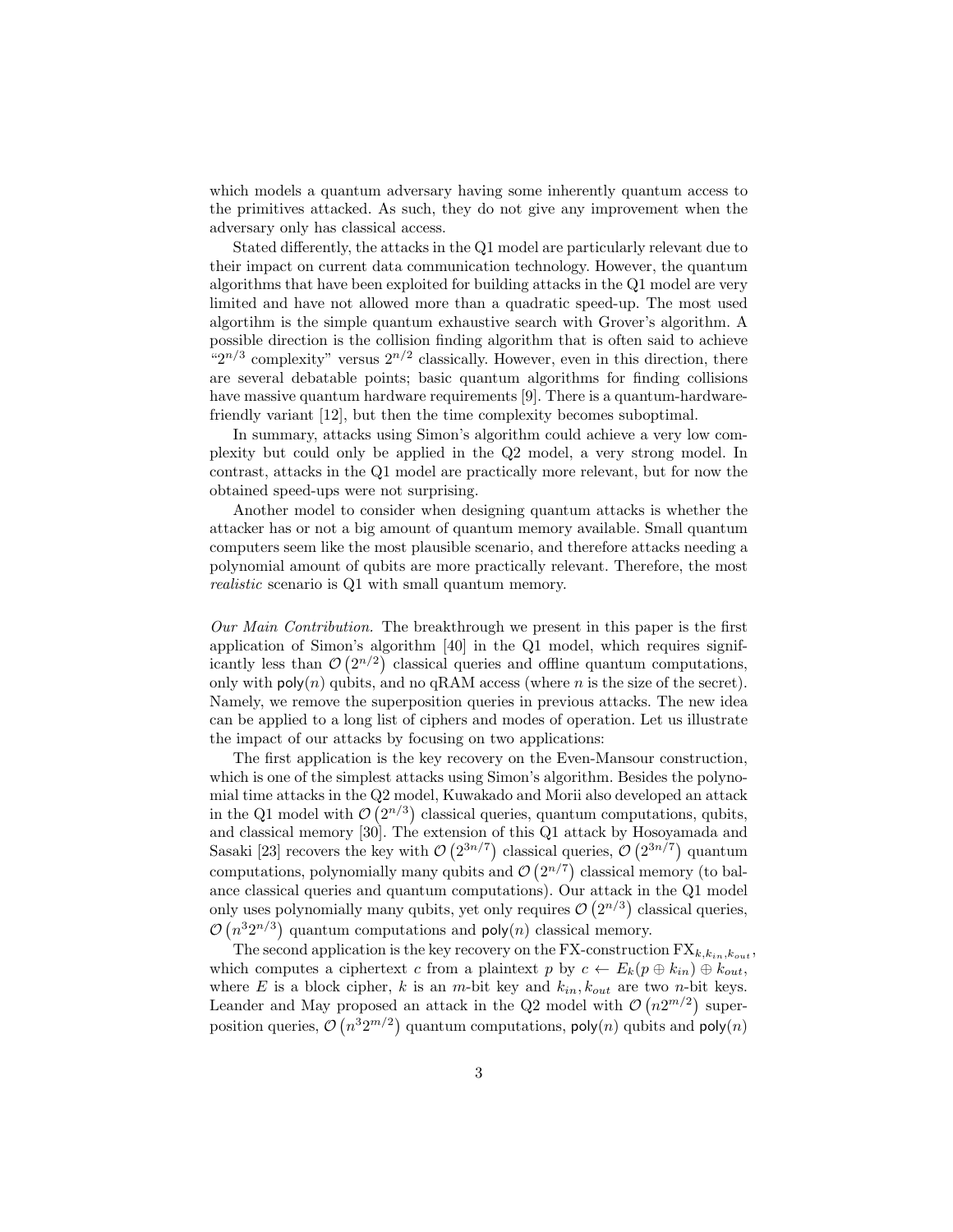which models a quantum adversary having some inherently quantum access to the primitives attacked. As such, they do not give any improvement when the adversary only has classical access.

Stated differently, the attacks in the Q1 model are particularly relevant due to their impact on current data communication technology. However, the quantum algorithms that have been exploited for building attacks in the Q1 model are very limited and have not allowed more than a quadratic speed-up. The most used algortihm is the simple quantum exhaustive search with Grover's algorithm. A possible direction is the collision finding algorithm that is often said to achieve "$2^{n/3}$ complexity" versus $2^{n/2}$ classically. However, even in this direction, there are several debatable points; basic quantum algorithms for finding collisions have massive quantum hardware requirements [9]. There is a quantum-hardware-friendly variant [12], but then the time complexity becomes suboptimal.

In summary, attacks using Simon's algorithm could achieve a very low complexity but could only be applied in the Q2 model, a very strong model. In contrast, attacks in the Q1 model are practically more relevant, but for now the obtained speed-ups were not surprising.

Another model to consider when designing quantum attacks is whether the attacker has or not a big amount of quantum memory available. Small quantum computers seem like the most plausible scenario, and therefore attacks needing a polynomial amount of qubits are more practically relevant. Therefore, the most *realistic* scenario is Q1 with small quantum memory.

*Our Main Contribution.* The breakthrough we present in this paper is the first application of Simon's algorithm [40] in the Q1 model, which requires significantly less than $\mathcal{O}\left(2^{n/2}\right)$ classical queries and offline quantum computations, only with $\mathsf{poly}(n)$ qubits, and no qRAM access (where $n$ is the size of the secret). Namely, we remove the superposition queries in previous attacks. The new idea can be applied to a long list of ciphers and modes of operation. Let us illustrate the impact of our attacks by focusing on two applications:

The first application is the key recovery on the Even-Mansour construction, which is one of the simplest attacks using Simon's algorithm. Besides the polynomial time attacks in the Q2 model, Kuwakado and Morii also developed an attack in the Q1 model with $\mathcal{O}\left(2^{n/3}\right)$ classical queries, quantum computations, qubits, and classical memory [30]. The extension of this Q1 attack by Hosoyamada and Sasaki [23] recovers the key with $\mathcal{O}\left(2^{3n/7}\right)$ classical queries, $\mathcal{O}\left(2^{3n/7}\right)$ quantum computations, polynomially many qubits and $\mathcal{O}\left(2^{n/7}\right)$ classical memory (to balance classical queries and quantum computations). Our attack in the Q1 model only uses polynomially many qubits, yet only requires $\mathcal{O}\left(2^{n/3}\right)$ classical queries, $\mathcal{O}\left(n^3 2^{n/3}\right)$ quantum computations and $\mathsf{poly}(n)$ classical memory.

The second application is the key recovery on the FX-construction $\mathrm{FX}_{k,k_{in},k_{out}}$, which computes a ciphertext $c$ from a plaintext $p$ by $c \leftarrow E_k(p \oplus k_{in}) \oplus k_{out}$, where $E$ is a block cipher, $k$ is an $m$-bit key and $k_{in}, k_{out}$ are two $n$-bit keys. Leander and May proposed an attack in the Q2 model with $\mathcal{O}\left(n2^{m/2}\right)$ superposition queries, $\mathcal{O}\left(n^3 2^{m/2}\right)$ quantum computations, $\mathsf{poly}(n)$ qubits and $\mathsf{poly}(n)$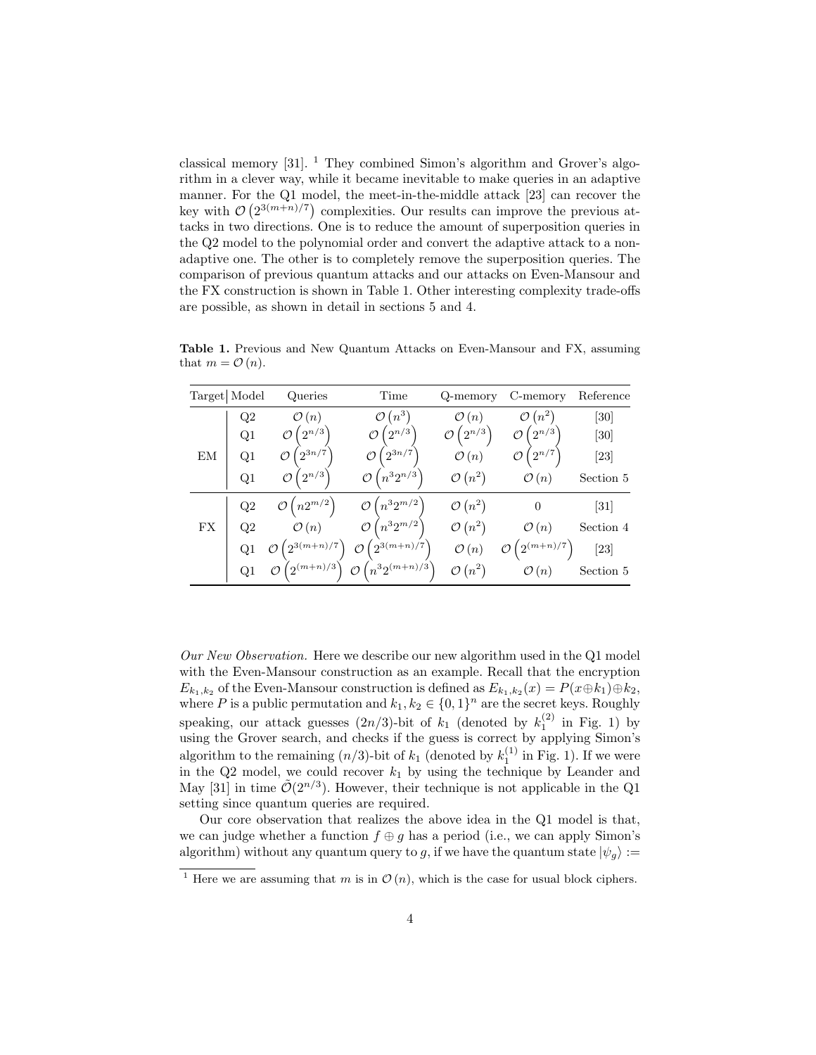classical memory [31]. [1] They combined Simon's algorithm and Grover's algorithm in a clever way, while it became inevitable to make queries in an adaptive manner. For the Q1 model, the meet-in-the-middle attack [23] can recover the key with $\mathcal{O}\left(2^{3(m+n)/7}\right)$ complexities. Our results can improve the previous attacks in two directions. One is to reduce the amount of superposition queries in the Q2 model to the polynomial order and convert the adaptive attack to a non-adaptive one. The other is to completely remove the superposition queries. The comparison of previous quantum attacks and our attacks on Even-Mansour and the FX construction is shown in Table 1. Other interesting complexity trade-offs are possible, as shown in detail in sections 5 and 4.

**Table 1.** Previous and New Quantum Attacks on Even-Mansour and FX, assuming that $m = \mathcal{O}(n)$.

| Target | Model | Queries | Time | Q-memory | C-memory | Reference |
|---|---|---|---|---|---|---|
| EM | Q2 | $\mathcal{O}(n)$ | $\mathcal{O}\left(n^3\right)$ | $\mathcal{O}(n)$ | $\mathcal{O}\left(n^2\right)$ | [30] |
| | Q1 | $\mathcal{O}\left(2^{n/3}\right)$ | $\mathcal{O}\left(2^{n/3}\right)$ | $\mathcal{O}\left(2^{n/3}\right)$ | $\mathcal{O}\left(2^{n/3}\right)$ | [30] |
| | Q1 | $\mathcal{O}\left(2^{3n/7}\right)$ | $\mathcal{O}\left(2^{3n/7}\right)$ | $\mathcal{O}(n)$ | $\mathcal{O}\left(2^{n/7}\right)$ | [23] |
| | Q1 | $\mathcal{O}\left(2^{n/3}\right)$ | $\mathcal{O}\left(n^3 2^{n/3}\right)$ | $\mathcal{O}\left(n^2\right)$ | $\mathcal{O}(n)$ | Section 5 |
| FX | Q2 | $\mathcal{O}\left(n 2^{m/2}\right)$ | $\mathcal{O}\left(n^3 2^{m/2}\right)$ | $\mathcal{O}\left(n^2\right)$ | 0 | [31] |
| | Q2 | $\mathcal{O}(n)$ | $\mathcal{O}\left(n^3 2^{m/2}\right)$ | $\mathcal{O}\left(n^2\right)$ | $\mathcal{O}(n)$ | Section 4 |
| | Q1 | $\mathcal{O}\left(2^{3(m+n)/7}\right)$ | $\mathcal{O}\left(2^{3(m+n)/7}\right)$ | $\mathcal{O}(n)$ | $\mathcal{O}\left(2^{(m+n)/7}\right)$ | [23] |
| | Q1 | $\mathcal{O}\left(2^{(m+n)/3}\right)$ | $\mathcal{O}\left(n^3 2^{(m+n)/3}\right)$ | $\mathcal{O}\left(n^2\right)$ | $\mathcal{O}(n)$ | Section 5 |

*Our New Observation.* Here we describe our new algorithm used in the Q1 model with the Even-Mansour construction as an example. Recall that the encryption $E_{k_1,k_2}$ of the Even-Mansour construction is defined as $E_{k_1,k_2}(x) = P(x \oplus k_1) \oplus k_2$, where $P$ is a public permutation and $k_1, k_2 \in \{0,1\}^n$ are the secret keys. Roughly speaking, our attack guesses $(2n/3)$-bit of $k_1$ (denoted by $k_1^{(2)}$ in Fig. 1) by using the Grover search, and checks if the guess is correct by applying Simon's algorithm to the remaining $(n/3)$-bit of $k_1$ (denoted by $k_1^{(1)}$ in Fig. 1). If we were in the Q2 model, we could recover $k_1$ by using the technique by Leander and May [31] in time $\tilde{\mathcal{O}}(2^{n/3})$. However, their technique is not applicable in the Q1 setting since quantum queries are required.

Our core observation that realizes the above idea in the Q1 model is that, we can judge whether a function $f \oplus g$ has a period (i.e., we can apply Simon's algorithm) without any quantum query to $g$, if we have the quantum state $|\psi_g\rangle :=$

[1] Here we are assuming that $m$ is in $\mathcal{O}(n)$, which is the case for usual block ciphers.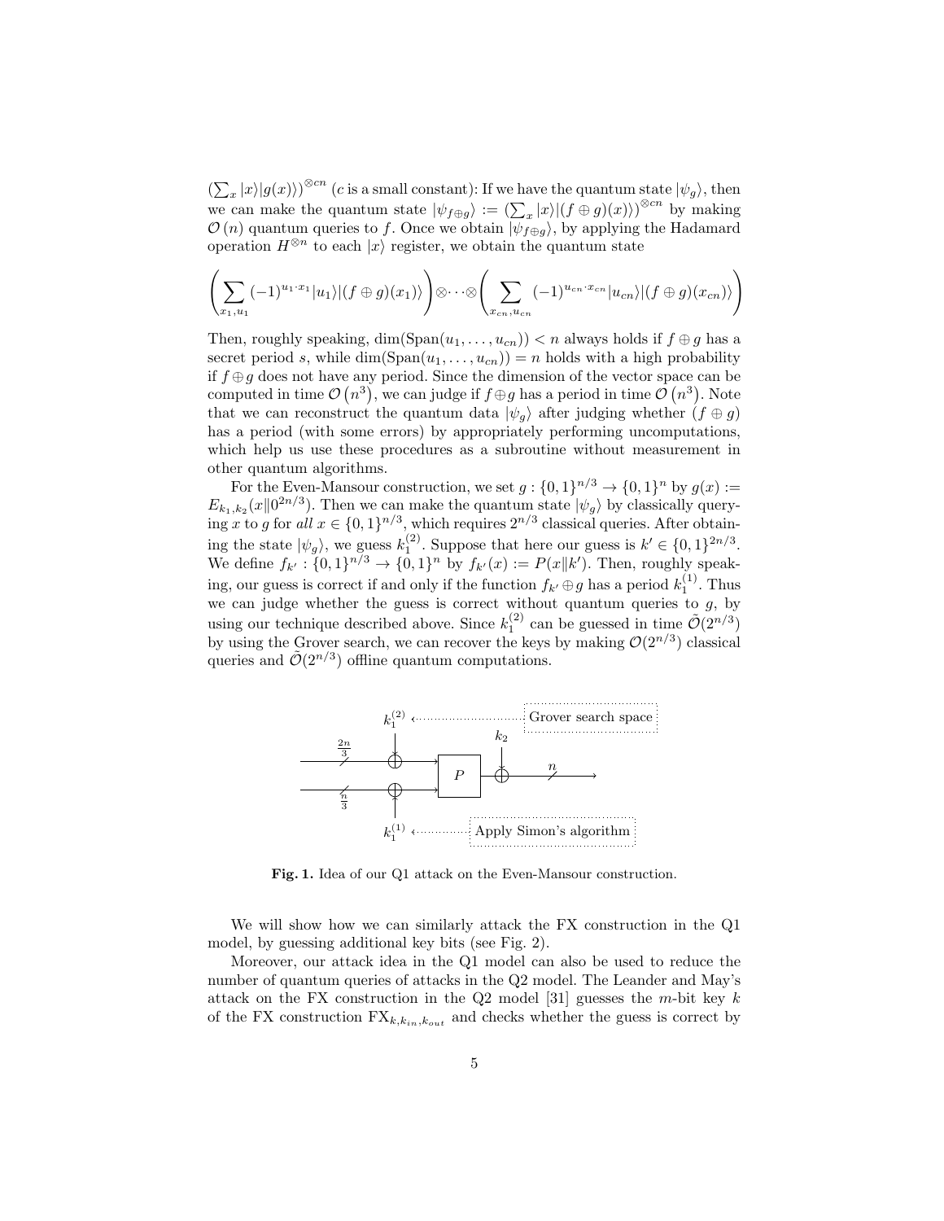$\left(\sum_x |x\rangle|g(x)\rangle\right)^{\otimes cn}$ ($c$ is a small constant): If we have the quantum state $|\psi_g\rangle$, then we can make the quantum state $|\psi_{f\oplus g}\rangle := \left(\sum_x |x\rangle|(f \oplus g)(x)\rangle\right)^{\otimes cn}$ by making $\mathcal{O}(n)$ quantum queries to $f$. Once we obtain $|\psi_{f\oplus g}\rangle$, by applying the Hadamard operation $H^{\otimes n}$ to each $|x\rangle$ register, we obtain the quantum state

$$\left(\sum_{x_1,u_1} (-1)^{u_1 \cdot x_1}|u_1\rangle|(f \oplus g)(x_1)\rangle\right) \otimes \cdots \otimes \left(\sum_{x_{cn},u_{cn}} (-1)^{u_{cn} \cdot x_{cn}}|u_{cn}\rangle|(f \oplus g)(x_{cn})\rangle\right)$$

Then, roughly speaking, $\dim(\mathrm{Span}(u_1,\ldots,u_{cn})) < n$ always holds if $f \oplus g$ has a secret period $s$, while $\dim(\mathrm{Span}(u_1,\ldots,u_{cn})) = n$ holds with a high probability if $f \oplus g$ does not have any period. Since the dimension of the vector space can be computed in time $\mathcal{O}(n^3)$, we can judge if $f \oplus g$ has a period in time $\mathcal{O}(n^3)$. Note that we can reconstruct the quantum data $|\psi_g\rangle$ after judging whether $(f \oplus g)$ has a period (with some errors) by appropriately performing uncomputations, which help us use these procedures as a subroutine without measurement in other quantum algorithms.

For the Even-Mansour construction, we set $g : \{0,1\}^{n/3} \to \{0,1\}^n$ by $g(x) := E_{k_1,k_2}(x \| 0^{2n/3})$. Then we can make the quantum state $|\psi_g\rangle$ by classically querying $x$ to $g$ for *all* $x \in \{0,1\}^{n/3}$, which requires $2^{n/3}$ classical queries. After obtaining the state $|\psi_g\rangle$, we guess $k_1^{(2)}$. Suppose that here our guess is $k' \in \{0,1\}^{2n/3}$. We define $f_{k'} : \{0,1\}^{n/3} \to \{0,1\}^n$ by $f_{k'}(x) := P(x \| k')$. Then, roughly speaking, our guess is correct if and only if the function $f_{k'} \oplus g$ has a period $k_1^{(1)}$. Thus we can judge whether the guess is correct without quantum queries to $g$, by using our technique described above. Since $k_1^{(2)}$ can be guessed in time $\tilde{\mathcal{O}}(2^{n/3})$ by using the Grover search, we can recover the keys by making $\mathcal{O}(2^{n/3})$ classical queries and $\tilde{\mathcal{O}}(2^{n/3})$ offline quantum computations.

**Fig. 1.** Idea of our Q1 attack on the Even-Mansour construction.

We will show how we can similarly attack the FX construction in the Q1 model, by guessing additional key bits (see Fig. 2).

Moreover, our attack idea in the Q1 model can also be used to reduce the number of quantum queries of attacks in the Q2 model. The Leander and May's attack on the FX construction in the Q2 model [31] guesses the $m$-bit key $k$ of the FX construction $\mathrm{FX}_{k,k_{in},k_{out}}$ and checks whether the guess is correct by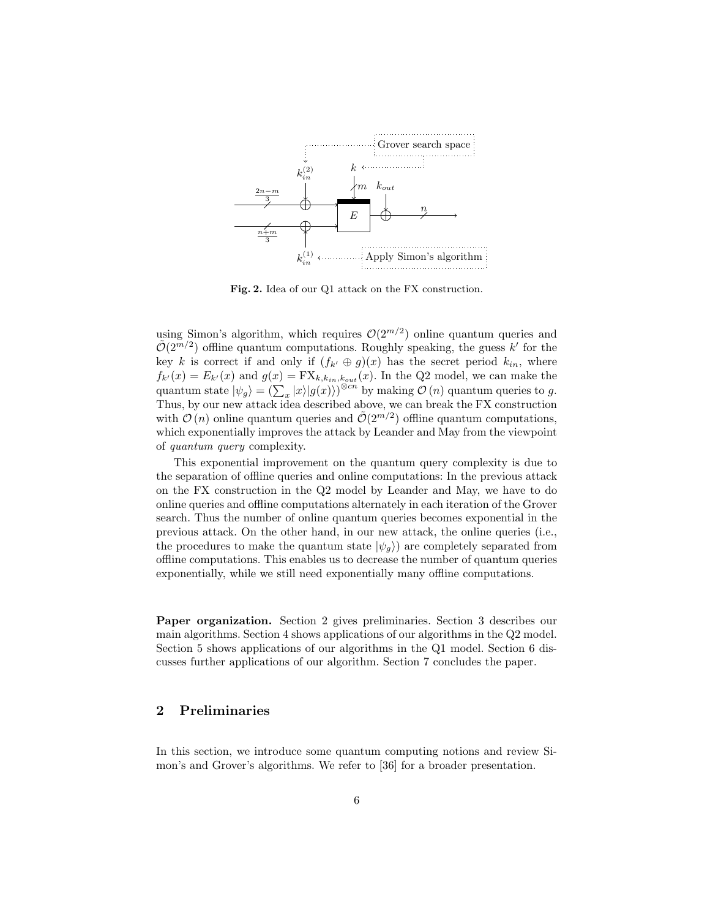Fig. 2. Idea of our Q1 attack on the FX construction.

using Simon's algorithm, which requires $\mathcal{O}(2^{m/2})$ online quantum queries and $\tilde{\mathcal{O}}(2^{m/2})$ offline quantum computations. Roughly speaking, the guess $k'$ for the key $k$ is correct if and only if $(f_{k'} \oplus g)(x)$ has the secret period $k_{in}$, where $f_{k'}(x) = E_{k'}(x)$ and $g(x) = \mathrm{FX}_{k,k_{in},k_{out}}(x)$. In the Q2 model, we can make the quantum state $|\psi_g\rangle = (\sum_x |x\rangle|g(x)\rangle)^{\otimes cn}$ by making $\mathcal{O}(n)$ quantum queries to $g$. Thus, by our new attack idea described above, we can break the FX construction with $\mathcal{O}(n)$ online quantum queries and $\tilde{\mathcal{O}}(2^{m/2})$ offline quantum computations, which exponentially improves the attack by Leander and May from the viewpoint of *quantum query* complexity.

This exponential improvement on the quantum query complexity is due to the separation of offline queries and online computations: In the previous attack on the FX construction in the Q2 model by Leander and May, we have to do online queries and offline computations alternately in each iteration of the Grover search. Thus the number of online quantum queries becomes exponential in the previous attack. On the other hand, in our new attack, the online queries (i.e., the procedures to make the quantum state $|\psi_g\rangle$) are completely separated from offline computations. This enables us to decrease the number of quantum queries exponentially, while we still need exponentially many offline computations.

**Paper organization.** Section 2 gives preliminaries. Section 3 describes our main algorithms. Section 4 shows applications of our algorithms in the Q2 model. Section 5 shows applications of our algorithms in the Q1 model. Section 6 discusses further applications of our algorithm. Section 7 concludes the paper.

## 2 Preliminaries

In this section, we introduce some quantum computing notions and review Simon's and Grover's algorithms. We refer to [36] for a broader presentation.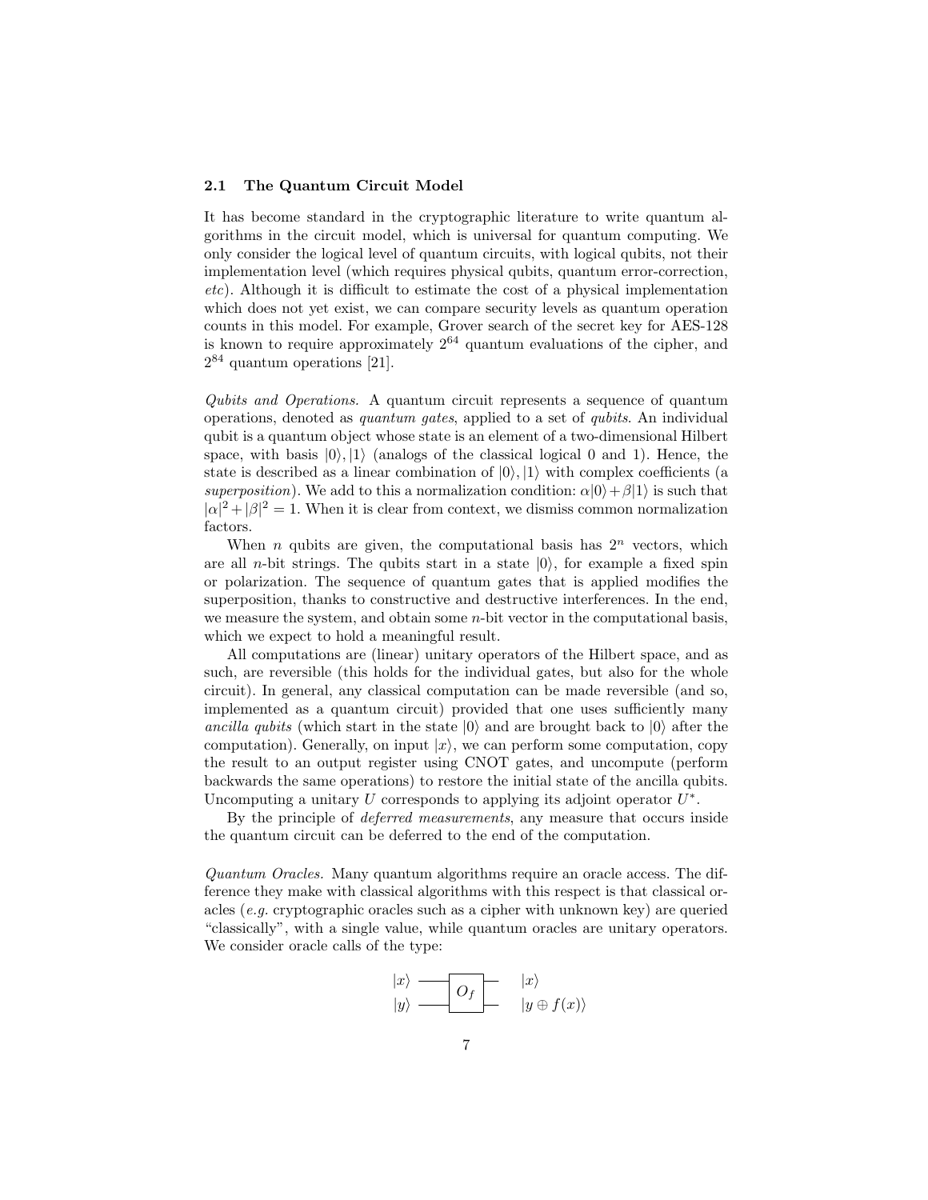### 2.1 The Quantum Circuit Model

It has become standard in the cryptographic literature to write quantum algorithms in the circuit model, which is universal for quantum computing. We only consider the logical level of quantum circuits, with logical qubits, not their implementation level (which requires physical qubits, quantum error-correction, *etc*). Although it is difficult to estimate the cost of a physical implementation which does not yet exist, we can compare security levels as quantum operation counts in this model. For example, Grover search of the secret key for AES-128 is known to require approximately $2^{64}$ quantum evaluations of the cipher, and $2^{84}$ quantum operations [21].

*Qubits and Operations.* A quantum circuit represents a sequence of quantum operations, denoted as *quantum gates*, applied to a set of *qubits*. An individual qubit is a quantum object whose state is an element of a two-dimensional Hilbert space, with basis $|0\rangle, |1\rangle$ (analogs of the classical logical 0 and 1). Hence, the state is described as a linear combination of $|0\rangle, |1\rangle$ with complex coefficients (a *superposition*). We add to this a normalization condition: $\alpha|0\rangle + \beta|1\rangle$ is such that $|\alpha|^2 + |\beta|^2 = 1$. When it is clear from context, we dismiss common normalization factors.

When $n$ qubits are given, the computational basis has $2^n$ vectors, which are all $n$-bit strings. The qubits start in a state $|0\rangle$, for example a fixed spin or polarization. The sequence of quantum gates that is applied modifies the superposition, thanks to constructive and destructive interferences. In the end, we measure the system, and obtain some $n$-bit vector in the computational basis, which we expect to hold a meaningful result.

All computations are (linear) unitary operators of the Hilbert space, and as such, are reversible (this holds for the individual gates, but also for the whole circuit). In general, any classical computation can be made reversible (and so, implemented as a quantum circuit) provided that one uses sufficiently many *ancilla qubits* (which start in the state $|0\rangle$ and are brought back to $|0\rangle$ after the computation). Generally, on input $|x\rangle$, we can perform some computation, copy the result to an output register using CNOT gates, and uncompute (perform backwards the same operations) to restore the initial state of the ancilla qubits. Uncomputing a unitary $U$ corresponds to applying its adjoint operator $U^*$.

By the principle of *deferred measurements*, any measure that occurs inside the quantum circuit can be deferred to the end of the computation.

*Quantum Oracles.* Many quantum algorithms require an oracle access. The difference they make with classical algorithms with this respect is that classical oracles (*e.g.* cryptographic oracles such as a cipher with unknown key) are queried "classically", with a single value, while quantum oracles are unitary operators. We consider oracle calls of the type:

$$|x\rangle |y\rangle \xrightarrow{O_f} |x\rangle |y \oplus f(x)\rangle$$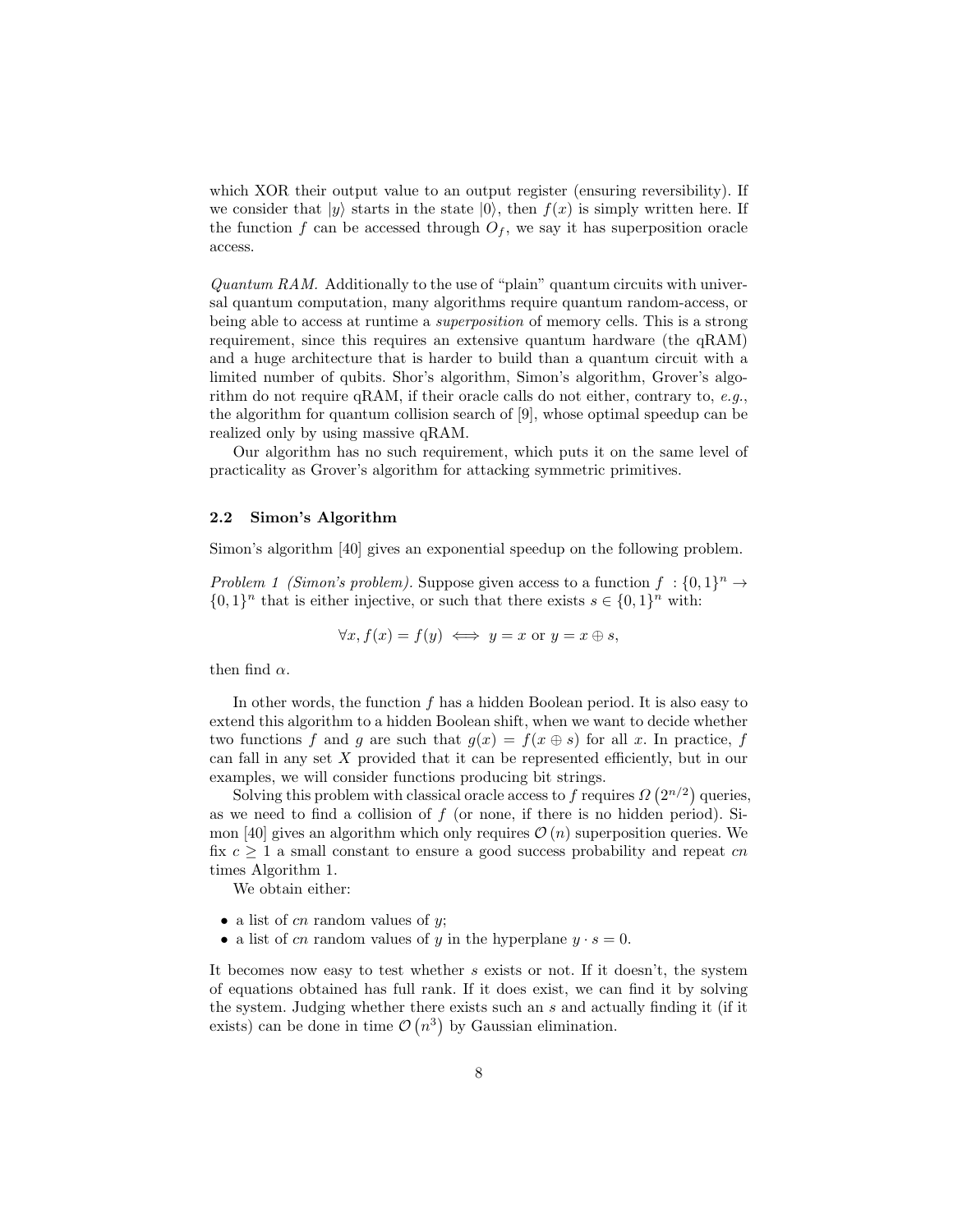which XOR their output value to an output register (ensuring reversibility). If we consider that $|y\rangle$ starts in the state $|0\rangle$, then $f(x)$ is simply written here. If the function $f$ can be accessed through $O_f$, we say it has superposition oracle access.

*Quantum RAM.* Additionally to the use of "plain" quantum circuits with universal quantum computation, many algorithms require quantum random-access, or being able to access at runtime a *superposition* of memory cells. This is a strong requirement, since this requires an extensive quantum hardware (the qRAM) and a huge architecture that is harder to build than a quantum circuit with a limited number of qubits. Shor's algorithm, Simon's algorithm, Grover's algorithm do not require qRAM, if their oracle calls do not either, contrary to, *e.g.*, the algorithm for quantum collision search of [9], whose optimal speedup can be realized only by using massive qRAM.

Our algorithm has no such requirement, which puts it on the same level of practicality as Grover's algorithm for attacking symmetric primitives.

### 2.2 Simon's Algorithm

Simon's algorithm [40] gives an exponential speedup on the following problem.

*Problem 1 (Simon's problem).* Suppose given access to a function $f : \{0,1\}^n \rightarrow \{0,1\}^n$ that is either injective, or such that there exists $s \in \{0,1\}^n$ with:

$$\forall x, f(x) = f(y) \iff y = x \text{ or } y = x \oplus s,$$

then find $\alpha$.

In other words, the function $f$ has a hidden Boolean period. It is also easy to extend this algorithm to a hidden Boolean shift, when we want to decide whether two functions $f$ and $g$ are such that $g(x) = f(x \oplus s)$ for all $x$. In practice, $f$ can fall in any set $X$ provided that it can be represented efficiently, but in our examples, we will consider functions producing bit strings.

Solving this problem with classical oracle access to $f$ requires $\Omega\left(2^{n/2}\right)$ queries, as we need to find a collision of $f$ (or none, if there is no hidden period). Simon [40] gives an algorithm which only requires $\mathcal{O}(n)$ superposition queries. We fix $c \geq 1$ a small constant to ensure a good success probability and repeat $cn$ times Algorithm 1.

We obtain either:

- a list of $cn$ random values of $y$;
- a list of $cn$ random values of $y$ in the hyperplane $y \cdot s = 0$.

It becomes now easy to test whether $s$ exists or not. If it doesn't, the system of equations obtained has full rank. If it does exist, we can find it by solving the system. Judging whether there exists such an $s$ and actually finding it (if it exists) can be done in time $\mathcal{O}\left(n^3\right)$ by Gaussian elimination.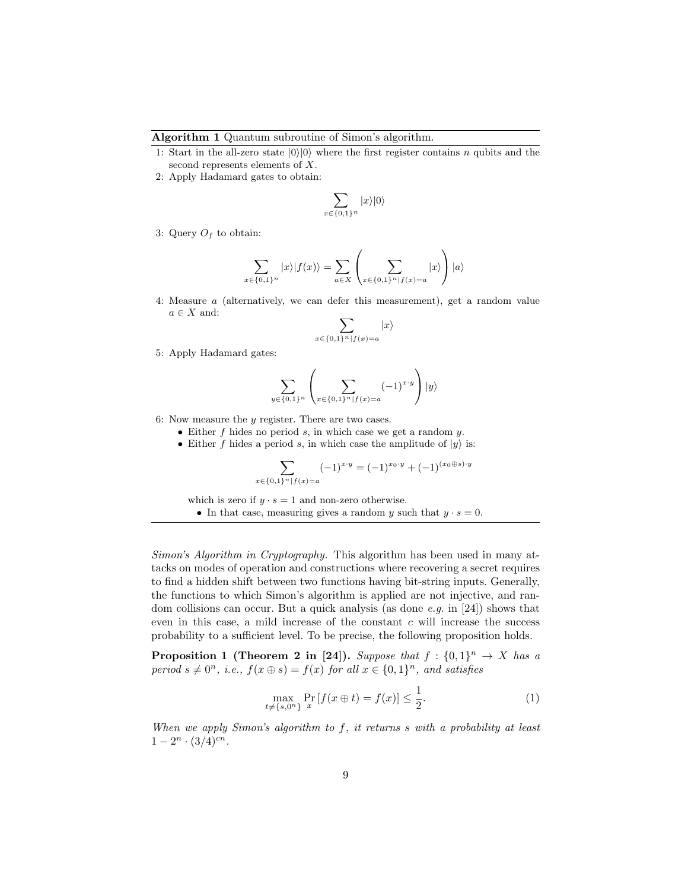**Algorithm 1** Quantum subroutine of Simon's algorithm.

1: Start in the all-zero state $|0\rangle|0\rangle$ where the first register contains $n$ qubits and the second represents elements of $X$.

2: Apply Hadamard gates to obtain:

$$\sum_{x \in \{0,1\}^n} |x\rangle|0\rangle$$

3: Query $O_f$ to obtain:

$$\sum_{x \in \{0,1\}^n} |x\rangle|f(x)\rangle = \sum_{a \in X} \left( \sum_{x \in \{0,1\}^n | f(x) = a} |x\rangle \right) |a\rangle$$

4: Measure $a$ (alternatively, we can defer this measurement), get a random value $a \in X$ and:

$$\sum_{x \in \{0,1\}^n | f(x) = a} |x\rangle$$

5: Apply Hadamard gates:

$$\sum_{y \in \{0,1\}^n} \left( \sum_{x \in \{0,1\}^n | f(x) = a} (-1)^{x \cdot y} \right) |y\rangle$$

6: Now measure the $y$ register. There are two cases.

- Either $f$ hides no period $s$, in which case we get a random $y$.
- Either $f$ hides a period $s$, in which case the amplitude of $|y\rangle$ is:

$$\sum_{x \in \{0,1\}^n | f(x) = a} (-1)^{x \cdot y} = (-1)^{x_0 \cdot y} + (-1)^{(x_0 \oplus s) \cdot y}$$

which is zero if $y \cdot s = 1$ and non-zero otherwise.

- In that case, measuring gives a random $y$ such that $y \cdot s = 0$.

*Simon's Algorithm in Cryptography.* This algorithm has been used in many attacks on modes of operation and constructions where recovering a secret requires to find a hidden shift between two functions having bit-string inputs. Generally, the functions to which Simon's algorithm is applied are not injective, and random collisions can occur. But a quick analysis (as done *e.g.* in [24]) shows that even in this case, a mild increase of the constant $c$ will increase the success probability to a sufficient level. To be precise, the following proposition holds.

**Proposition 1 (Theorem 2 in [24]).** *Suppose that $f : \{0,1\}^n \to X$ has a period $s \neq 0^n$, i.e., $f(x \oplus s) = f(x)$ for all $x \in \{0,1\}^n$, and satisfies*

$$\max_{t \neq \{s, 0^n\}} \Pr_x [f(x \oplus t) = f(x)] \leq \frac{1}{2}. \tag{1}$$

*When we apply Simon's algorithm to $f$, it returns $s$ with a probability at least $1 - 2^n \cdot (3/4)^{cn}$.*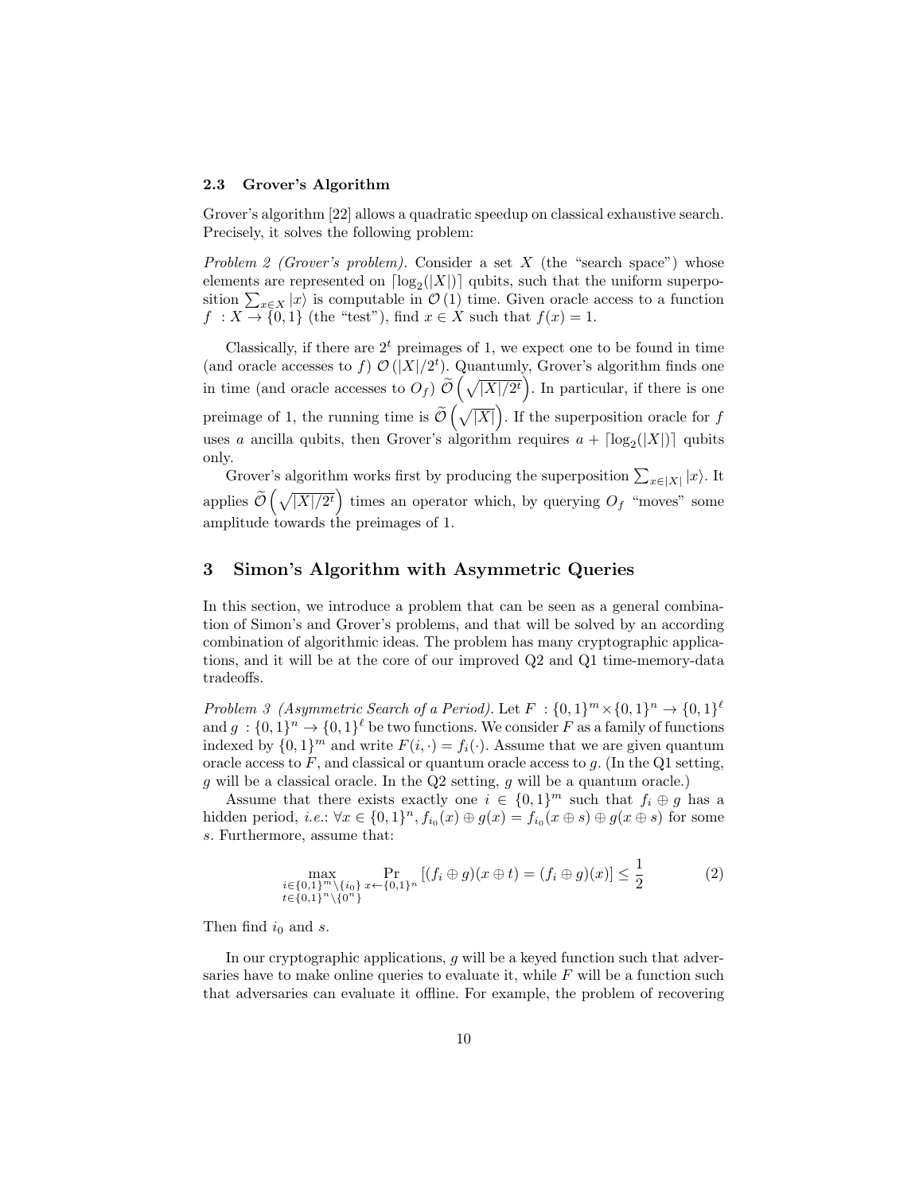### 2.3 Grover's Algorithm

Grover's algorithm [22] allows a quadratic speedup on classical exhaustive search. Precisely, it solves the following problem:

*Problem 2 (Grover's problem).* Consider a set $X$ (the "search space") whose elements are represented on $\lceil \log_2(|X|) \rceil$ qubits, such that the uniform superposition $\sum_{x \in X} |x\rangle$ is computable in $\mathcal{O}(1)$ time. Given oracle access to a function $f : X \to \{0,1\}$ (the "test"), find $x \in X$ such that $f(x) = 1$.

Classically, if there are $2^t$ preimages of 1, we expect one to be found in time (and oracle accesses to $f$) $\mathcal{O}(|X|/2^t)$. Quantumly, Grover's algorithm finds one in time (and oracle accesses to $O_f$) $\widetilde{\mathcal{O}}\left(\sqrt{|X|/2^t}\right)$. In particular, if there is one preimage of 1, the running time is $\widetilde{\mathcal{O}}\left(\sqrt{|X|}\right)$. If the superposition oracle for $f$ uses $a$ ancilla qubits, then Grover's algorithm requires $a + \lceil \log_2(|X|) \rceil$ qubits only.

Grover's algorithm works first by producing the superposition $\sum_{x \in |X|} |x\rangle$. It applies $\widetilde{\mathcal{O}}\left(\sqrt{|X|/2^t}\right)$ times an operator which, by querying $O_f$ "moves" some amplitude towards the preimages of 1.

## 3 Simon's Algorithm with Asymmetric Queries

In this section, we introduce a problem that can be seen as a general combination of Simon's and Grover's problems, and that will be solved by an according combination of algorithmic ideas. The problem has many cryptographic applications, and it will be at the core of our improved Q2 and Q1 time-memory-data tradeoffs.

*Problem 3 (Asymmetric Search of a Period).* Let $F : \{0,1\}^m \times \{0,1\}^n \to \{0,1\}^\ell$ and $g : \{0,1\}^n \to \{0,1\}^\ell$ be two functions. We consider $F$ as a family of functions indexed by $\{0,1\}^m$ and write $F(i, \cdot) = f_i(\cdot)$. Assume that we are given quantum oracle access to $F$, and classical or quantum oracle access to $g$. (In the Q1 setting, $g$ will be a classical oracle. In the Q2 setting, $g$ will be a quantum oracle.)

Assume that there exists exactly one $i \in \{0,1\}^m$ such that $f_i \oplus g$ has a hidden period, *i.e.*: $\forall x \in \{0,1\}^n, f_{i_0}(x) \oplus g(x) = f_{i_0}(x \oplus s) \oplus g(x \oplus s)$ for some $s$. Furthermore, assume that:

$$\max_{\substack{i \in \{0,1\}^m \setminus \{i_0\} \\ t \in \{0,1\}^n \setminus \{0^n\}}} \Pr_{x \leftarrow \{0,1\}^n} [(f_i \oplus g)(x \oplus t) = (f_i \oplus g)(x)] \leq \frac{1}{2} \tag{2}$$

Then find $i_0$ and $s$.

In our cryptographic applications, $g$ will be a keyed function such that adversaries have to make online queries to evaluate it, while $F$ will be a function such that adversaries can evaluate it offline. For example, the problem of recovering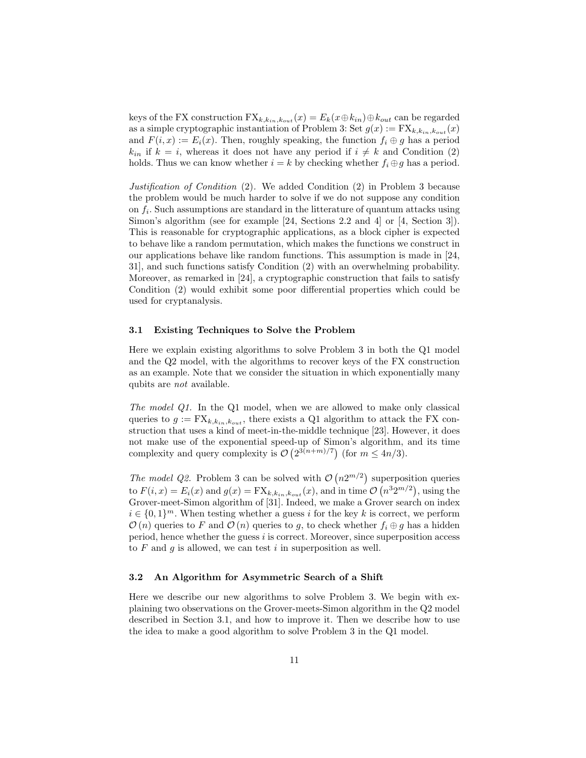keys of the FX construction $\mathrm{FX}_{k,k_{in},k_{out}}(x) = E_k(x \oplus k_{in}) \oplus k_{out}$ can be regarded as a simple cryptographic instantiation of Problem 3: Set $g(x) := \mathrm{FX}_{k,k_{in},k_{out}}(x)$ and $F(i,x) := E_i(x)$. Then, roughly speaking, the function $f_i \oplus g$ has a period $k_{in}$ if $k = i$, whereas it does not have any period if $i \neq k$ and Condition (2) holds. Thus we can know whether $i = k$ by checking whether $f_i \oplus g$ has a period.

*Justification of Condition* (2). We added Condition (2) in Problem 3 because the problem would be much harder to solve if we do not suppose any condition on $f_i$. Such assumptions are standard in the litterature of quantum attacks using Simon's algorithm (see for example [24, Sections 2.2 and 4] or [4, Section 3]). This is reasonable for cryptographic applications, as a block cipher is expected to behave like a random permutation, which makes the functions we construct in our applications behave like random functions. This assumption is made in [24, 31], and such functions satisfy Condition (2) with an overwhelming probability. Moreover, as remarked in [24], a cryptographic construction that fails to satisfy Condition (2) would exhibit some poor differential properties which could be used for cryptanalysis.

### 3.1 Existing Techniques to Solve the Problem

Here we explain existing algorithms to solve Problem 3 in both the Q1 model and the Q2 model, with the algorithms to recover keys of the FX construction as an example. Note that we consider the situation in which exponentially many qubits are *not* available.

*The model Q1.* In the Q1 model, when we are allowed to make only classical queries to $g := \mathrm{FX}_{k,k_{in},k_{out}}$, there exists a Q1 algorithm to attack the FX construction that uses a kind of meet-in-the-middle technique [23]. However, it does not make use of the exponential speed-up of Simon's algorithm, and its time complexity and query complexity is $\mathcal{O}\left(2^{3(n+m)/7}\right)$ (for $m \leq 4n/3$).

*The model Q2.* Problem 3 can be solved with $\mathcal{O}\left(n2^{m/2}\right)$ superposition queries to $F(i,x) = E_i(x)$ and $g(x) = \mathrm{FX}_{k,k_{in},k_{out}}(x)$, and in time $\mathcal{O}\left(n^3 2^{m/2}\right)$, using the Grover-meet-Simon algorithm of [31]. Indeed, we make a Grover search on index $i \in \{0,1\}^m$. When testing whether a guess $i$ for the key $k$ is correct, we perform $\mathcal{O}(n)$ queries to $F$ and $\mathcal{O}(n)$ queries to $g$, to check whether $f_i \oplus g$ has a hidden period, hence whether the guess $i$ is correct. Moreover, since superposition access to $F$ and $g$ is allowed, we can test $i$ in superposition as well.

### 3.2 An Algorithm for Asymmetric Search of a Shift

Here we describe our new algorithms to solve Problem 3. We begin with explaining two observations on the Grover-meets-Simon algorithm in the Q2 model described in Section 3.1, and how to improve it. Then we describe how to use the idea to make a good algorithm to solve Problem 3 in the Q1 model.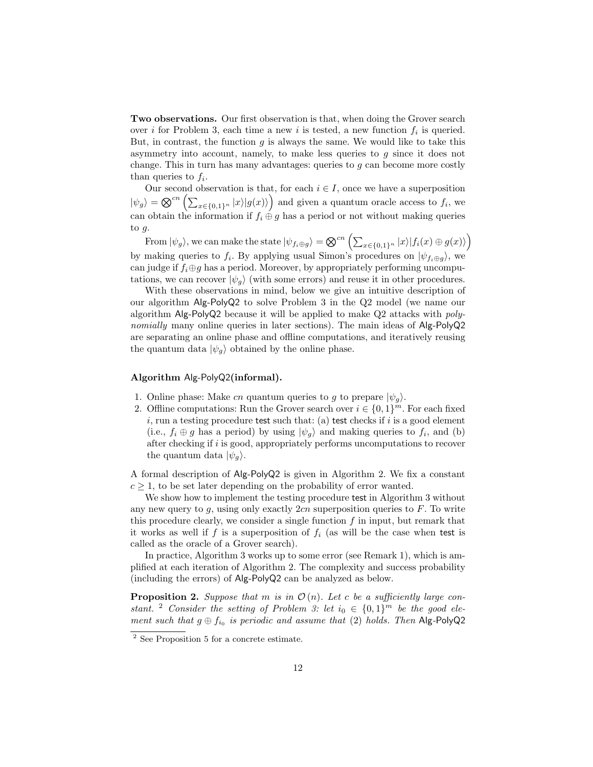**Two observations.** Our first observation is that, when doing the Grover search over $i$ for Problem 3, each time a new $i$ is tested, a new function $f_i$ is queried. But, in contrast, the function $g$ is always the same. We would like to take this asymmetry into account, namely, to make less queries to $g$ since it does not change. This in turn has many advantages: queries to $g$ can become more costly than queries to $f_i$.

Our second observation is that, for each $i \in I$, once we have a superposition $|\psi_g\rangle = \bigotimes^{cn} \left( \sum_{x \in \{0,1\}^n} |x\rangle |g(x)\rangle \right)$ and given a quantum oracle access to $f_i$, we can obtain the information if $f_i \oplus g$ has a period or not without making queries to $g$.

From $|\psi_g\rangle$, we can make the state $|\psi_{f_i \oplus g}\rangle = \bigotimes^{cn} \left( \sum_{x \in \{0,1\}^n} |x\rangle |f_i(x) \oplus g(x)\rangle \right)$ by making queries to $f_i$. By applying usual Simon's procedures on $|\psi_{f_i \oplus g}\rangle$, we can judge if $f_i \oplus g$ has a period. Moreover, by appropriately performing uncomputations, we can recover $|\psi_g\rangle$ (with some errors) and reuse it in other procedures.

With these observations in mind, below we give an intuitive description of our algorithm Alg-PolyQ2 to solve Problem 3 in the Q2 model (we name our algorithm Alg-PolyQ2 because it will be applied to make Q2 attacks with *polynomially* many online queries in later sections). The main ideas of Alg-PolyQ2 are separating an online phase and offline computations, and iteratively reusing the quantum data $|\psi_g\rangle$ obtained by the online phase.

**Algorithm** Alg-PolyQ2 **(informal).**

1. Online phase: Make $cn$ quantum queries to $g$ to prepare $|\psi_g\rangle$.
2. Offline computations: Run the Grover search over $i \in \{0,1\}^m$. For each fixed $i$, run a testing procedure test such that: (a) test checks if $i$ is a good element (i.e., $f_i \oplus g$ has a period) by using $|\psi_g\rangle$ and making queries to $f_i$, and (b) after checking if $i$ is good, appropriately performs uncomputations to recover the quantum data $|\psi_g\rangle$.

A formal description of Alg-PolyQ2 is given in Algorithm 2. We fix a constant $c \geq 1$, to be set later depending on the probability of error wanted.

We show how to implement the testing procedure test in Algorithm 3 without any new query to $g$, using only exactly $2cn$ superposition queries to $F$. To write this procedure clearly, we consider a single function $f$ in input, but remark that it works as well if $f$ is a superposition of $f_i$ (as will be the case when test is called as the oracle of a Grover search).

In practice, Algorithm 3 works up to some error (see Remark 1), which is amplified at each iteration of Algorithm 2. The complexity and success probability (including the errors) of Alg-PolyQ2 can be analyzed as below.

**Proposition 2.** *Suppose that $m$ is in $\mathcal{O}(n)$. Let $c$ be a sufficiently large constant.* [2] *Consider the setting of Problem 3: let $i_0 \in \{0,1\}^m$ be the good element such that $g \oplus f_{i_0}$ is periodic and assume that* (2) *holds. Then* Alg-PolyQ2

[2] See Proposition 5 for a concrete estimate.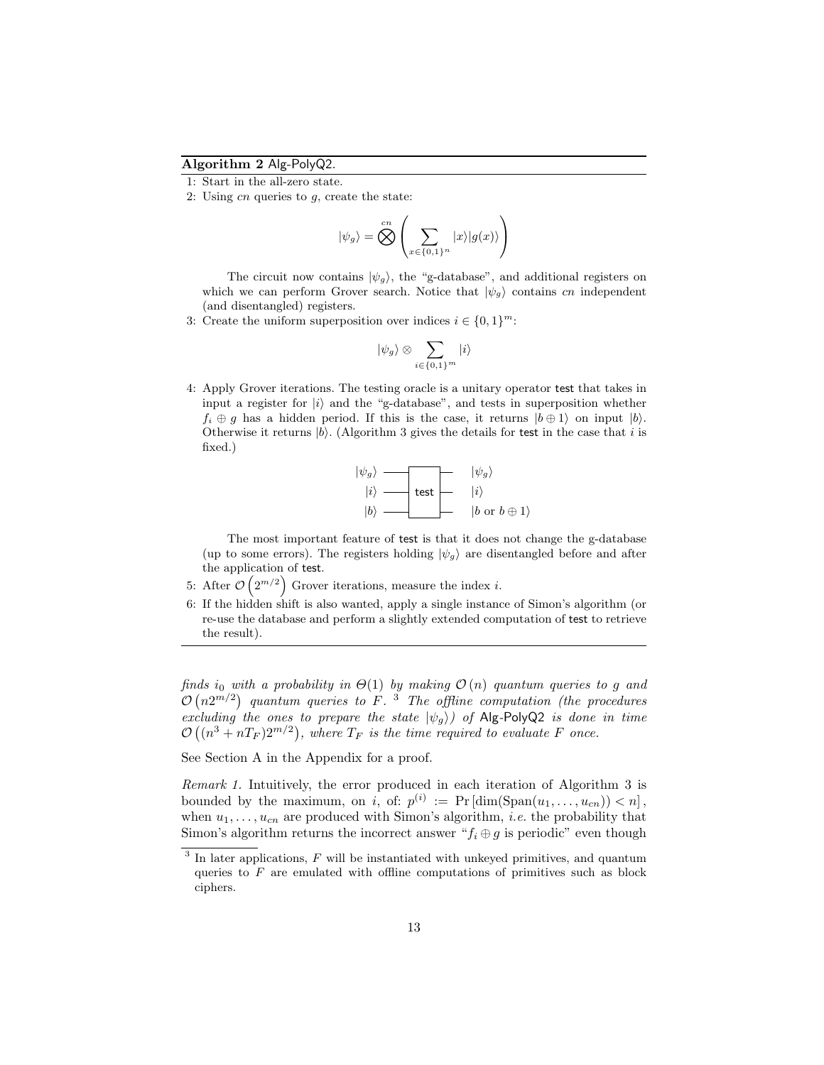**Algorithm 2** Alg-PolyQ2.

1: Start in the all-zero state.

2: Using $cn$ queries to $g$, create the state:

$$|\psi_g\rangle = \bigotimes^{cn} \left( \sum_{x \in \{0,1\}^n} |x\rangle |g(x)\rangle \right)$$

The circuit now contains $|\psi_g\rangle$, the "g-database", and additional registers on which we can perform Grover search. Notice that $|\psi_g\rangle$ contains $cn$ independent (and disentangled) registers.

3: Create the uniform superposition over indices $i \in \{0,1\}^m$:

$$|\psi_g\rangle \otimes \sum_{i \in \{0,1\}^m} |i\rangle$$

4: Apply Grover iterations. The testing oracle is a unitary operator test that takes in input a register for $|i\rangle$ and the "g-database", and tests in superposition whether $f_i \oplus g$ has a hidden period. If this is the case, it returns $|b \oplus 1\rangle$ on input $|b\rangle$. Otherwise it returns $|b\rangle$. (Algorithm 3 gives the details for test in the case that $i$ is fixed.)

$|\psi_g\rangle$ —[test]— $|\psi_g\rangle$
$|i\rangle$ —[test]— $|i\rangle$
$|b\rangle$ —[test]— $|b$ or $b \oplus 1\rangle$

The most important feature of test is that it does not change the g-database (up to some errors). The registers holding $|\psi_g\rangle$ are disentangled before and after the application of test.

5: After $\mathcal{O}\left(2^{m/2}\right)$ Grover iterations, measure the index $i$.

6: If the hidden shift is also wanted, apply a single instance of Simon's algorithm (or re-use the database and perform a slightly extended computation of test to retrieve the result).

---

*finds $i_0$ with a probability in $\Theta(1)$ by making $\mathcal{O}(n)$ quantum queries to $g$ and $\mathcal{O}\left(n2^{m/2}\right)$ quantum queries to $F$.* [3] *The offline computation (the procedures excluding the ones to prepare the state $|\psi_g\rangle$) of* Alg-PolyQ2 *is done in time $\mathcal{O}\left((n^3 + nT_F)2^{m/2}\right)$, where $T_F$ is the time required to evaluate $F$ once.*

See Section A in the Appendix for a proof.

*Remark 1.* Intuitively, the error produced in each iteration of Algorithm 3 is bounded by the maximum, on $i$, of: $p^{(i)} := \Pr\left[\dim(\mathrm{Span}(u_1, \ldots, u_{cn})) < n\right]$, when $u_1, \ldots, u_{cn}$ are produced with Simon's algorithm, *i.e.* the probability that Simon's algorithm returns the incorrect answer "$f_i \oplus g$ is periodic" even though

[3] In later applications, $F$ will be instantiated with unkeyed primitives, and quantum queries to $F$ are emulated with offline computations of primitives such as block ciphers.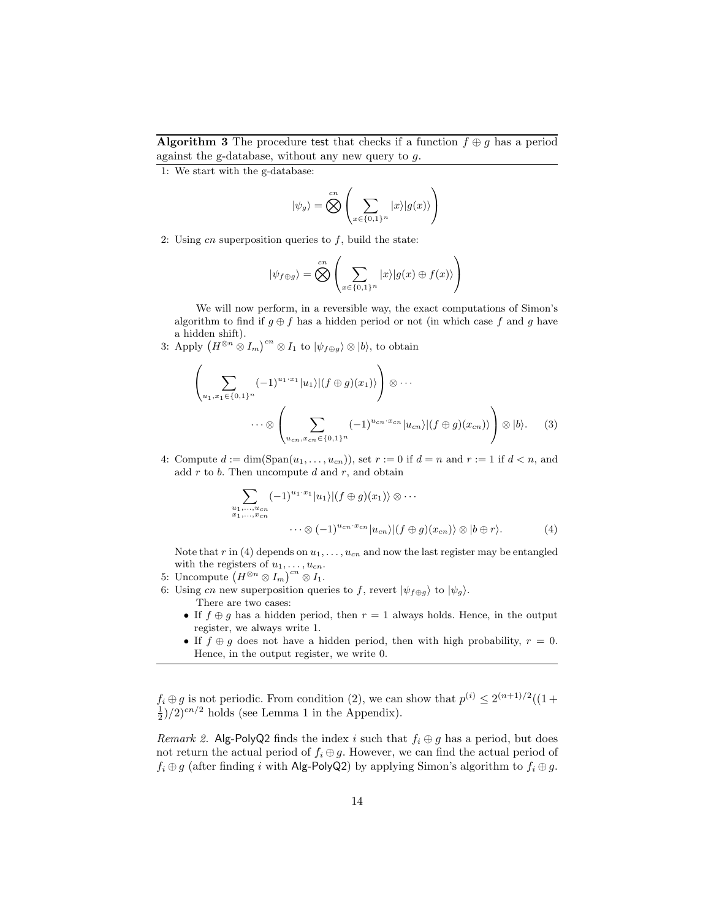**Algorithm 3** The procedure test that checks if a function $f \oplus g$ has a period against the g-database, without any new query to $g$.

1: We start with the g-database:

$$|\psi_g\rangle = \bigotimes^{cn} \left( \sum_{x \in \{0,1\}^n} |x\rangle |g(x)\rangle \right)$$

2: Using $cn$ superposition queries to $f$, build the state:

$$|\psi_{f\oplus g}\rangle = \bigotimes^{cn} \left( \sum_{x \in \{0,1\}^n} |x\rangle |g(x) \oplus f(x)\rangle \right)$$

We will now perform, in a reversible way, the exact computations of Simon's algorithm to find if $g \oplus f$ has a hidden period or not (in which case $f$ and $g$ have a hidden shift).

3: Apply $\left(H^{\otimes n} \otimes I_m\right)^{cn} \otimes I_1$ to $|\psi_{f\oplus g}\rangle \otimes |b\rangle$, to obtain

$$\left( \sum_{u_1, x_1 \in \{0,1\}^n} (-1)^{u_1 \cdot x_1} |u_1\rangle |(f \oplus g)(x_1)\rangle \right) \otimes \cdots$$
$$\cdots \otimes \left( \sum_{u_{cn}, x_{cn} \in \{0,1\}^n} (-1)^{u_{cn} \cdot x_{cn}} |u_{cn}\rangle |(f \oplus g)(x_{cn})\rangle \right) \otimes |b\rangle. \quad (3)$$

4: Compute $d := \dim(\mathrm{Span}(u_1, \ldots, u_{cn}))$, set $r := 0$ if $d = n$ and $r := 1$ if $d < n$, and add $r$ to $b$. Then uncompute $d$ and $r$, and obtain

$$\sum_{\substack{u_1,\ldots,u_{cn} \\ x_1,\ldots,x_{cn}}} (-1)^{u_1 \cdot x_1} |u_1\rangle |(f \oplus g)(x_1)\rangle \otimes \cdots$$
$$\cdots \otimes (-1)^{u_{cn} \cdot x_{cn}} |u_{cn}\rangle |(f \oplus g)(x_{cn})\rangle \otimes |b \oplus r\rangle. \quad (4)$$

Note that $r$ in (4) depends on $u_1, \ldots, u_{cn}$ and now the last register may be entangled with the registers of $u_1, \ldots, u_{cn}$.

5: Uncompute $\left(H^{\otimes n} \otimes I_m\right)^{cn} \otimes I_1$.

6: Using $cn$ new superposition queries to $f$, revert $|\psi_{f\oplus g}\rangle$ to $|\psi_g\rangle$.

There are two cases:

- If $f \oplus g$ has a hidden period, then $r = 1$ always holds. Hence, in the output register, we always write 1.
- If $f \oplus g$ does not have a hidden period, then with high probability, $r = 0$. Hence, in the output register, we write 0.

$f_i \oplus g$ is not periodic. From condition (2), we can show that $p^{(i)} \leq 2^{(n+1)/2}((1 + \frac{1}{2})/2)^{cn/2}$ holds (see Lemma 1 in the Appendix).

*Remark 2.* Alg-PolyQ2 finds the index $i$ such that $f_i \oplus g$ has a period, but does not return the actual period of $f_i \oplus g$. However, we can find the actual period of $f_i \oplus g$ (after finding $i$ with Alg-PolyQ2) by applying Simon's algorithm to $f_i \oplus g$.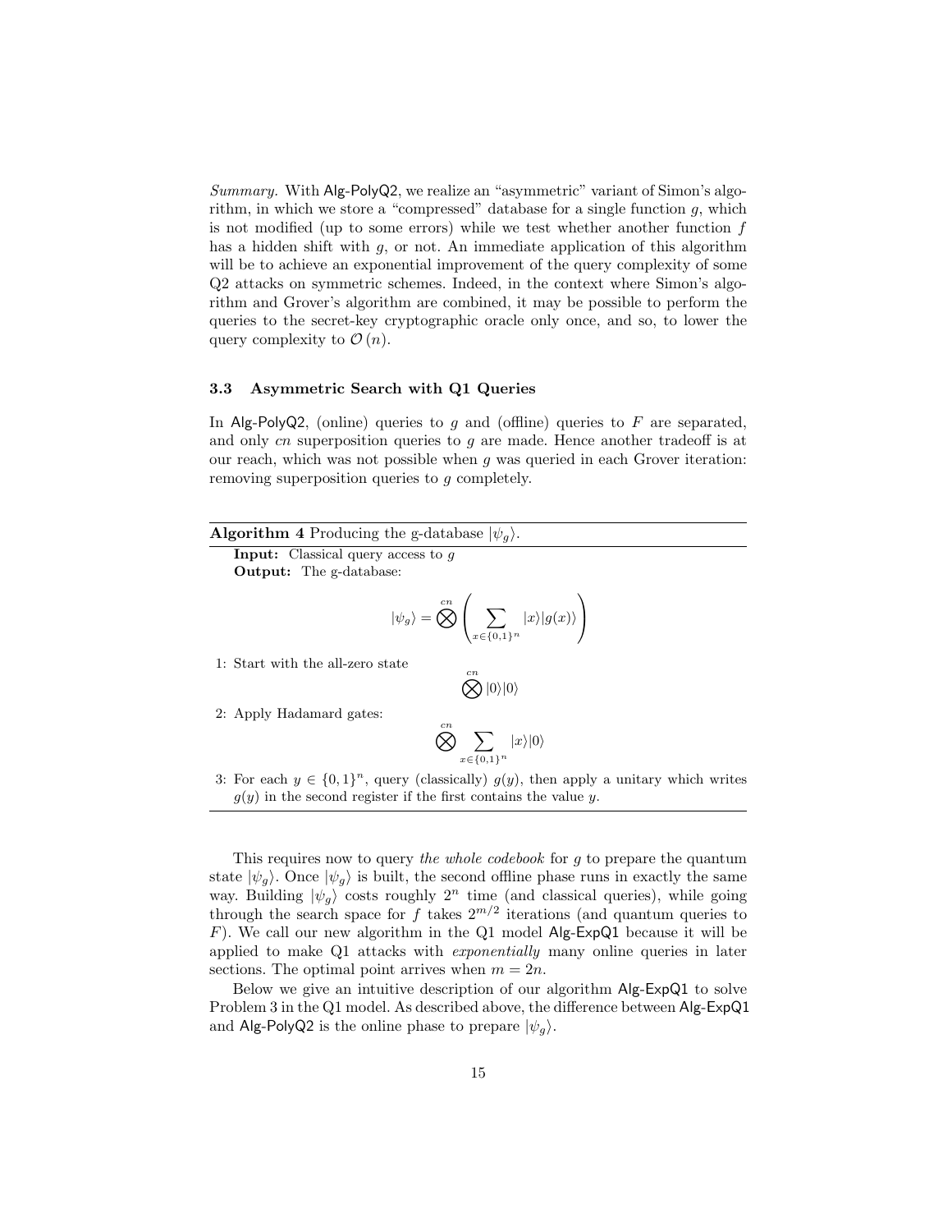*Summary.* With Alg-PolyQ2, we realize an "asymmetric" variant of Simon's algorithm, in which we store a "compressed" database for a single function $g$, which is not modified (up to some errors) while we test whether another function $f$ has a hidden shift with $g$, or not. An immediate application of this algorithm will be to achieve an exponential improvement of the query complexity of some Q2 attacks on symmetric schemes. Indeed, in the context where Simon's algorithm and Grover's algorithm are combined, it may be possible to perform the queries to the secret-key cryptographic oracle only once, and so, to lower the query complexity to $\mathcal{O}(n)$.

### 3.3 Asymmetric Search with Q1 Queries

In Alg-PolyQ2, (online) queries to $g$ and (offline) queries to $F$ are separated, and only $cn$ superposition queries to $g$ are made. Hence another tradeoff is at our reach, which was not possible when $g$ was queried in each Grover iteration: removing superposition queries to $g$ completely.

**Algorithm 4** Producing the g-database $|\psi_g\rangle$.

**Input:** Classical query access to $g$

**Output:** The g-database:

$$|\psi_g\rangle = \bigotimes^{cn} \left( \sum_{x \in \{0,1\}^n} |x\rangle |g(x)\rangle \right)$$

1: Start with the all-zero state

$$\bigotimes^{cn} |0\rangle|0\rangle$$

2: Apply Hadamard gates:

$$\bigotimes^{cn} \sum_{x \in \{0,1\}^n} |x\rangle|0\rangle$$

3: For each $y \in \{0,1\}^n$, query (classically) $g(y)$, then apply a unitary which writes $g(y)$ in the second register if the first contains the value $y$.

This requires now to query *the whole codebook* for $g$ to prepare the quantum state $|\psi_g\rangle$. Once $|\psi_g\rangle$ is built, the second offline phase runs in exactly the same way. Building $|\psi_g\rangle$ costs roughly $2^n$ time (and classical queries), while going through the search space for $f$ takes $2^{m/2}$ iterations (and quantum queries to $F$). We call our new algorithm in the Q1 model Alg-ExpQ1 because it will be applied to make Q1 attacks with *exponentially* many online queries in later sections. The optimal point arrives when $m = 2n$.

Below we give an intuitive description of our algorithm Alg-ExpQ1 to solve Problem 3 in the Q1 model. As described above, the difference between Alg-ExpQ1 and Alg-PolyQ2 is the online phase to prepare $|\psi_g\rangle$.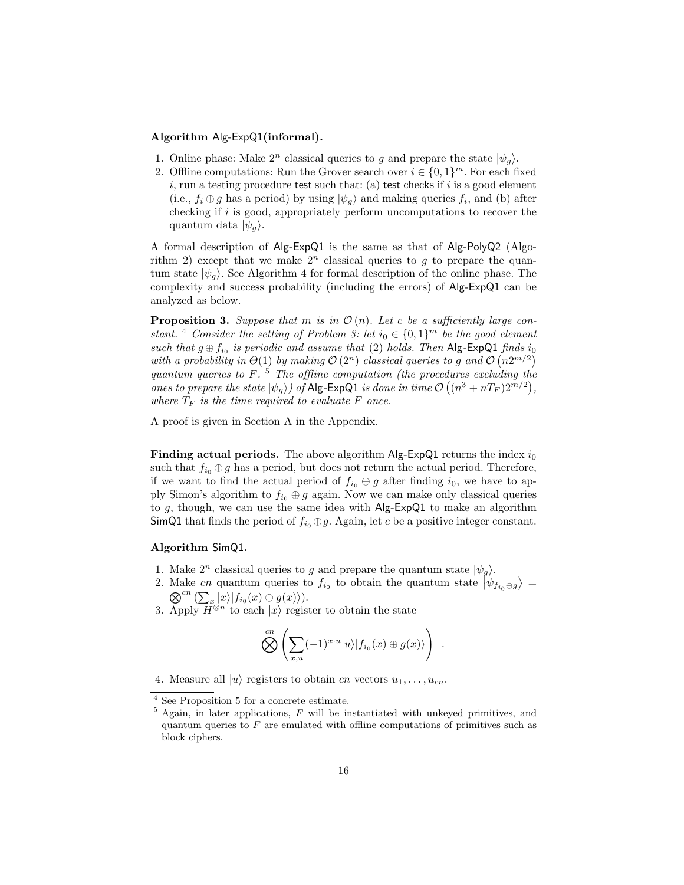**Algorithm Alg-ExpQ1(informal).**

1. Online phase: Make $2^n$ classical queries to $g$ and prepare the state $|\psi_g\rangle$.
2. Offline computations: Run the Grover search over $i \in \{0,1\}^m$. For each fixed $i$, run a testing procedure test such that: (a) test checks if $i$ is a good element (i.e., $f_i \oplus g$ has a period) by using $|\psi_g\rangle$ and making queries $f_i$, and (b) after checking if $i$ is good, appropriately perform uncomputations to recover the quantum data $|\psi_g\rangle$.

A formal description of Alg-ExpQ1 is the same as that of Alg-PolyQ2 (Algorithm 2) except that we make $2^n$ classical queries to $g$ to prepare the quantum state $|\psi_g\rangle$. See Algorithm 4 for formal description of the online phase. The complexity and success probability (including the errors) of Alg-ExpQ1 can be analyzed as below.

**Proposition 3.** *Suppose that $m$ is in $\mathcal{O}(n)$. Let $c$ be a sufficiently large constant.* [4] *Consider the setting of Problem 3: let $i_0 \in \{0,1\}^m$ be the good element such that $g \oplus f_{i_0}$ is periodic and assume that (2) holds. Then Alg-ExpQ1 finds $i_0$ with a probability in $\Theta(1)$ by making $\mathcal{O}(2^n)$ classical queries to $g$ and $\mathcal{O}(n2^{m/2})$ quantum queries to $F$.* [5] *The offline computation (the procedures excluding the ones to prepare the state $|\psi_g\rangle$) of Alg-ExpQ1 is done in time $\mathcal{O}((n^3 + nT_F)2^{m/2})$, where $T_F$ is the time required to evaluate $F$ once.*

A proof is given in Section A in the Appendix.

**Finding actual periods.** The above algorithm Alg-ExpQ1 returns the index $i_0$ such that $f_{i_0} \oplus g$ has a period, but does not return the actual period. Therefore, if we want to find the actual period of $f_{i_0} \oplus g$ after finding $i_0$, we have to apply Simon's algorithm to $f_{i_0} \oplus g$ again. Now we can make only classical queries to $g$, though, we can use the same idea with Alg-ExpQ1 to make an algorithm SimQ1 that finds the period of $f_{i_0} \oplus g$. Again, let $c$ be a positive integer constant.

**Algorithm SimQ1.**

1. Make $2^n$ classical queries to $g$ and prepare the quantum state $|\psi_g\rangle$.
2. Make $cn$ quantum queries to $f_{i_0}$ to obtain the quantum state $\left|\psi_{f_{i_0}\oplus g}\right\rangle = \bigotimes^{cn}\left(\sum_x |x\rangle|f_{i_0}(x) \oplus g(x)\rangle\right)$.
3. Apply $H^{\otimes n}$ to each $|x\rangle$ register to obtain the state
$$\bigotimes^{cn}\left(\sum_{x,u}(-1)^{x\cdot u}|u\rangle|f_{i_0}(x) \oplus g(x)\rangle\right) .$$
4. Measure all $|u\rangle$ registers to obtain $cn$ vectors $u_1, \ldots, u_{cn}$.

---

[4] See Proposition 5 for a concrete estimate.

[5] Again, in later applications, $F$ will be instantiated with unkeyed primitives, and quantum queries to $F$ are emulated with offline computations of primitives such as block ciphers.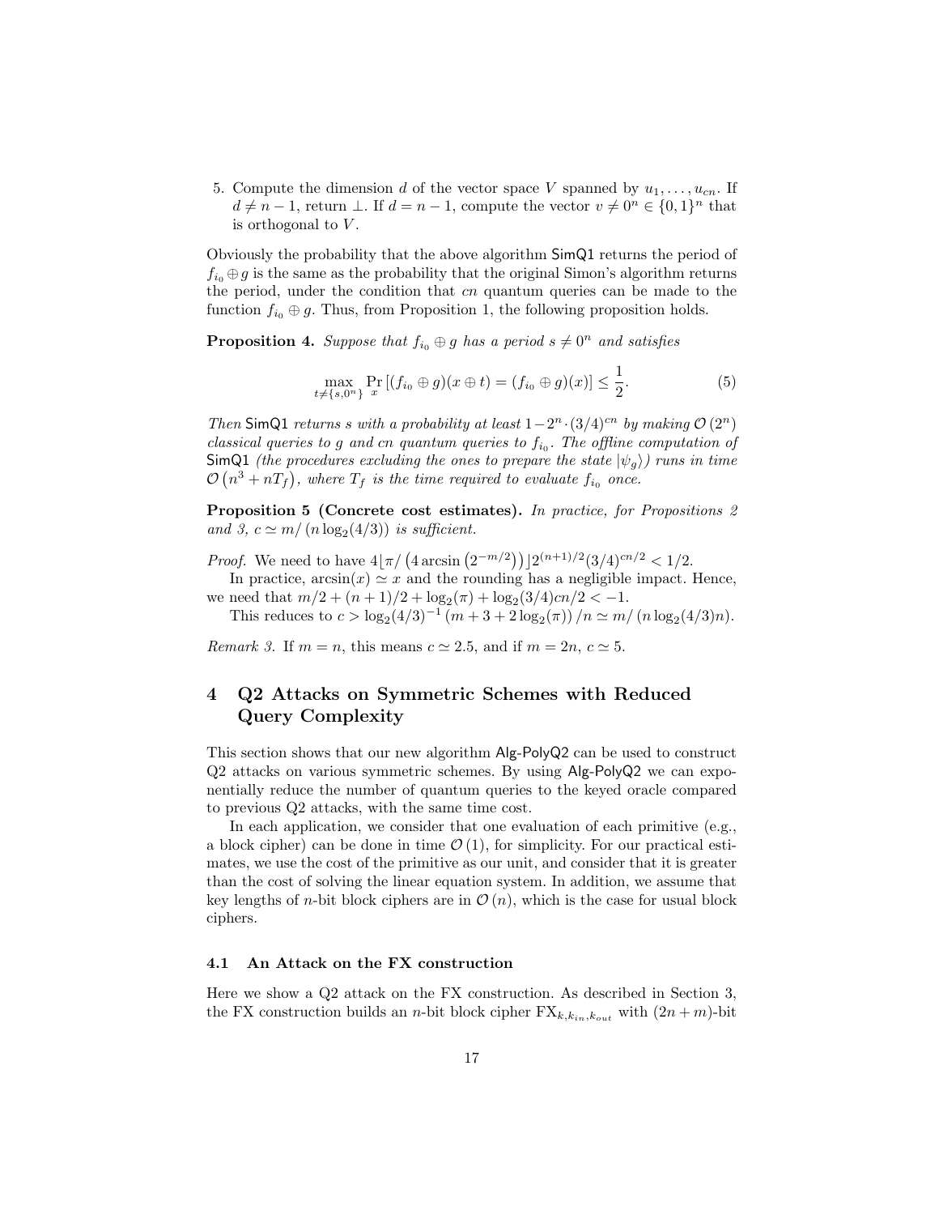5. Compute the dimension $d$ of the vector space $V$ spanned by $u_1, \ldots, u_{cn}$. If $d \neq n-1$, return $\perp$. If $d = n-1$, compute the vector $v \neq 0^n \in \{0,1\}^n$ that is orthogonal to $V$.

Obviously the probability that the above algorithm SimQ1 returns the period of $f_{i_0} \oplus g$ is the same as the probability that the original Simon's algorithm returns the period, under the condition that $cn$ quantum queries can be made to the function $f_{i_0} \oplus g$. Thus, from Proposition 1, the following proposition holds.

**Proposition 4.** *Suppose that $f_{i_0} \oplus g$ has a period $s \neq 0^n$ and satisfies*

$$\max_{t \neq \{s, 0^n\}} \Pr_x \left[ (f_{i_0} \oplus g)(x \oplus t) = (f_{i_0} \oplus g)(x) \right] \leq \frac{1}{2}. \tag{5}$$

*Then SimQ1 returns $s$ with a probability at least $1 - 2^n \cdot (3/4)^{cn}$ by making $\mathcal{O}(2^n)$ classical queries to $g$ and $cn$ quantum queries to $f_{i_0}$. The offline computation of SimQ1 (the procedures excluding the ones to prepare the state $|\psi_g\rangle$) runs in time $\mathcal{O}(n^3 + nT_f)$, where $T_f$ is the time required to evaluate $f_{i_0}$ once.*

**Proposition 5 (Concrete cost estimates).** *In practice, for Propositions 2 and 3, $c \simeq m/(n \log_2(4/3))$ is sufficient.*

*Proof.* We need to have $4 \lfloor \pi / \left(4 \arcsin\left(2^{-m/2}\right)\right) \rfloor 2^{(n+1)/2} (3/4)^{cn/2} < 1/2$.

In practice, $\arcsin(x) \simeq x$ and the rounding has a negligible impact. Hence, we need that $m/2 + (n+1)/2 + \log_2(\pi) + \log_2(3/4)cn/2 < -1$.

This reduces to $c > \log_2(4/3)^{-1} \left(m + 3 + 2\log_2(\pi)\right)/n \simeq m/(n \log_2(4/3)n)$.

*Remark 3.* If $m = n$, this means $c \simeq 2.5$, and if $m = 2n$, $c \simeq 5$.

## 4 Q2 Attacks on Symmetric Schemes with Reduced Query Complexity

This section shows that our new algorithm Alg-PolyQ2 can be used to construct Q2 attacks on various symmetric schemes. By using Alg-PolyQ2 we can exponentially reduce the number of quantum queries to the keyed oracle compared to previous Q2 attacks, with the same time cost.

In each application, we consider that one evaluation of each primitive (e.g., a block cipher) can be done in time $\mathcal{O}(1)$, for simplicity. For our practical estimates, we use the cost of the primitive as our unit, and consider that it is greater than the cost of solving the linear equation system. In addition, we assume that key lengths of $n$-bit block ciphers are in $\mathcal{O}(n)$, which is the case for usual block ciphers.

### 4.1 An Attack on the FX construction

Here we show a Q2 attack on the FX construction. As described in Section 3, the FX construction builds an $n$-bit block cipher $\mathrm{FX}_{k,k_{in},k_{out}}$ with $(2n+m)$-bit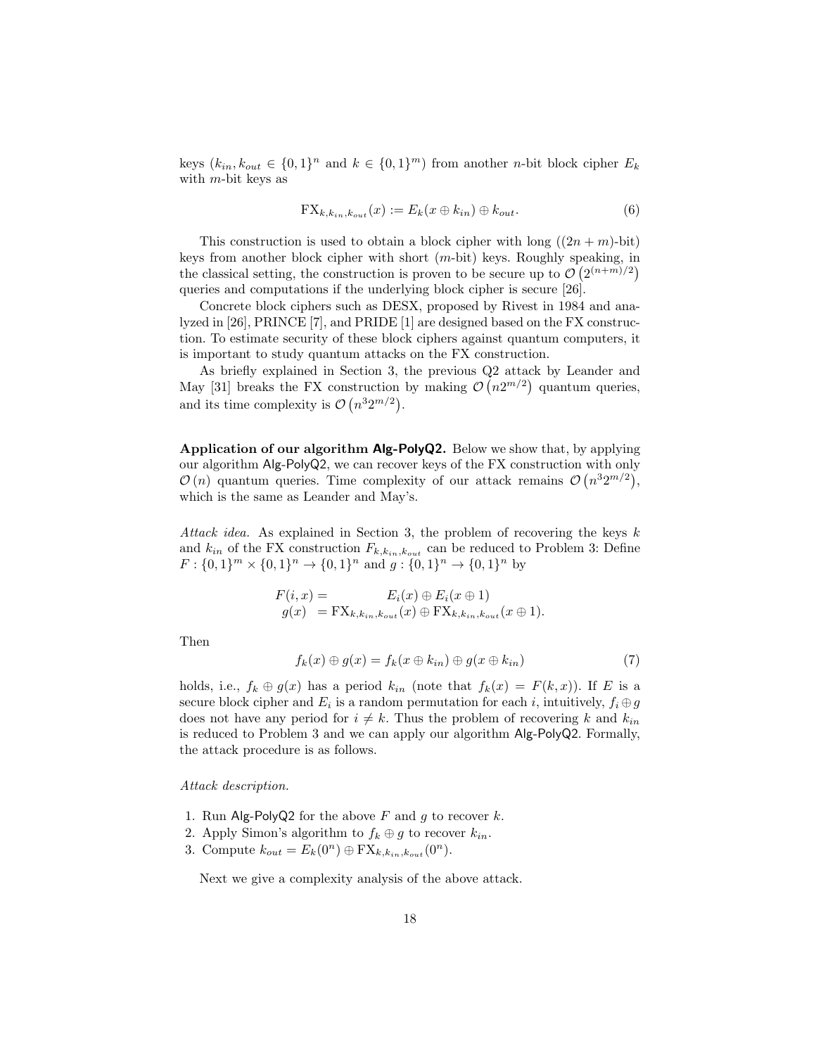keys ($k_{in}, k_{out} \in \{0,1\}^n$ and $k \in \{0,1\}^m$) from another $n$-bit block cipher $E_k$ with $m$-bit keys as

$$\mathrm{FX}_{k,k_{in},k_{out}}(x) := E_k(x \oplus k_{in}) \oplus k_{out}. \tag{6}$$

This construction is used to obtain a block cipher with long ($(2n+m)$-bit) keys from another block cipher with short ($m$-bit) keys. Roughly speaking, in the classical setting, the construction is proven to be secure up to $\mathcal{O}\left(2^{(n+m)/2}\right)$ queries and computations if the underlying block cipher is secure [26].

Concrete block ciphers such as DESX, proposed by Rivest in 1984 and analyzed in [26], PRINCE [7], and PRIDE [1] are designed based on the FX construction. To estimate security of these block ciphers against quantum computers, it is important to study quantum attacks on the FX construction.

As briefly explained in Section 3, the previous Q2 attack by Leander and May [31] breaks the FX construction by making $\mathcal{O}\left(n2^{m/2}\right)$ quantum queries, and its time complexity is $\mathcal{O}\left(n^3 2^{m/2}\right)$.

**Application of our algorithm Alg-PolyQ2.** Below we show that, by applying our algorithm Alg-PolyQ2, we can recover keys of the FX construction with only $\mathcal{O}(n)$ quantum queries. Time complexity of our attack remains $\mathcal{O}\left(n^3 2^{m/2}\right)$, which is the same as Leander and May's.

*Attack idea.* As explained in Section 3, the problem of recovering the keys $k$ and $k_{in}$ of the FX construction $F_{k,k_{in},k_{out}}$ can be reduced to Problem 3: Define $F : \{0,1\}^m \times \{0,1\}^n \to \{0,1\}^n$ and $g : \{0,1\}^n \to \{0,1\}^n$ by

$$\begin{aligned} F(i,x) &= E_i(x) \oplus E_i(x \oplus 1) \\ g(x) &= \mathrm{FX}_{k,k_{in},k_{out}}(x) \oplus \mathrm{FX}_{k,k_{in},k_{out}}(x \oplus 1). \end{aligned}$$

Then

$$f_k(x) \oplus g(x) = f_k(x \oplus k_{in}) \oplus g(x \oplus k_{in}) \tag{7}$$

holds, i.e., $f_k \oplus g(x)$ has a period $k_{in}$ (note that $f_k(x) = F(k,x)$). If $E$ is a secure block cipher and $E_i$ is a random permutation for each $i$, intuitively, $f_i \oplus g$ does not have any period for $i \neq k$. Thus the problem of recovering $k$ and $k_{in}$ is reduced to Problem 3 and we can apply our algorithm Alg-PolyQ2. Formally, the attack procedure is as follows.

*Attack description.*

1. Run Alg-PolyQ2 for the above $F$ and $g$ to recover $k$.
2. Apply Simon's algorithm to $f_k \oplus g$ to recover $k_{in}$.
3. Compute $k_{out} = E_k(0^n) \oplus \mathrm{FX}_{k,k_{in},k_{out}}(0^n)$.

Next we give a complexity analysis of the above attack.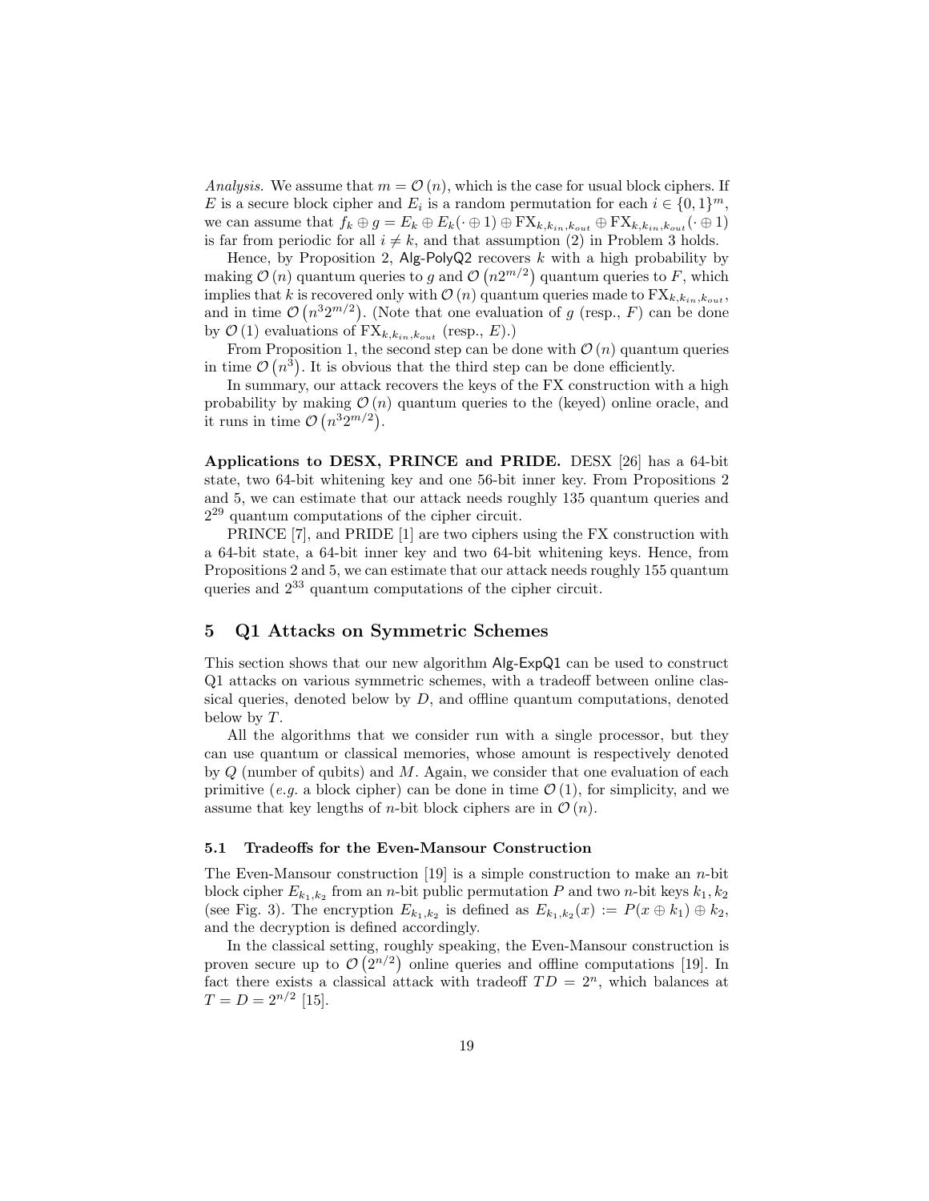*Analysis.* We assume that $m = \mathcal{O}(n)$, which is the case for usual block ciphers. If $E$ is a secure block cipher and $E_i$ is a random permutation for each $i \in \{0,1\}^m$, we can assume that $f_k \oplus g = E_k \oplus E_k(\cdot \oplus 1) \oplus \mathrm{FX}_{k,k_{in},k_{out}} \oplus \mathrm{FX}_{k,k_{in},k_{out}}(\cdot \oplus 1)$ is far from periodic for all $i \neq k$, and that assumption (2) in Problem 3 holds.

Hence, by Proposition 2, Alg-PolyQ2 recovers $k$ with a high probability by making $\mathcal{O}(n)$ quantum queries to $g$ and $\mathcal{O}(n2^{m/2})$ quantum queries to $F$, which implies that $k$ is recovered only with $\mathcal{O}(n)$ quantum queries made to $\mathrm{FX}_{k,k_{in},k_{out}}$, and in time $\mathcal{O}(n^3 2^{m/2})$. (Note that one evaluation of $g$ (resp., $F$) can be done by $\mathcal{O}(1)$ evaluations of $\mathrm{FX}_{k,k_{in},k_{out}}$ (resp., $E$).)

From Proposition 1, the second step can be done with $\mathcal{O}(n)$ quantum queries in time $\mathcal{O}(n^3)$. It is obvious that the third step can be done efficiently.

In summary, our attack recovers the keys of the FX construction with a high probability by making $\mathcal{O}(n)$ quantum queries to the (keyed) online oracle, and it runs in time $\mathcal{O}(n^3 2^{m/2})$.

**Applications to DESX, PRINCE and PRIDE.** DESX [26] has a 64-bit state, two 64-bit whitening key and one 56-bit inner key. From Propositions 2 and 5, we can estimate that our attack needs roughly 135 quantum queries and $2^{29}$ quantum computations of the cipher circuit.

PRINCE [7], and PRIDE [1] are two ciphers using the FX construction with a 64-bit state, a 64-bit inner key and two 64-bit whitening keys. Hence, from Propositions 2 and 5, we can estimate that our attack needs roughly 155 quantum queries and $2^{33}$ quantum computations of the cipher circuit.

## 5 Q1 Attacks on Symmetric Schemes

This section shows that our new algorithm Alg-ExpQ1 can be used to construct Q1 attacks on various symmetric schemes, with a tradeoff between online classical queries, denoted below by $D$, and offline quantum computations, denoted below by $T$.

All the algorithms that we consider run with a single processor, but they can use quantum or classical memories, whose amount is respectively denoted by $Q$ (number of qubits) and $M$. Again, we consider that one evaluation of each primitive (*e.g.* a block cipher) can be done in time $\mathcal{O}(1)$, for simplicity, and we assume that key lengths of $n$-bit block ciphers are in $\mathcal{O}(n)$.

### 5.1 Tradeoffs for the Even-Mansour Construction

The Even-Mansour construction [19] is a simple construction to make an $n$-bit block cipher $E_{k_1,k_2}$ from an $n$-bit public permutation $P$ and two $n$-bit keys $k_1, k_2$ (see Fig. 3). The encryption $E_{k_1,k_2}$ is defined as $E_{k_1,k_2}(x) := P(x \oplus k_1) \oplus k_2$, and the decryption is defined accordingly.

In the classical setting, roughly speaking, the Even-Mansour construction is proven secure up to $\mathcal{O}(2^{n/2})$ online queries and offline computations [19]. In fact there exists a classical attack with tradeoff $TD = 2^n$, which balances at $T = D = 2^{n/2}$ [15].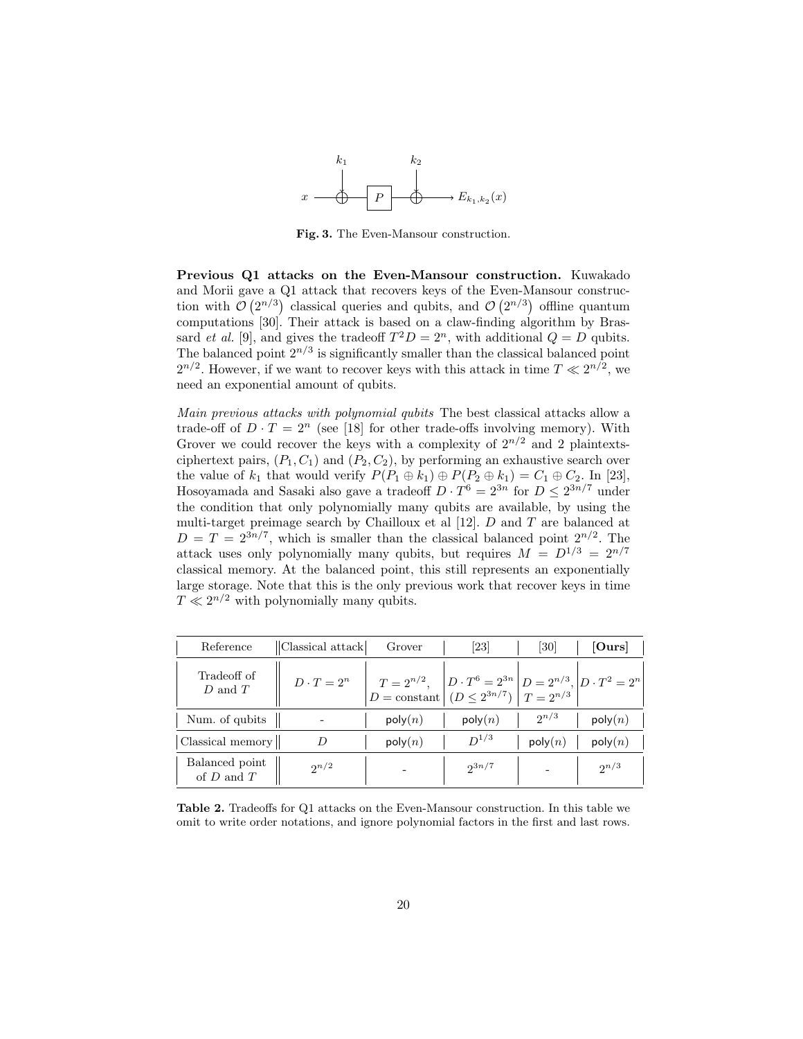**Fig. 3.** The Even-Mansour construction.

**Previous Q1 attacks on the Even-Mansour construction.** Kuwakado and Morii gave a Q1 attack that recovers keys of the Even-Mansour construction with $\mathcal{O}(2^{n/3})$ classical queries and qubits, and $\mathcal{O}(2^{n/3})$ offline quantum computations [30]. Their attack is based on a claw-finding algorithm by Brassard *et al.* [9], and gives the tradeoff $T^2D = 2^n$, with additional $Q = D$ qubits. The balanced point $2^{n/3}$ is significantly smaller than the classical balanced point $2^{n/2}$. However, if we want to recover keys with this attack in time $T \ll 2^{n/2}$, we need an exponential amount of qubits.

*Main previous attacks with polynomial qubits* The best classical attacks allow a trade-off of $D \cdot T = 2^n$ (see [18] for other trade-offs involving memory). With Grover we could recover the keys with a complexity of $2^{n/2}$ and 2 plaintexts-ciphertext pairs, $(P_1, C_1)$ and $(P_2, C_2)$, by performing an exhaustive search over the value of $k_1$ that would verify $P(P_1 \oplus k_1) \oplus P(P_2 \oplus k_1) = C_1 \oplus C_2$. In [23], Hosoyamada and Sasaki also gave a tradeoff $D \cdot T^6 = 2^{3n}$ for $D \leq 2^{3n/7}$ under the condition that only polynomially many qubits are available, by using the multi-target preimage search by Chailloux et al [12]. $D$ and $T$ are balanced at $D = T = 2^{3n/7}$, which is smaller than the classical balanced point $2^{n/2}$. The attack uses only polynomially many qubits, but requires $M = D^{1/3} = 2^{n/7}$ classical memory. At the balanced point, this still represents an exponentially large storage. Note that this is the only previous work that recover keys in time $T \ll 2^{n/2}$ with polynomially many qubits.

| Reference | Classical attack | Grover | [23] | [30] | **[Ours]** |
|---|---|---|---|---|---|
| Tradeoff of $D$ and $T$ | $D \cdot T = 2^n$ | $T = 2^{n/2}$, $D =$ constant | $D \cdot T^6 = 2^{3n}$ $(D \leq 2^{3n/7})$ | $D = 2^{n/3}$, $T = 2^{n/3}$ | $D \cdot T^2 = 2^n$ |
| Num. of qubits | - | $\mathsf{poly}(n)$ | $\mathsf{poly}(n)$ | $2^{n/3}$ | $\mathsf{poly}(n)$ |
| Classical memory | $D$ | $\mathsf{poly}(n)$ | $D^{1/3}$ | $\mathsf{poly}(n)$ | $\mathsf{poly}(n)$ |
| Balanced point of $D$ and $T$ | $2^{n/2}$ | - | $2^{3n/7}$ | - | $2^{n/3}$ |

**Table 2.** Tradeoffs for Q1 attacks on the Even-Mansour construction. In this table we omit to write order notations, and ignore polynomial factors in the first and last rows.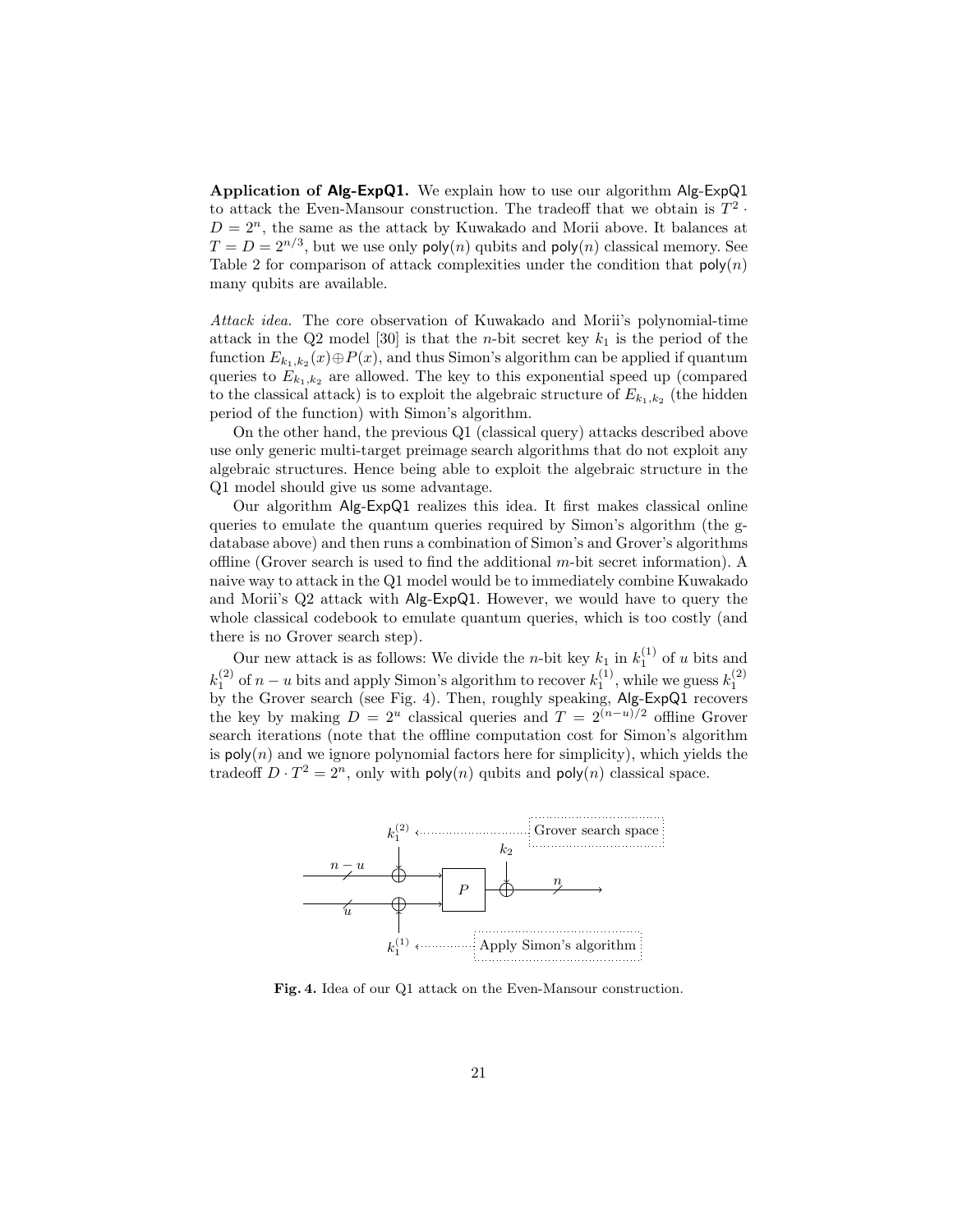**Application of Alg-ExpQ1.** We explain how to use our algorithm Alg-ExpQ1 to attack the Even-Mansour construction. The tradeoff that we obtain is $T^2 \cdot D = 2^n$, the same as the attack by Kuwakado and Morii above. It balances at $T = D = 2^{n/3}$, but we use only $\mathsf{poly}(n)$ qubits and $\mathsf{poly}(n)$ classical memory. See Table 2 for comparison of attack complexities under the condition that $\mathsf{poly}(n)$ many qubits are available.

*Attack idea.* The core observation of Kuwakado and Morii's polynomial-time attack in the Q2 model [30] is that the $n$-bit secret key $k_1$ is the period of the function $E_{k_1,k_2}(x) \oplus P(x)$, and thus Simon's algorithm can be applied if quantum queries to $E_{k_1,k_2}$ are allowed. The key to this exponential speed up (compared to the classical attack) is to exploit the algebraic structure of $E_{k_1,k_2}$ (the hidden period of the function) with Simon's algorithm.

On the other hand, the previous Q1 (classical query) attacks described above use only generic multi-target preimage search algorithms that do not exploit any algebraic structures. Hence being able to exploit the algebraic structure in the Q1 model should give us some advantage.

Our algorithm Alg-ExpQ1 realizes this idea. It first makes classical online queries to emulate the quantum queries required by Simon's algorithm (the g-database above) and then runs a combination of Simon's and Grover's algorithms offline (Grover search is used to find the additional $m$-bit secret information). A naive way to attack in the Q1 model would be to immediately combine Kuwakado and Morii's Q2 attack with Alg-ExpQ1. However, we would have to query the whole classical codebook to emulate quantum queries, which is too costly (and there is no Grover search step).

Our new attack is as follows: We divide the $n$-bit key $k_1$ in $k_1^{(1)}$ of $u$ bits and $k_1^{(2)}$ of $n-u$ bits and apply Simon's algorithm to recover $k_1^{(1)}$, while we guess $k_1^{(2)}$ by the Grover search (see Fig. 4). Then, roughly speaking, Alg-ExpQ1 recovers the key by making $D = 2^u$ classical queries and $T = 2^{(n-u)/2}$ offline Grover search iterations (note that the offline computation cost for Simon's algorithm is $\mathsf{poly}(n)$ and we ignore polynomial factors here for simplicity), which yields the tradeoff $D \cdot T^2 = 2^n$, only with $\mathsf{poly}(n)$ qubits and $\mathsf{poly}(n)$ classical space.

**Fig. 4.** Idea of our Q1 attack on the Even-Mansour construction.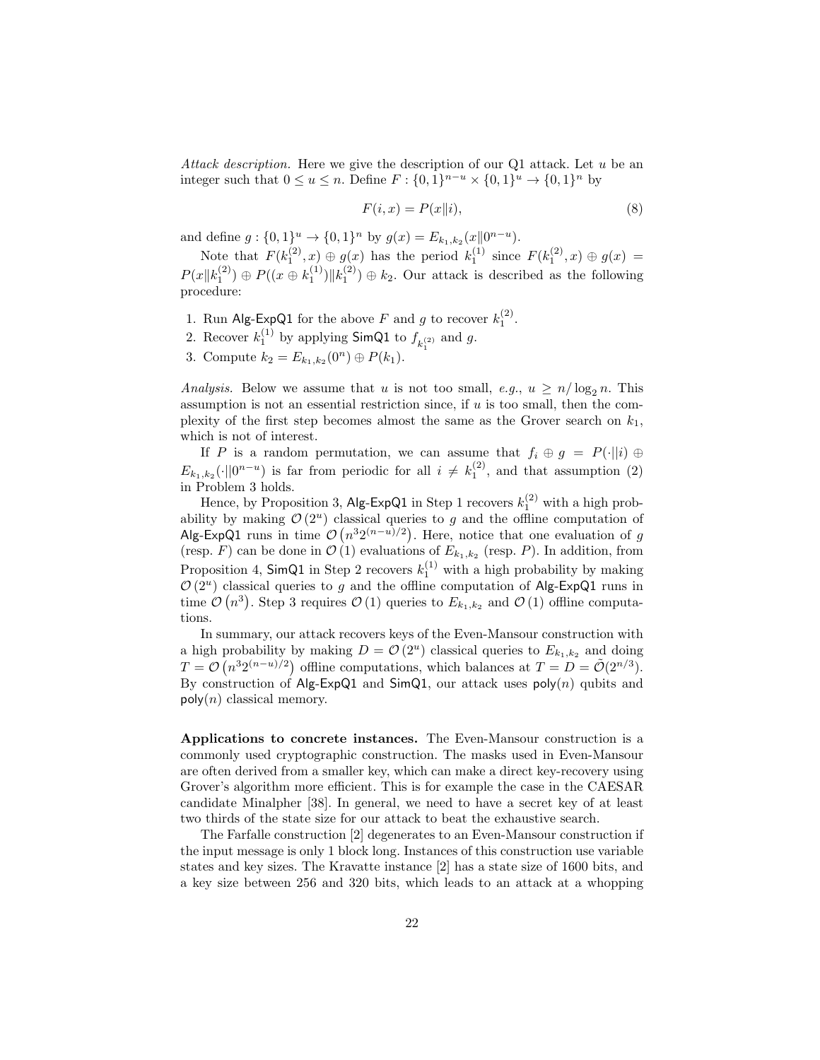*Attack description.* Here we give the description of our Q1 attack. Let $u$ be an integer such that $0 \leq u \leq n$. Define $F : \{0,1\}^{n-u} \times \{0,1\}^u \to \{0,1\}^n$ by

$$F(i, x) = P(x \| i), \tag{8}$$

and define $g : \{0,1\}^u \to \{0,1\}^n$ by $g(x) = E_{k_1,k_2}(x \| 0^{n-u})$.

Note that $F(k_1^{(2)}, x) \oplus g(x)$ has the period $k_1^{(1)}$ since $F(k_1^{(2)}, x) \oplus g(x) = P(x \| k_1^{(2)}) \oplus P((x \oplus k_1^{(1)}) \| k_1^{(2)}) \oplus k_2$. Our attack is described as the following procedure:

1. Run $\mathsf{Alg\text{-}ExpQ1}$ for the above $F$ and $g$ to recover $k_1^{(2)}$.
2. Recover $k_1^{(1)}$ by applying $\mathsf{SimQ1}$ to $f_{k_1^{(2)}}$ and $g$.
3. Compute $k_2 = E_{k_1,k_2}(0^n) \oplus P(k_1)$.

*Analysis.* Below we assume that $u$ is not too small, *e.g.*, $u \geq n/\log_2 n$. This assumption is not an essential restriction since, if $u$ is too small, then the complexity of the first step becomes almost the same as the Grover search on $k_1$, which is not of interest.

If $P$ is a random permutation, we can assume that $f_i \oplus g = P(\cdot || i) \oplus E_{k_1,k_2}(\cdot || 0^{n-u})$ is far from periodic for all $i \neq k_1^{(2)}$, and that assumption (2) in Problem 3 holds.

Hence, by Proposition 3, $\mathsf{Alg\text{-}ExpQ1}$ in Step 1 recovers $k_1^{(2)}$ with a high probability by making $\mathcal{O}(2^u)$ classical queries to $g$ and the offline computation of $\mathsf{Alg\text{-}ExpQ1}$ runs in time $\mathcal{O}\left(n^3 2^{(n-u)/2}\right)$. Here, notice that one evaluation of $g$ (resp. $F$) can be done in $\mathcal{O}(1)$ evaluations of $E_{k_1,k_2}$ (resp. $P$). In addition, from Proposition 4, $\mathsf{SimQ1}$ in Step 2 recovers $k_1^{(1)}$ with a high probability by making $\mathcal{O}(2^u)$ classical queries to $g$ and the offline computation of $\mathsf{Alg\text{-}ExpQ1}$ runs in time $\mathcal{O}\left(n^3\right)$. Step 3 requires $\mathcal{O}(1)$ queries to $E_{k_1,k_2}$ and $\mathcal{O}(1)$ offline computations.

In summary, our attack recovers keys of the Even-Mansour construction with a high probability by making $D = \mathcal{O}(2^u)$ classical queries to $E_{k_1,k_2}$ and doing $T = \mathcal{O}\left(n^3 2^{(n-u)/2}\right)$ offline computations, which balances at $T = D = \tilde{\mathcal{O}}(2^{n/3})$. By construction of $\mathsf{Alg\text{-}ExpQ1}$ and $\mathsf{SimQ1}$, our attack uses $\mathsf{poly}(n)$ qubits and $\mathsf{poly}(n)$ classical memory.

**Applications to concrete instances.** The Even-Mansour construction is a commonly used cryptographic construction. The masks used in Even-Mansour are often derived from a smaller key, which can make a direct key-recovery using Grover's algorithm more efficient. This is for example the case in the CAESAR candidate Minalpher [38]. In general, we need to have a secret key of at least two thirds of the state size for our attack to beat the exhaustive search.

The Farfalle construction [2] degenerates to an Even-Mansour construction if the input message is only 1 block long. Instances of this construction use variable states and key sizes. The Kravatte instance [2] has a state size of 1600 bits, and a key size between 256 and 320 bits, which leads to an attack at a whopping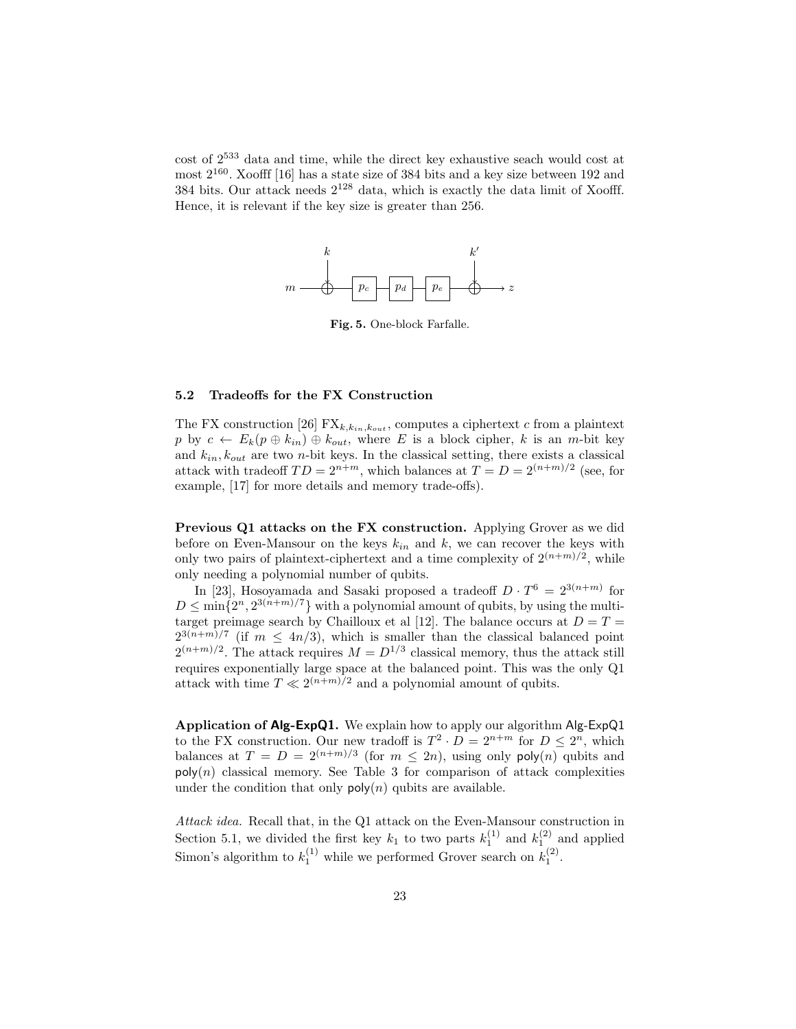cost of $2^{533}$ data and time, while the direct key exhaustive seach would cost at most $2^{160}$. Xoofff [16] has a state size of 384 bits and a key size between 192 and 384 bits. Our attack needs $2^{128}$ data, which is exactly the data limit of Xoofff. Hence, it is relevant if the key size is greater than 256.

**Fig. 5.** One-block Farfalle.

### 5.2 Tradeoffs for the FX Construction

The FX construction [26] $\mathrm{FX}_{k,k_{in},k_{out}}$, computes a ciphertext $c$ from a plaintext $p$ by $c \leftarrow E_k(p \oplus k_{in}) \oplus k_{out}$, where $E$ is a block cipher, $k$ is an $m$-bit key and $k_{in}, k_{out}$ are two $n$-bit keys. In the classical setting, there exists a classical attack with tradeoff $TD = 2^{n+m}$, which balances at $T = D = 2^{(n+m)/2}$ (see, for example, [17] for more details and memory trade-offs).

**Previous Q1 attacks on the FX construction.** Applying Grover as we did before on Even-Mansour on the keys $k_{in}$ and $k$, we can recover the keys with only two pairs of plaintext-ciphertext and a time complexity of $2^{(n+m)/2}$, while only needing a polynomial number of qubits.

In [23], Hosoyamada and Sasaki proposed a tradeoff $D \cdot T^6 = 2^{3(n+m)}$ for $D \leq \min\{2^n, 2^{3(n+m)/7}\}$ with a polynomial amount of qubits, by using the multi-target preimage search by Chailloux et al [12]. The balance occurs at $D = T = 2^{3(n+m)/7}$ (if $m \leq 4n/3$), which is smaller than the classical balanced point $2^{(n+m)/2}$. The attack requires $M = D^{1/3}$ classical memory, thus the attack still requires exponentially large space at the balanced point. This was the only Q1 attack with time $T \ll 2^{(n+m)/2}$ and a polynomial amount of qubits.

**Application of Alg-ExpQ1.** We explain how to apply our algorithm Alg-ExpQ1 to the FX construction. Our new tradoff is $T^2 \cdot D = 2^{n+m}$ for $D \leq 2^n$, which balances at $T = D = 2^{(n+m)/3}$ (for $m \leq 2n$), using only $\mathsf{poly}(n)$ qubits and $\mathsf{poly}(n)$ classical memory. See Table 3 for comparison of attack complexities under the condition that only $\mathsf{poly}(n)$ qubits are available.

*Attack idea.* Recall that, in the Q1 attack on the Even-Mansour construction in Section 5.1, we divided the first key $k_1$ to two parts $k_1^{(1)}$ and $k_1^{(2)}$ and applied Simon's algorithm to $k_1^{(1)}$ while we performed Grover search on $k_1^{(2)}$.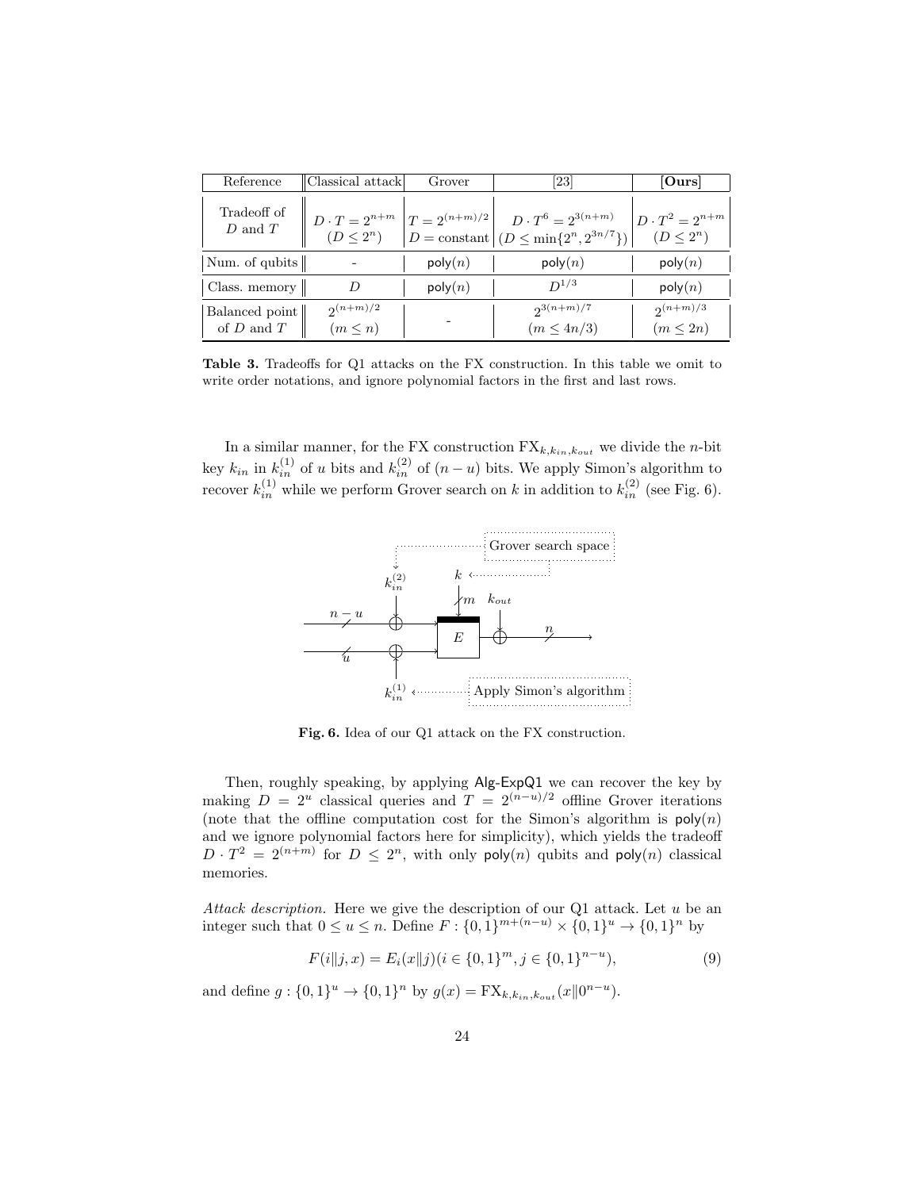| Reference | Classical attack | Grover | [23] | **[Ours]** |
|---|---|---|---|---|
| Tradeoff of $D$ and $T$ | $D \cdot T = 2^{n+m}$ $(D \leq 2^n)$ | $T = 2^{(n+m)/2}$ $D = \text{constant}$ | $D \cdot T^6 = 2^{3(n+m)}$ $(D \leq \min\{2^n, 2^{3n/7}\})$ | $D \cdot T^2 = 2^{n+m}$ $(D \leq 2^n)$ |
| Num. of qubits | - | $\mathsf{poly}(n)$ | $\mathsf{poly}(n)$ | $\mathsf{poly}(n)$ |
| Class. memory | $D$ | $\mathsf{poly}(n)$ | $D^{1/3}$ | $\mathsf{poly}(n)$ |
| Balanced point of $D$ and $T$ | $2^{(n+m)/2}$ $(m \leq n)$ | - | $2^{3(n+m)/7}$ $(m \leq 4n/3)$ | $2^{(n+m)/3}$ $(m \leq 2n)$ |

**Table 3.** Tradeoffs for Q1 attacks on the FX construction. In this table we omit to write order notations, and ignore polynomial factors in the first and last rows.

In a similar manner, for the FX construction $\mathrm{FX}_{k,k_{in},k_{out}}$ we divide the $n$-bit key $k_{in}$ in $k_{in}^{(1)}$ of $u$ bits and $k_{in}^{(2)}$ of $(n-u)$ bits. We apply Simon's algorithm to recover $k_{in}^{(1)}$ while we perform Grover search on $k$ in addition to $k_{in}^{(2)}$ (see Fig. 6).

**Fig. 6.** Idea of our Q1 attack on the FX construction.

Then, roughly speaking, by applying Alg-ExpQ1 we can recover the key by making $D = 2^u$ classical queries and $T = 2^{(n-u)/2}$ offline Grover iterations (note that the offline computation cost for the Simon's algorithm is $\mathsf{poly}(n)$ and we ignore polynomial factors here for simplicity), which yields the tradeoff $D \cdot T^2 = 2^{(n+m)}$ for $D \leq 2^n$, with only $\mathsf{poly}(n)$ qubits and $\mathsf{poly}(n)$ classical memories.

*Attack description.* Here we give the description of our Q1 attack. Let $u$ be an integer such that $0 \leq u \leq n$. Define $F : \{0,1\}^{m+(n-u)} \times \{0,1\}^u \to \{0,1\}^n$ by

$$F(i\|j, x) = E_i(x\|j)(i \in \{0,1\}^m, j \in \{0,1\}^{n-u}), \tag{9}$$

and define $g : \{0,1\}^u \to \{0,1\}^n$ by $g(x) = \mathrm{FX}_{k,k_{in},k_{out}}(x\|0^{n-u})$.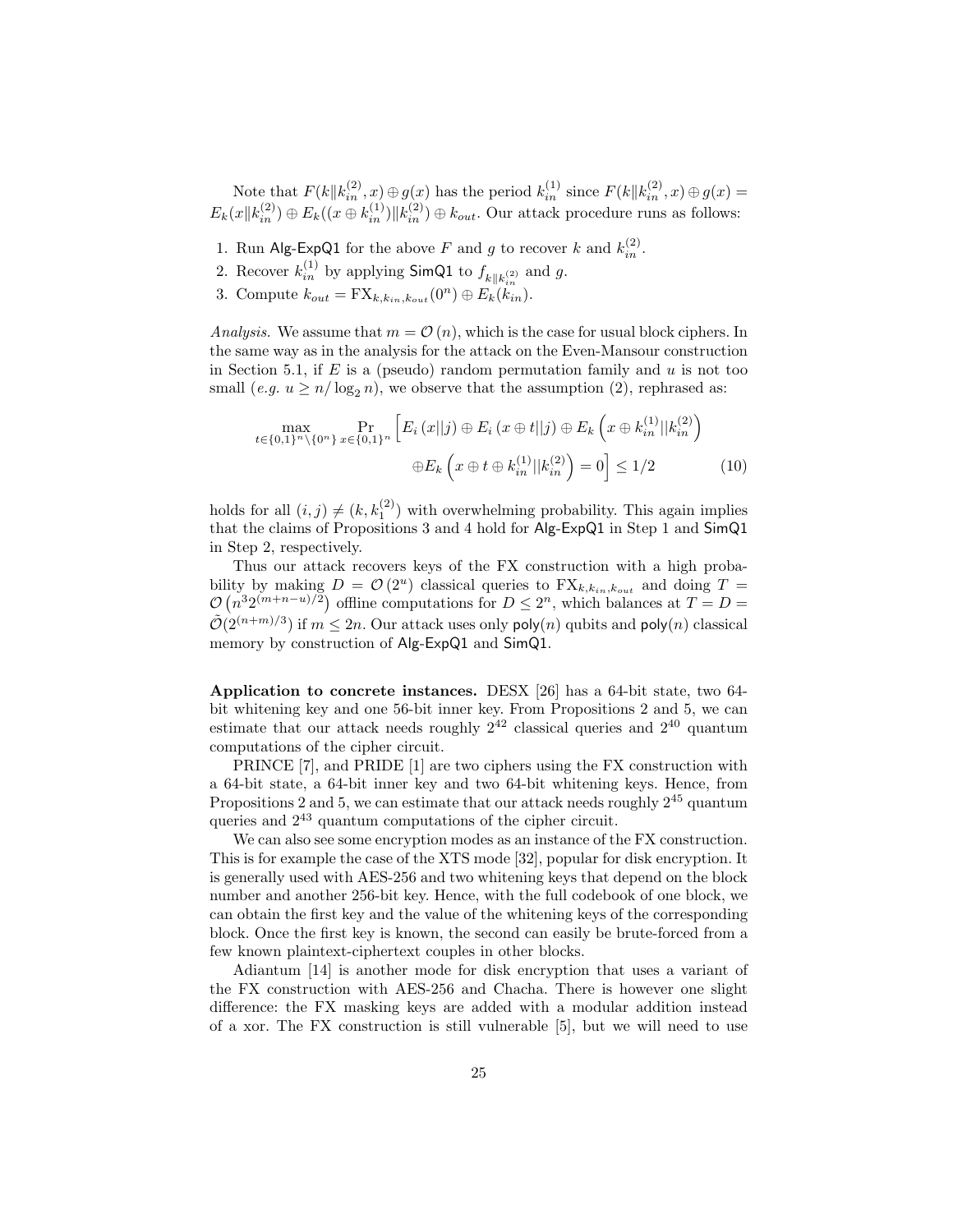Note that $F(k\|k_{in}^{(2)},x) \oplus g(x)$ has the period $k_{in}^{(1)}$ since $F(k\|k_{in}^{(2)},x) \oplus g(x) = E_k(x\|k_{in}^{(2)}) \oplus E_k((x \oplus k_{in}^{(1)})\|k_{in}^{(2)}) \oplus k_{out}$. Our attack procedure runs as follows:

1. Run Alg-ExpQ1 for the above $F$ and $g$ to recover $k$ and $k_{in}^{(2)}$.
2. Recover $k_{in}^{(1)}$ by applying SimQ1 to $f_{k\|k_{in}^{(2)}}$ and $g$.
3. Compute $k_{out} = \text{FX}_{k,k_{in},k_{out}}(0^n) \oplus E_k(k_{in})$.

*Analysis.* We assume that $m = \mathcal{O}(n)$, which is the case for usual block ciphers. In the same way as in the analysis for the attack on the Even-Mansour construction in Section 5.1, if $E$ is a (pseudo) random permutation family and $u$ is not too small (*e.g.* $u \geq n/\log_2 n$), we observe that the assumption (2), rephrased as:

$$\max_{t \in \{0,1\}^n \setminus \{0^n\}} \Pr_{x \in \{0,1\}^n} \Big[E_i(x||j) \oplus E_i(x \oplus t||j) \oplus E_k\left(x \oplus k_{in}^{(1)}||k_{in}^{(2)}\right) \\ \oplus E_k\left(x \oplus t \oplus k_{in}^{(1)}||k_{in}^{(2)}\right) = 0\Big] \leq 1/2 \tag{10}$$

holds for all $(i,j) \neq (k, k_1^{(2)})$ with overwhelming probability. This again implies that the claims of Propositions 3 and 4 hold for Alg-ExpQ1 in Step 1 and SimQ1 in Step 2, respectively.

Thus our attack recovers keys of the FX construction with a high probability by making $D = \mathcal{O}(2^u)$ classical queries to $\text{FX}_{k,k_{in},k_{out}}$ and doing $T = \mathcal{O}\left(n^3 2^{(m+n-u)/2}\right)$ offline computations for $D \leq 2^n$, which balances at $T = D = \tilde{\mathcal{O}}(2^{(n+m)/3})$ if $m \leq 2n$. Our attack uses only $\mathsf{poly}(n)$ qubits and $\mathsf{poly}(n)$ classical memory by construction of Alg-ExpQ1 and SimQ1.

**Application to concrete instances.** DESX [26] has a 64-bit state, two 64-bit whitening key and one 56-bit inner key. From Propositions 2 and 5, we can estimate that our attack needs roughly $2^{42}$ classical queries and $2^{40}$ quantum computations of the cipher circuit.

PRINCE [7], and PRIDE [1] are two ciphers using the FX construction with a 64-bit state, a 64-bit inner key and two 64-bit whitening keys. Hence, from Propositions 2 and 5, we can estimate that our attack needs roughly $2^{45}$ quantum queries and $2^{43}$ quantum computations of the cipher circuit.

We can also see some encryption modes as an instance of the FX construction. This is for example the case of the XTS mode [32], popular for disk encryption. It is generally used with AES-256 and two whitening keys that depend on the block number and another 256-bit key. Hence, with the full codebook of one block, we can obtain the first key and the value of the whitening keys of the corresponding block. Once the first key is known, the second can easily be brute-forced from a few known plaintext-ciphertext couples in other blocks.

Adiantum [14] is another mode for disk encryption that uses a variant of the FX construction with AES-256 and Chacha. There is however one slight difference: the FX masking keys are added with a modular addition instead of a xor. The FX construction is still vulnerable [5], but we will need to use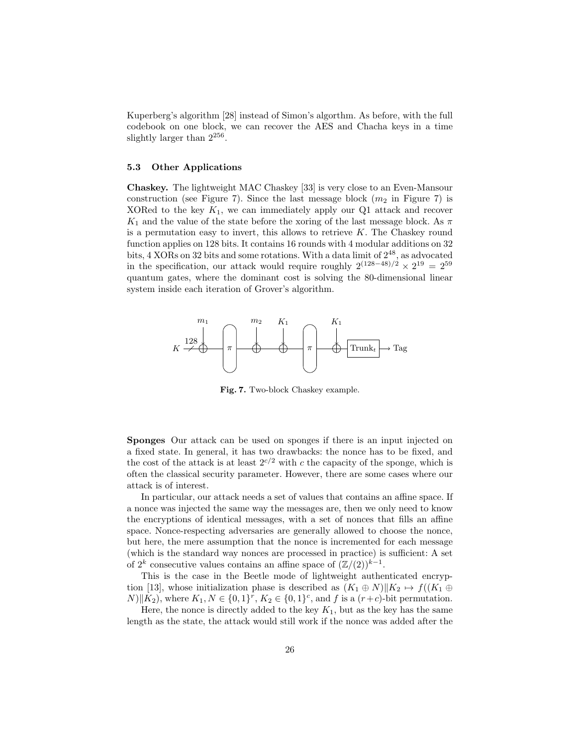Kuperberg's algorithm [28] instead of Simon's algorthm. As before, with the full codebook on one block, we can recover the AES and Chacha keys in a time slightly larger than $2^{256}$.

### 5.3 Other Applications

**Chaskey.** The lightweight MAC Chaskey [33] is very close to an Even-Mansour construction (see Figure 7). Since the last message block ($m_2$ in Figure 7) is XORed to the key $K_1$, we can immediately apply our Q1 attack and recover $K_1$ and the value of the state before the xoring of the last message block. As $\pi$ is a permutation easy to invert, this allows to retrieve $K$. The Chaskey round function applies on 128 bits. It contains 16 rounds with 4 modular additions on 32 bits, 4 XORs on 32 bits and some rotations. With a data limit of $2^{48}$, as advocated in the specification, our attack would require roughly $2^{(128-48)/2} \times 2^{19} = 2^{59}$ quantum gates, where the dominant cost is solving the 80-dimensional linear system inside each iteration of Grover's algorithm.

**Fig. 7.** Two-block Chaskey example.

**Sponges** Our attack can be used on sponges if there is an input injected on a fixed state. In general, it has two drawbacks: the nonce has to be fixed, and the cost of the attack is at least $2^{c/2}$ with $c$ the capacity of the sponge, which is often the classical security parameter. However, there are some cases where our attack is of interest.

In particular, our attack needs a set of values that contains an affine space. If a nonce was injected the same way the messages are, then we only need to know the encryptions of identical messages, with a set of nonces that fills an affine space. Nonce-respecting adversaries are generally allowed to choose the nonce, but here, the mere assumption that the nonce is incremented for each message (which is the standard way nonces are processed in practice) is sufficient: A set of $2^k$ consecutive values contains an affine space of $(\mathbb{Z}/(2))^{k-1}$.

This is the case in the Beetle mode of lightweight authenticated encryption [13], whose initialization phase is described as $(K_1 \oplus N) \| K_2 \mapsto f((K_1 \oplus N) \| K_2)$, where $K_1, N \in \{0,1\}^r$, $K_2 \in \{0,1\}^c$, and $f$ is a $(r+c)$-bit permutation.

Here, the nonce is directly added to the key $K_1$, but as the key has the same length as the state, the attack would still work if the nonce was added after the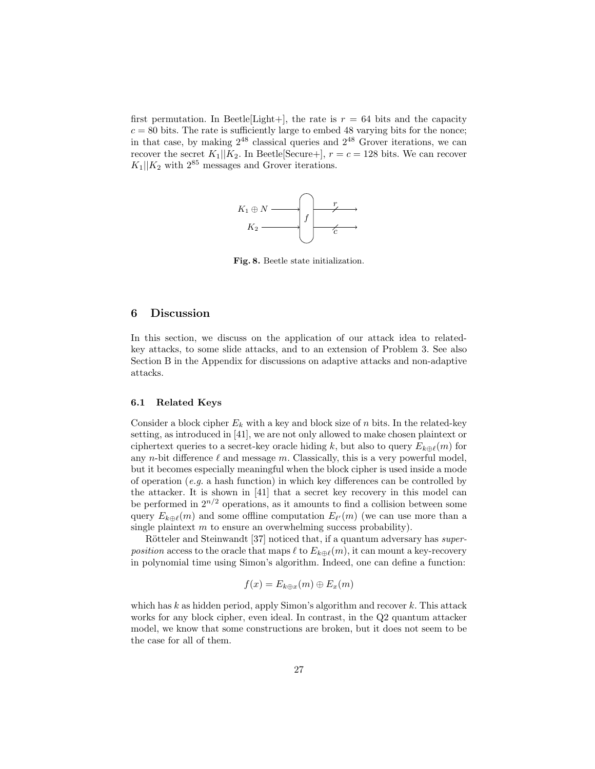first permutation. In Beetle[Light+], the rate is $r = 64$ bits and the capacity $c = 80$ bits. The rate is sufficiently large to embed 48 varying bits for the nonce; in that case, by making $2^{48}$ classical queries and $2^{48}$ Grover iterations, we can recover the secret $K_1||K_2$. In Beetle[Secure+], $r = c = 128$ bits. We can recover $K_1||K_2$ with $2^{85}$ messages and Grover iterations.

**Fig. 8.** Beetle state initialization.

## 6 Discussion

In this section, we discuss on the application of our attack idea to related-key attacks, to some slide attacks, and to an extension of Problem 3. See also Section B in the Appendix for discussions on adaptive attacks and non-adaptive attacks.

### 6.1 Related Keys

Consider a block cipher $E_k$ with a key and block size of $n$ bits. In the related-key setting, as introduced in [41], we are not only allowed to make chosen plaintext or ciphertext queries to a secret-key oracle hiding $k$, but also to query $E_{k \oplus \ell}(m)$ for any $n$-bit difference $\ell$ and message $m$. Classically, this is a very powerful model, but it becomes especially meaningful when the block cipher is used inside a mode of operation (*e.g.* a hash function) in which key differences can be controlled by the attacker. It is shown in [41] that a secret key recovery in this model can be performed in $2^{n/2}$ operations, as it amounts to find a collision between some query $E_{k \oplus \ell}(m)$ and some offline computation $E_{\ell'}(m)$ (we can use more than a single plaintext $m$ to ensure an overwhelming success probability).

Rötteler and Steinwandt [37] noticed that, if a quantum adversary has *superposition* access to the oracle that maps $\ell$ to $E_{k \oplus \ell}(m)$, it can mount a key-recovery in polynomial time using Simon's algorithm. Indeed, one can define a function:

$$f(x) = E_{k \oplus x}(m) \oplus E_x(m)$$

which has $k$ as hidden period, apply Simon's algorithm and recover $k$. This attack works for any block cipher, even ideal. In contrast, in the Q2 quantum attacker model, we know that some constructions are broken, but it does not seem to be the case for all of them.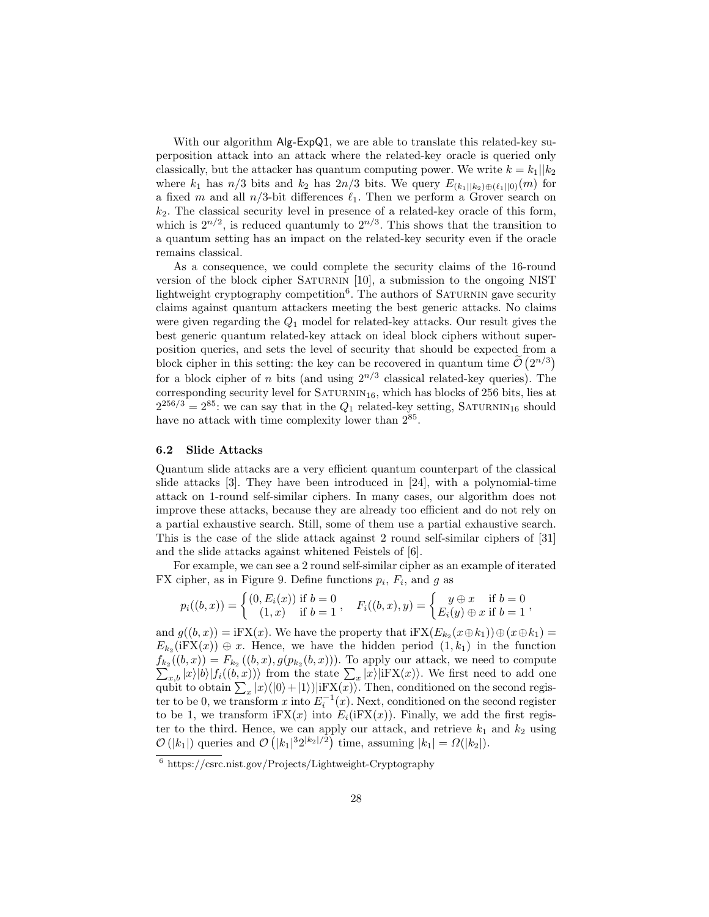With our algorithm Alg-ExpQ1, we are able to translate this related-key superposition attack into an attack where the related-key oracle is queried only classically, but the attacker has quantum computing power. We write $k = k_1 || k_2$ where $k_1$ has $n/3$ bits and $k_2$ has $2n/3$ bits. We query $E_{(k_1||k_2) \oplus (\ell_1||0)}(m)$ for a fixed $m$ and all $n/3$-bit differences $\ell_1$. Then we perform a Grover search on $k_2$. The classical security level in presence of a related-key oracle of this form, which is $2^{n/2}$, is reduced quantumly to $2^{n/3}$. This shows that the transition to a quantum setting has an impact on the related-key security even if the oracle remains classical.

As a consequence, we could complete the security claims of the 16-round version of the block cipher Saturnin [10], a submission to the ongoing NIST lightweight cryptography competition[6]. The authors of Saturnin gave security claims against quantum attackers meeting the best generic attacks. No claims were given regarding the $Q_1$ model for related-key attacks. Our result gives the best generic quantum related-key attack on ideal block ciphers without superposition queries, and sets the level of security that should be expected from a block cipher in this setting: the key can be recovered in quantum time $\widetilde{\mathcal{O}}\left(2^{n/3}\right)$ for a block cipher of $n$ bits (and using $2^{n/3}$ classical related-key queries). The corresponding security level for $\text{Saturnin}_{16}$, which has blocks of 256 bits, lies at $2^{256/3} = 2^{85}$: we can say that in the $Q_1$ related-key setting, $\text{Saturnin}_{16}$ should have no attack with time complexity lower than $2^{85}$.

### 6.2 Slide Attacks

Quantum slide attacks are a very efficient quantum counterpart of the classical slide attacks [3]. They have been introduced in [24], with a polynomial-time attack on 1-round self-similar ciphers. In many cases, our algorithm does not improve these attacks, because they are already too efficient and do not rely on a partial exhaustive search. Still, some of them use a partial exhaustive search. This is the case of the slide attack against 2 round self-similar ciphers of [31] and the slide attacks against whitened Feistels of [6].

For example, we can see a 2 round self-similar cipher as an example of iterated FX cipher, as in Figure 9. Define functions $p_i$, $F_i$, and $g$ as

$$p_i((b,x)) = \begin{cases} (0, E_i(x)) & \text{if } b = 0 \\ (1, x) & \text{if } b = 1 \end{cases}, \quad F_i((b,x), y) = \begin{cases} y \oplus x & \text{if } b = 0 \\ E_i(y) \oplus x & \text{if } b = 1 \end{cases},$$

and $g((b,x)) = \text{iFX}(x)$. We have the property that $\text{iFX}(E_{k_2}(x \oplus k_1)) \oplus (x \oplus k_1) = E_{k_2}(\text{iFX}(x)) \oplus x$. Hence, we have the hidden period $(1, k_1)$ in the function $f_{k_2}((b,x)) = F_{k_2}\left((b,x), g(p_{k_2}(b,x))\right)$. To apply our attack, we need to compute $\sum_{x,b} |x\rangle|b\rangle|f_i((b,x))\rangle$ from the state $\sum_x |x\rangle|\text{iFX}(x)\rangle$. We first need to add one qubit to obtain $\sum_x |x\rangle(|0\rangle + |1\rangle)|\text{iFX}(x)\rangle$. Then, conditioned on the second register to be 0, we transform $x$ into $E_i^{-1}(x)$. Next, conditioned on the second register to be 1, we transform $\text{iFX}(x)$ into $E_i(\text{iFX}(x))$. Finally, we add the first register to the third. Hence, we can apply our attack, and retrieve $k_1$ and $k_2$ using $\mathcal{O}(|k_1|)$ queries and $\mathcal{O}\left(|k_1|^3 2^{|k_2|/2}\right)$ time, assuming $|k_1| = \Omega(|k_2|)$.

[6] https://csrc.nist.gov/Projects/Lightweight-Cryptography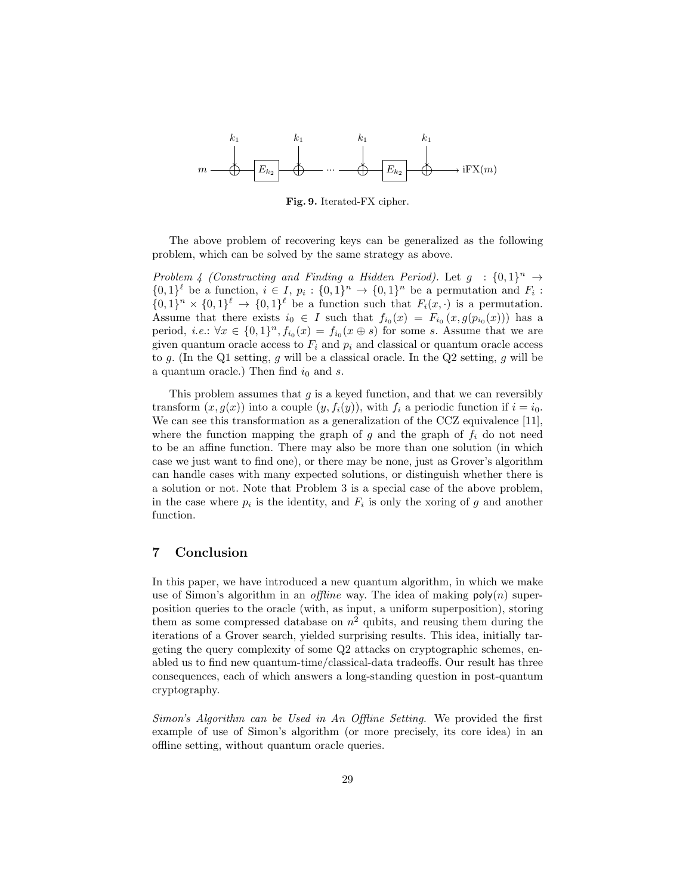Fig. 9. Iterated-FX cipher.

The above problem of recovering keys can be generalized as the following problem, which can be solved by the same strategy as above.

*Problem 4 (Constructing and Finding a Hidden Period).* Let $g : \{0,1\}^n \rightarrow \{0,1\}^\ell$ be a function, $i \in I$, $p_i : \{0,1\}^n \rightarrow \{0,1\}^n$ be a permutation and $F_i : \{0,1\}^n \times \{0,1\}^\ell \rightarrow \{0,1\}^\ell$ be a function such that $F_i(x, \cdot)$ is a permutation. Assume that there exists $i_0 \in I$ such that $f_{i_0}(x) = F_{i_0}(x, g(p_{i_0}(x)))$ has a period, *i.e.*: $\forall x \in \{0,1\}^n, f_{i_0}(x) = f_{i_0}(x \oplus s)$ for some $s$. Assume that we are given quantum oracle access to $F_i$ and $p_i$ and classical or quantum oracle access to $g$. (In the Q1 setting, $g$ will be a classical oracle. In the Q2 setting, $g$ will be a quantum oracle.) Then find $i_0$ and $s$.

This problem assumes that $g$ is a keyed function, and that we can reversibly transform $(x, g(x))$ into a couple $(y, f_i(y))$, with $f_i$ a periodic function if $i = i_0$. We can see this transformation as a generalization of the CCZ equivalence [11], where the function mapping the graph of $g$ and the graph of $f_i$ do not need to be an affine function. There may also be more than one solution (in which case we just want to find one), or there may be none, just as Grover's algorithm can handle cases with many expected solutions, or distinguish whether there is a solution or not. Note that Problem 3 is a special case of the above problem, in the case where $p_i$ is the identity, and $F_i$ is only the xoring of $g$ and another function.

## 7 Conclusion

In this paper, we have introduced a new quantum algorithm, in which we make use of Simon's algorithm in an *offline* way. The idea of making $\mathsf{poly}(n)$ superposition queries to the oracle (with, as input, a uniform superposition), storing them as some compressed database on $n^2$ qubits, and reusing them during the iterations of a Grover search, yielded surprising results. This idea, initially targeting the query complexity of some Q2 attacks on cryptographic schemes, enabled us to find new quantum-time/classical-data tradeoffs. Our result has three consequences, each of which answers a long-standing question in post-quantum cryptography.

*Simon's Algorithm can be Used in An Offline Setting.* We provided the first example of use of Simon's algorithm (or more precisely, its core idea) in an offline setting, without quantum oracle queries.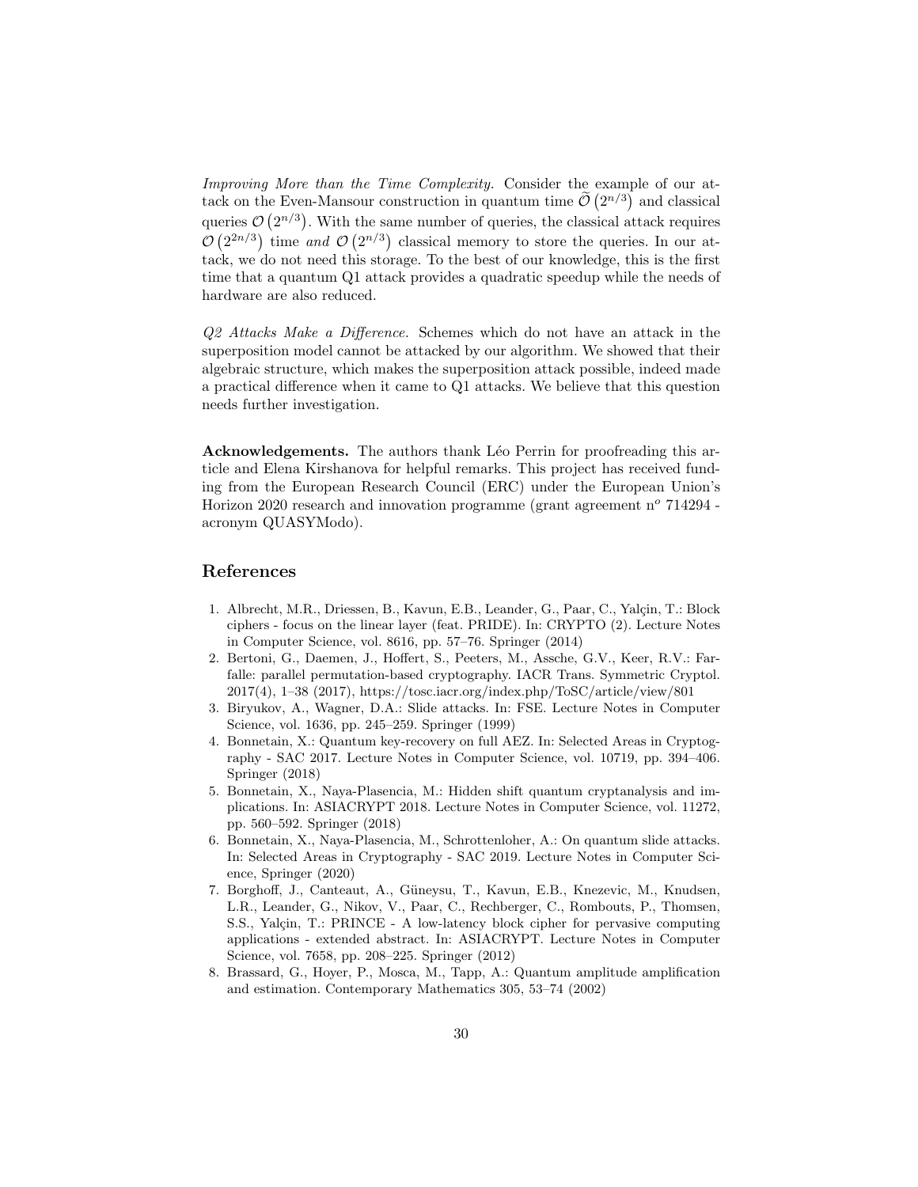*Improving More than the Time Complexity.* Consider the example of our attack on the Even-Mansour construction in quantum time $\widetilde{\mathcal{O}}\left(2^{n/3}\right)$ and classical queries $\mathcal{O}\left(2^{n/3}\right)$. With the same number of queries, the classical attack requires $\mathcal{O}\left(2^{2n/3}\right)$ time *and* $\mathcal{O}\left(2^{n/3}\right)$ classical memory to store the queries. In our attack, we do not need this storage. To the best of our knowledge, this is the first time that a quantum Q1 attack provides a quadratic speedup while the needs of hardware are also reduced.

*Q2 Attacks Make a Difference.* Schemes which do not have an attack in the superposition model cannot be attacked by our algorithm. We showed that their algebraic structure, which makes the superposition attack possible, indeed made a practical difference when it came to Q1 attacks. We believe that this question needs further investigation.

**Acknowledgements.** The authors thank Léo Perrin for proofreading this article and Elena Kirshanova for helpful remarks. This project has received funding from the European Research Council (ERC) under the European Union's Horizon 2020 research and innovation programme (grant agreement n$^{o}$ 714294 - acronym QUASYModo).

## References

1. Albrecht, M.R., Driessen, B., Kavun, E.B., Leander, G., Paar, C., Yalçin, T.: Block ciphers - focus on the linear layer (feat. PRIDE). In: CRYPTO (2). Lecture Notes in Computer Science, vol. 8616, pp. 57–76. Springer (2014)
2. Bertoni, G., Daemen, J., Hoffert, S., Peeters, M., Assche, G.V., Keer, R.V.: Farfalle: parallel permutation-based cryptography. IACR Trans. Symmetric Cryptol. 2017(4), 1–38 (2017), https://tosc.iacr.org/index.php/ToSC/article/view/801
3. Biryukov, A., Wagner, D.A.: Slide attacks. In: FSE. Lecture Notes in Computer Science, vol. 1636, pp. 245–259. Springer (1999)
4. Bonnetain, X.: Quantum key-recovery on full AEZ. In: Selected Areas in Cryptography - SAC 2017. Lecture Notes in Computer Science, vol. 10719, pp. 394–406. Springer (2018)
5. Bonnetain, X., Naya-Plasencia, M.: Hidden shift quantum cryptanalysis and implications. In: ASIACRYPT 2018. Lecture Notes in Computer Science, vol. 11272, pp. 560–592. Springer (2018)
6. Bonnetain, X., Naya-Plasencia, M., Schrottenloher, A.: On quantum slide attacks. In: Selected Areas in Cryptography - SAC 2019. Lecture Notes in Computer Science, Springer (2020)
7. Borghoff, J., Canteaut, A., Güneysu, T., Kavun, E.B., Knezevic, M., Knudsen, L.R., Leander, G., Nikov, V., Paar, C., Rechberger, C., Rombouts, P., Thomsen, S.S., Yalçin, T.: PRINCE - A low-latency block cipher for pervasive computing applications - extended abstract. In: ASIACRYPT. Lecture Notes in Computer Science, vol. 7658, pp. 208–225. Springer (2012)
8. Brassard, G., Hoyer, P., Mosca, M., Tapp, A.: Quantum amplitude amplification and estimation. Contemporary Mathematics 305, 53–74 (2002)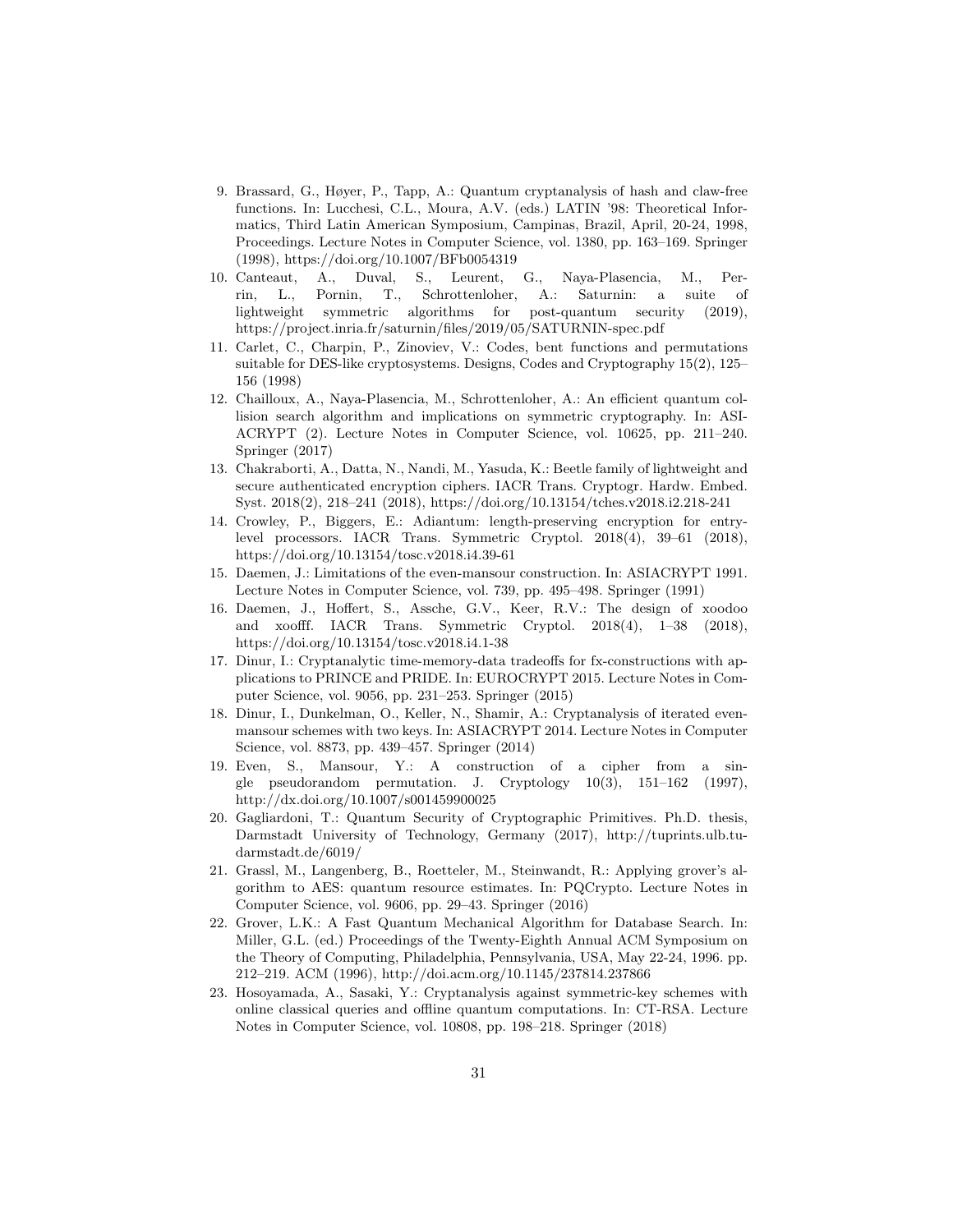9. Brassard, G., Høyer, P., Tapp, A.: Quantum cryptanalysis of hash and claw-free functions. In: Lucchesi, C.L., Moura, A.V. (eds.) LATIN '98: Theoretical Informatics, Third Latin American Symposium, Campinas, Brazil, April, 20-24, 1998, Proceedings. Lecture Notes in Computer Science, vol. 1380, pp. 163–169. Springer (1998), https://doi.org/10.1007/BFb0054319
10. Canteaut, A., Duval, S., Leurent, G., Naya-Plasencia, M., Perrin, L., Pornin, T., Schrottenloher, A.: Saturnin: a suite of lightweight symmetric algorithms for post-quantum security (2019), https://project.inria.fr/saturnin/files/2019/05/SATURNIN-spec.pdf
11. Carlet, C., Charpin, P., Zinoviev, V.: Codes, bent functions and permutations suitable for DES-like cryptosystems. Designs, Codes and Cryptography 15(2), 125–156 (1998)
12. Chailloux, A., Naya-Plasencia, M., Schrottenloher, A.: An efficient quantum collision search algorithm and implications on symmetric cryptography. In: ASIACRYPT (2). Lecture Notes in Computer Science, vol. 10625, pp. 211–240. Springer (2017)
13. Chakraborti, A., Datta, N., Nandi, M., Yasuda, K.: Beetle family of lightweight and secure authenticated encryption ciphers. IACR Trans. Cryptogr. Hardw. Embed. Syst. 2018(2), 218–241 (2018), https://doi.org/10.13154/tches.v2018.i2.218-241
14. Crowley, P., Biggers, E.: Adiantum: length-preserving encryption for entry-level processors. IACR Trans. Symmetric Cryptol. 2018(4), 39–61 (2018), https://doi.org/10.13154/tosc.v2018.i4.39-61
15. Daemen, J.: Limitations of the even-mansour construction. In: ASIACRYPT 1991. Lecture Notes in Computer Science, vol. 739, pp. 495–498. Springer (1991)
16. Daemen, J., Hoffert, S., Assche, G.V., Keer, R.V.: The design of xoodoo and xoofff. IACR Trans. Symmetric Cryptol. 2018(4), 1–38 (2018), https://doi.org/10.13154/tosc.v2018.i4.1-38
17. Dinur, I.: Cryptanalytic time-memory-data tradeoffs for fx-constructions with applications to PRINCE and PRIDE. In: EUROCRYPT 2015. Lecture Notes in Computer Science, vol. 9056, pp. 231–253. Springer (2015)
18. Dinur, I., Dunkelman, O., Keller, N., Shamir, A.: Cryptanalysis of iterated even-mansour schemes with two keys. In: ASIACRYPT 2014. Lecture Notes in Computer Science, vol. 8873, pp. 439–457. Springer (2014)
19. Even, S., Mansour, Y.: A construction of a cipher from a single pseudorandom permutation. J. Cryptology 10(3), 151–162 (1997), http://dx.doi.org/10.1007/s001459900025
20. Gagliardoni, T.: Quantum Security of Cryptographic Primitives. Ph.D. thesis, Darmstadt University of Technology, Germany (2017), http://tuprints.ulb.tu-darmstadt.de/6019/
21. Grassl, M., Langenberg, B., Roetteler, M., Steinwandt, R.: Applying grover's algorithm to AES: quantum resource estimates. In: PQCrypto. Lecture Notes in Computer Science, vol. 9606, pp. 29–43. Springer (2016)
22. Grover, L.K.: A Fast Quantum Mechanical Algorithm for Database Search. In: Miller, G.L. (ed.) Proceedings of the Twenty-Eighth Annual ACM Symposium on the Theory of Computing, Philadelphia, Pennsylvania, USA, May 22-24, 1996. pp. 212–219. ACM (1996), http://doi.acm.org/10.1145/237814.237866
23. Hosoyamada, A., Sasaki, Y.: Cryptanalysis against symmetric-key schemes with online classical queries and offline quantum computations. In: CT-RSA. Lecture Notes in Computer Science, vol. 10808, pp. 198–218. Springer (2018)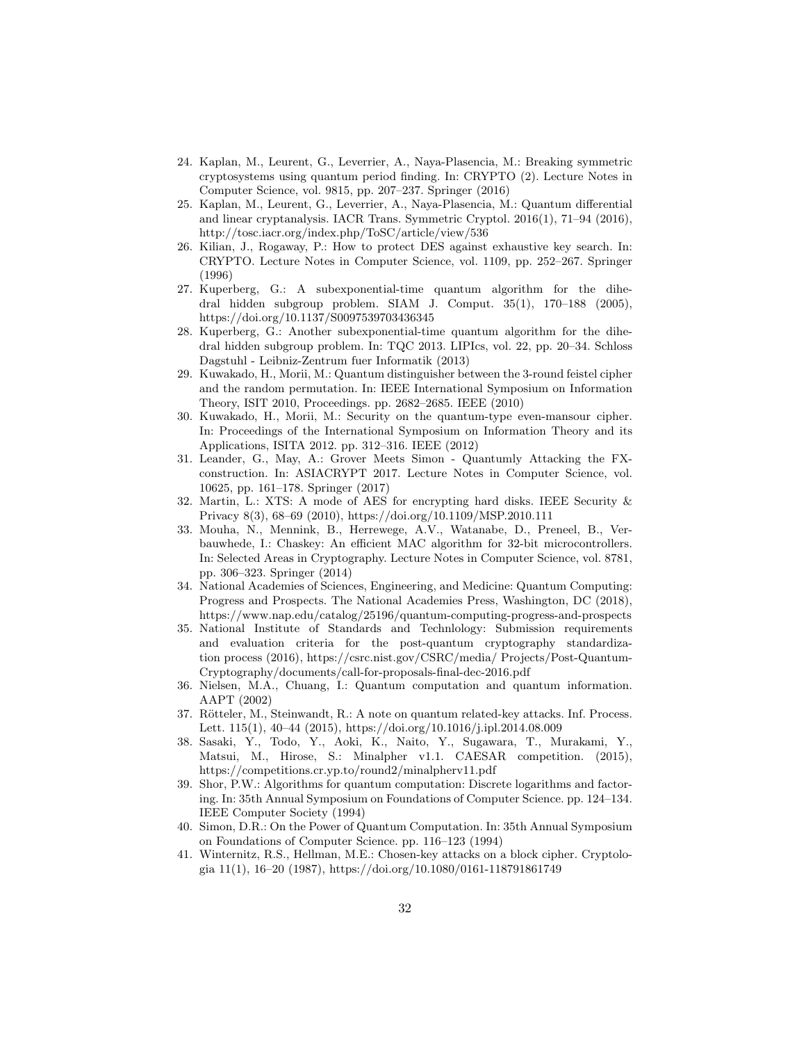24. Kaplan, M., Leurent, G., Leverrier, A., Naya-Plasencia, M.: Breaking symmetric cryptosystems using quantum period finding. In: CRYPTO (2). Lecture Notes in Computer Science, vol. 9815, pp. 207–237. Springer (2016)
25. Kaplan, M., Leurent, G., Leverrier, A., Naya-Plasencia, M.: Quantum differential and linear cryptanalysis. IACR Trans. Symmetric Cryptol. 2016(1), 71–94 (2016), http://tosc.iacr.org/index.php/ToSC/article/view/536
26. Kilian, J., Rogaway, P.: How to protect DES against exhaustive key search. In: CRYPTO. Lecture Notes in Computer Science, vol. 1109, pp. 252–267. Springer (1996)
27. Kuperberg, G.: A subexponential-time quantum algorithm for the dihedral hidden subgroup problem. SIAM J. Comput. 35(1), 170–188 (2005), https://doi.org/10.1137/S0097539703436345
28. Kuperberg, G.: Another subexponential-time quantum algorithm for the dihedral hidden subgroup problem. In: TQC 2013. LIPIcs, vol. 22, pp. 20–34. Schloss Dagstuhl - Leibniz-Zentrum fuer Informatik (2013)
29. Kuwakado, H., Morii, M.: Quantum distinguisher between the 3-round feistel cipher and the random permutation. In: IEEE International Symposium on Information Theory, ISIT 2010, Proceedings. pp. 2682–2685. IEEE (2010)
30. Kuwakado, H., Morii, M.: Security on the quantum-type even-mansour cipher. In: Proceedings of the International Symposium on Information Theory and its Applications, ISITA 2012. pp. 312–316. IEEE (2012)
31. Leander, G., May, A.: Grover Meets Simon - Quantumly Attacking the FX-construction. In: ASIACRYPT 2017. Lecture Notes in Computer Science, vol. 10625, pp. 161–178. Springer (2017)
32. Martin, L.: XTS: A mode of AES for encrypting hard disks. IEEE Security & Privacy 8(3), 68–69 (2010), https://doi.org/10.1109/MSP.2010.111
33. Mouha, N., Mennink, B., Herrewege, A.V., Watanabe, D., Preneel, B., Verbauwhede, I.: Chaskey: An efficient MAC algorithm for 32-bit microcontrollers. In: Selected Areas in Cryptography. Lecture Notes in Computer Science, vol. 8781, pp. 306–323. Springer (2014)
34. National Academies of Sciences, Engineering, and Medicine: Quantum Computing: Progress and Prospects. The National Academies Press, Washington, DC (2018), https://www.nap.edu/catalog/25196/quantum-computing-progress-and-prospects
35. National Institute of Standards and Technlology: Submission requirements and evaluation criteria for the post-quantum cryptography standardization process (2016), https://csrc.nist.gov/CSRC/media/ Projects/Post-Quantum-Cryptography/documents/call-for-proposals-final-dec-2016.pdf
36. Nielsen, M.A., Chuang, I.: Quantum computation and quantum information. AAPT (2002)
37. Rötteler, M., Steinwandt, R.: A note on quantum related-key attacks. Inf. Process. Lett. 115(1), 40–44 (2015), https://doi.org/10.1016/j.ipl.2014.08.009
38. Sasaki, Y., Todo, Y., Aoki, K., Naito, Y., Sugawara, T., Murakami, Y., Matsui, M., Hirose, S.: Minalpher v1.1. CAESAR competition. (2015), https://competitions.cr.yp.to/round2/minalpherv11.pdf
39. Shor, P.W.: Algorithms for quantum computation: Discrete logarithms and factoring. In: 35th Annual Symposium on Foundations of Computer Science. pp. 124–134. IEEE Computer Society (1994)
40. Simon, D.R.: On the Power of Quantum Computation. In: 35th Annual Symposium on Foundations of Computer Science. pp. 116–123 (1994)
41. Winternitz, R.S., Hellman, M.E.: Chosen-key attacks on a block cipher. Cryptologia 11(1), 16–20 (1987), https://doi.org/10.1080/0161-118791861749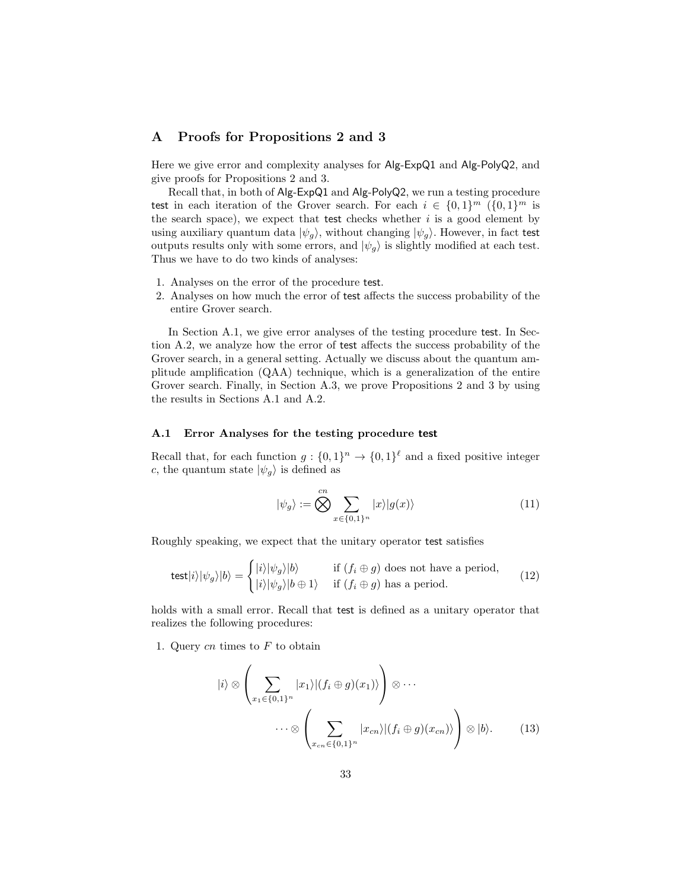## A Proofs for Propositions 2 and 3

Here we give error and complexity analyses for Alg-ExpQ1 and Alg-PolyQ2, and give proofs for Propositions 2 and 3.

Recall that, in both of Alg-ExpQ1 and Alg-PolyQ2, we run a testing procedure test in each iteration of the Grover search. For each $i \in \{0,1\}^m$ ($\{0,1\}^m$ is the search space), we expect that test checks whether $i$ is a good element by using auxiliary quantum data $|\psi_g\rangle$, without changing $|\psi_g\rangle$. However, in fact test outputs results only with some errors, and $|\psi_g\rangle$ is slightly modified at each test. Thus we have to do two kinds of analyses:

1. Analyses on the error of the procedure test.
2. Analyses on how much the error of test affects the success probability of the entire Grover search.

In Section A.1, we give error analyses of the testing procedure test. In Section A.2, we analyze how the error of test affects the success probability of the Grover search, in a general setting. Actually we discuss about the quantum amplitude amplification (QAA) technique, which is a generalization of the entire Grover search. Finally, in Section A.3, we prove Propositions 2 and 3 by using the results in Sections A.1 and A.2.

### A.1 Error Analyses for the testing procedure test

Recall that, for each function $g : \{0,1\}^n \to \{0,1\}^\ell$ and a fixed positive integer $c$, the quantum state $|\psi_g\rangle$ is defined as

$$|\psi_g\rangle := \bigotimes^{cn} \sum_{x \in \{0,1\}^n} |x\rangle|g(x)\rangle \tag{11}$$

Roughly speaking, we expect that the unitary operator test satisfies

$$\mathsf{test}|i\rangle|\psi_g\rangle|b\rangle = \begin{cases} |i\rangle|\psi_g\rangle|b\rangle & \text{if } (f_i \oplus g) \text{ does not have a period,} \\ |i\rangle|\psi_g\rangle|b \oplus 1\rangle & \text{if } (f_i \oplus g) \text{ has a period.} \end{cases} \tag{12}$$

holds with a small error. Recall that test is defined as a unitary operator that realizes the following procedures:

1. Query $cn$ times to $F$ to obtain

$$|i\rangle \otimes \left( \sum_{x_1 \in \{0,1\}^n} |x_1\rangle|(f_i \oplus g)(x_1)\rangle \right) \otimes \cdots$$
$$\cdots \otimes \left( \sum_{x_{cn} \in \{0,1\}^n} |x_{cn}\rangle|(f_i \oplus g)(x_{cn})\rangle \right) \otimes |b\rangle. \tag{13}$$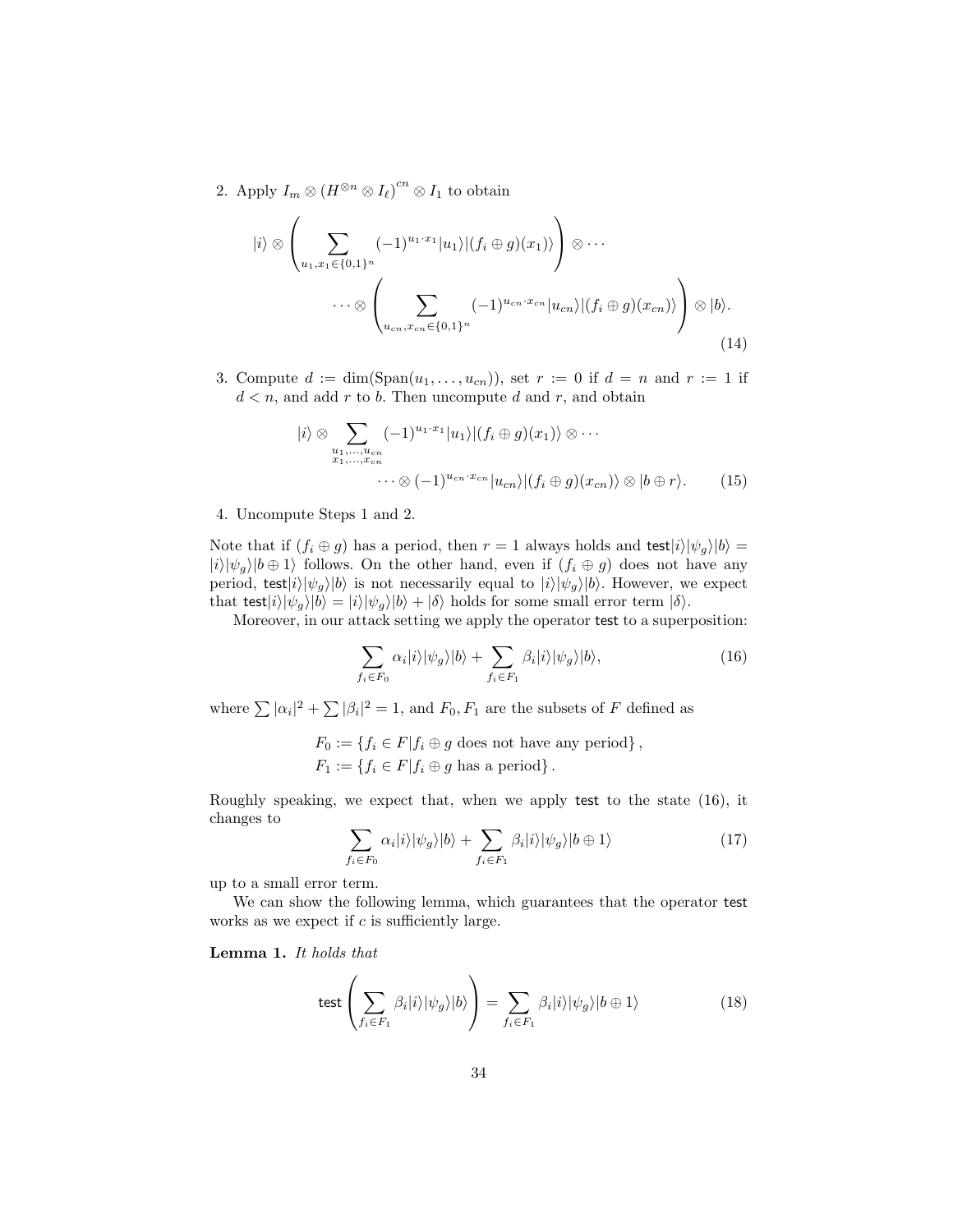2. Apply $I_m \otimes \left(H^{\otimes n} \otimes I_\ell\right)^{cn} \otimes I_1$ to obtain

$$|i\rangle \otimes \left( \sum_{u_1, x_1 \in \{0,1\}^n} (-1)^{u_1 \cdot x_1} |u_1\rangle |(f_i \oplus g)(x_1)\rangle \right) \otimes \cdots$$
$$\cdots \otimes \left( \sum_{u_{cn}, x_{cn} \in \{0,1\}^n} (-1)^{u_{cn} \cdot x_{cn}} |u_{cn}\rangle |(f_i \oplus g)(x_{cn})\rangle \right) \otimes |b\rangle. \tag{14}$$

3. Compute $d := \dim(\mathrm{Span}(u_1, \ldots, u_{cn}))$, set $r := 0$ if $d = n$ and $r := 1$ if $d < n$, and add $r$ to $b$. Then uncompute $d$ and $r$, and obtain

$$|i\rangle \otimes \sum_{\substack{u_1, \ldots, u_{cn} \\ x_1, \ldots, x_{cn}}} (-1)^{u_1 \cdot x_1} |u_1\rangle |(f_i \oplus g)(x_1)\rangle \otimes \cdots$$
$$\cdots \otimes (-1)^{u_{cn} \cdot x_{cn}} |u_{cn}\rangle |(f_i \oplus g)(x_{cn})\rangle \otimes |b \oplus r\rangle. \tag{15}$$

4. Uncompute Steps 1 and 2.

Note that if $(f_i \oplus g)$ has a period, then $r = 1$ always holds and $\mathsf{test}|i\rangle|\psi_g\rangle|b\rangle = |i\rangle|\psi_g\rangle|b \oplus 1\rangle$ follows. On the other hand, even if $(f_i \oplus g)$ does not have any period, $\mathsf{test}|i\rangle|\psi_g\rangle|b\rangle$ is not necessarily equal to $|i\rangle|\psi_g\rangle|b\rangle$. However, we expect that $\mathsf{test}|i\rangle|\psi_g\rangle|b\rangle = |i\rangle|\psi_g\rangle|b\rangle + |\delta\rangle$ holds for some small error term $|\delta\rangle$.

Moreover, in our attack setting we apply the operator $\mathsf{test}$ to a superposition:

$$\sum_{f_i \in F_0} \alpha_i |i\rangle|\psi_g\rangle|b\rangle + \sum_{f_i \in F_1} \beta_i |i\rangle|\psi_g\rangle|b\rangle, \tag{16}$$

where $\sum |\alpha_i|^2 + \sum |\beta_i|^2 = 1$, and $F_0, F_1$ are the subsets of $F$ defined as

$$F_0 := \{f_i \in F | f_i \oplus g \text{ does not have any period}\},$$
$$F_1 := \{f_i \in F | f_i \oplus g \text{ has a period}\}.$$

Roughly speaking, we expect that, when we apply $\mathsf{test}$ to the state (16), it changes to

$$\sum_{f_i \in F_0} \alpha_i |i\rangle|\psi_g\rangle|b\rangle + \sum_{f_i \in F_1} \beta_i |i\rangle|\psi_g\rangle|b \oplus 1\rangle \tag{17}$$

up to a small error term.

We can show the following lemma, which guarantees that the operator $\mathsf{test}$ works as we expect if $c$ is sufficiently large.

**Lemma 1.** *It holds that*

$$\mathsf{test}\left( \sum_{f_i \in F_1} \beta_i |i\rangle|\psi_g\rangle|b\rangle \right) = \sum_{f_i \in F_1} \beta_i |i\rangle|\psi_g\rangle|b \oplus 1\rangle \tag{18}$$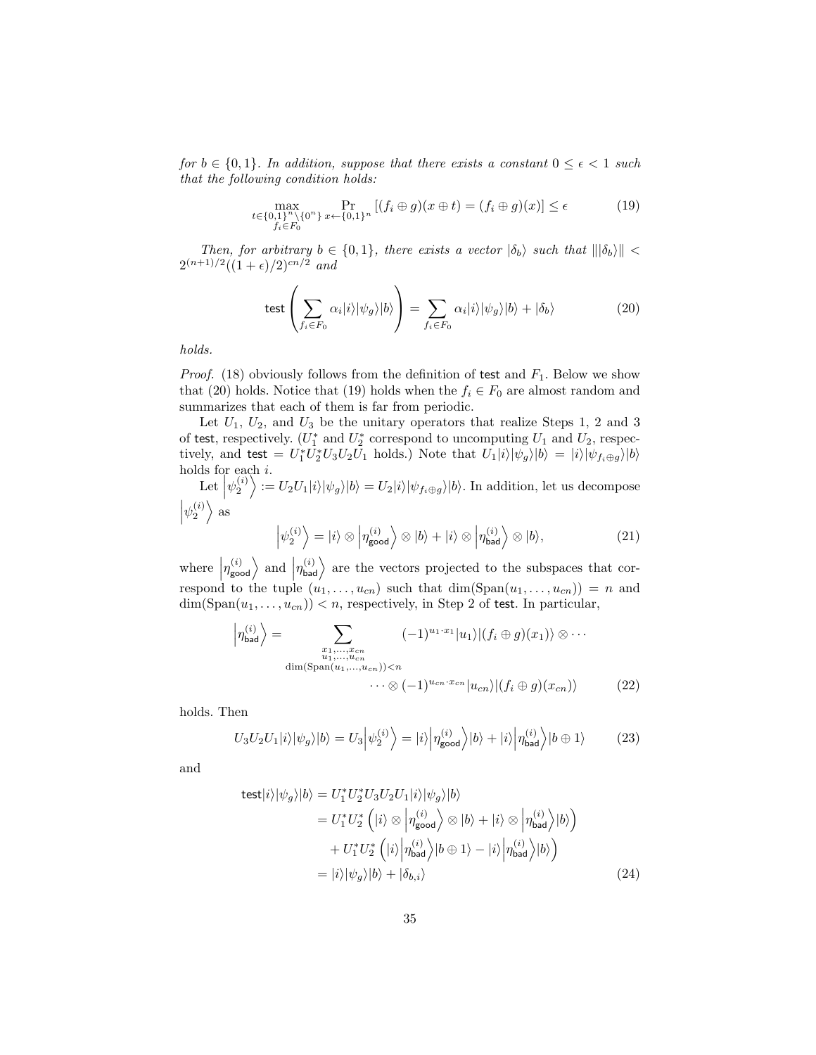*for* $b \in \{0,1\}$. *In addition, suppose that there exists a constant* $0 \le \epsilon < 1$ *such that the following condition holds:*

$$\max_{\substack{t \in \{0,1\}^n \setminus \{0^n\} \\ f_i \in F_0}} \Pr_{x \leftarrow \{0,1\}^n} [(f_i \oplus g)(x \oplus t) = (f_i \oplus g)(x)] \le \epsilon \tag{19}$$

*Then, for arbitrary* $b \in \{0,1\}$, *there exists a vector* $|\delta_b\rangle$ *such that* $\| |\delta_b\rangle \| < 2^{(n+1)/2}((1+\epsilon)/2)^{cn/2}$ *and*

$$\mathsf{test}\left(\sum_{f_i \in F_0} \alpha_i |i\rangle|\psi_g\rangle|b\rangle\right) = \sum_{f_i \in F_0} \alpha_i |i\rangle|\psi_g\rangle|b\rangle + |\delta_b\rangle \tag{20}$$

*holds.*

*Proof.* (18) obviously follows from the definition of $\mathsf{test}$ and $F_1$. Below we show that (20) holds. Notice that (19) holds when the $f_i \in F_0$ are almost random and summarizes that each of them is far from periodic.

Let $U_1$, $U_2$, and $U_3$ be the unitary operators that realize Steps 1, 2 and 3 of $\mathsf{test}$, respectively. ($U_1^*$ and $U_2^*$ correspond to uncomputing $U_1$ and $U_2$, respectively, and $\mathsf{test} = U_1^* U_2^* U_3 U_2 U_1$ holds.) Note that $U_1|i\rangle|\psi_g\rangle|b\rangle = |i\rangle|\psi_{f_i \oplus g}\rangle|b\rangle$ holds for each $i$.

Let $\left|\psi_2^{(i)}\right\rangle := U_2 U_1 |i\rangle|\psi_g\rangle|b\rangle = U_2|i\rangle|\psi_{f_i \oplus g}\rangle|b\rangle$. In addition, let us decompose $\left|\psi_2^{(i)}\right\rangle$ as

$$\left|\psi_2^{(i)}\right\rangle = |i\rangle \otimes \left|\eta_{\mathsf{good}}^{(i)}\right\rangle \otimes |b\rangle + |i\rangle \otimes \left|\eta_{\mathsf{bad}}^{(i)}\right\rangle \otimes |b\rangle, \tag{21}$$

where $\left|\eta_{\mathsf{good}}^{(i)}\right\rangle$ and $\left|\eta_{\mathsf{bad}}^{(i)}\right\rangle$ are the vectors projected to the subspaces that correspond to the tuple $(u_1, \ldots, u_{cn})$ such that $\dim(\mathrm{Span}(u_1, \ldots, u_{cn})) = n$ and $\dim(\mathrm{Span}(u_1, \ldots, u_{cn})) < n$, respectively, in Step 2 of $\mathsf{test}$. In particular,

$$\left|\eta_{\mathsf{bad}}^{(i)}\right\rangle = \sum_{\substack{x_1, \ldots, x_{cn} \\ u_1, \ldots, u_{cn} \\ \dim(\mathrm{Span}(u_1, \ldots, u_{cn})) < n}} (-1)^{u_1 \cdot x_1} |u_1\rangle|(f_i \oplus g)(x_1)\rangle \otimes \cdots \\ \cdots \otimes (-1)^{u_{cn} \cdot x_{cn}} |u_{cn}\rangle|(f_i \oplus g)(x_{cn})\rangle \tag{22}$$

holds. Then

$$U_3 U_2 U_1 |i\rangle|\psi_g\rangle|b\rangle = U_3 \left|\psi_2^{(i)}\right\rangle = |i\rangle\left|\eta_{\mathsf{good}}^{(i)}\right\rangle|b\rangle + |i\rangle\left|\eta_{\mathsf{bad}}^{(i)}\right\rangle|b \oplus 1\rangle \tag{23}$$

and

$$\begin{aligned}
\mathsf{test}|i\rangle|\psi_g\rangle|b\rangle &= U_1^* U_2^* U_3 U_2 U_1 |i\rangle|\psi_g\rangle|b\rangle \\
&= U_1^* U_2^* \left(|i\rangle \otimes \left|\eta_{\mathsf{good}}^{(i)}\right\rangle \otimes |b\rangle + |i\rangle \otimes \left|\eta_{\mathsf{bad}}^{(i)}\right\rangle|b\rangle\right) \\
&\quad + U_1^* U_2^* \left(|i\rangle\left|\eta_{\mathsf{bad}}^{(i)}\right\rangle|b \oplus 1\rangle - |i\rangle\left|\eta_{\mathsf{bad}}^{(i)}\right\rangle|b\rangle\right) \\
&= |i\rangle|\psi_g\rangle|b\rangle + |\delta_{b,i}\rangle
\end{aligned} \tag{24}$$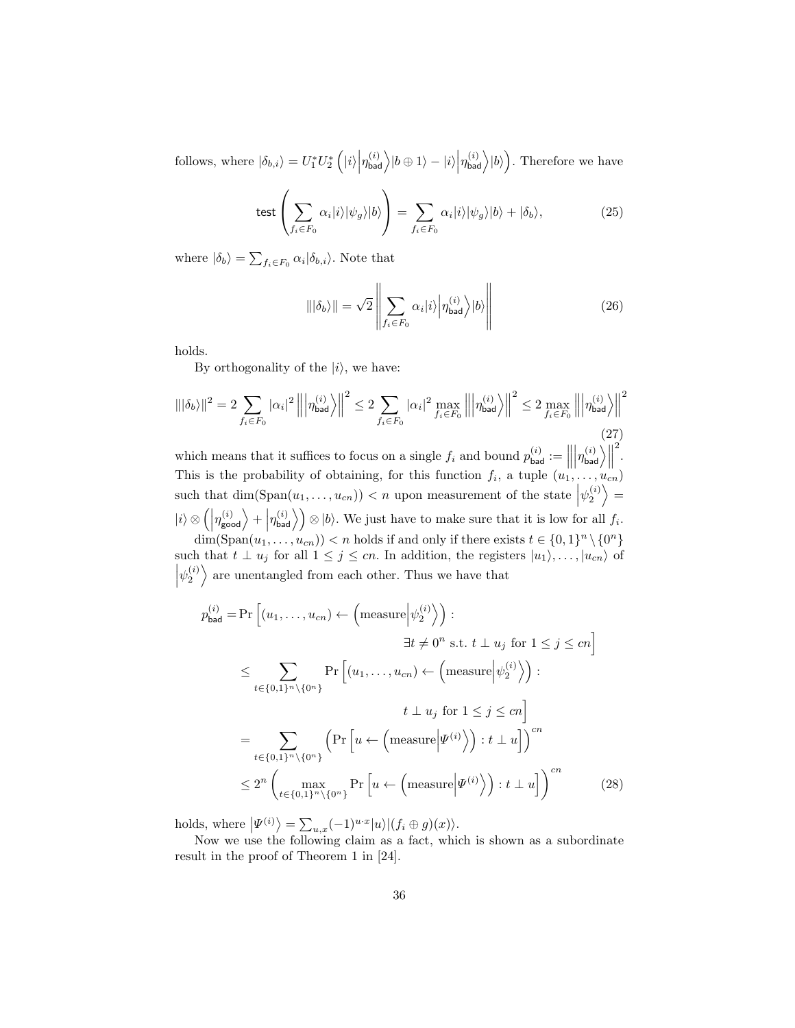follows, where $|\delta_{b,i}\rangle = U_1^* U_2^* \left( |i\rangle \left|\eta_{\mathsf{bad}}^{(i)}\right\rangle |b \oplus 1\rangle - |i\rangle \left|\eta_{\mathsf{bad}}^{(i)}\right\rangle |b\rangle \right)$. Therefore we have

$$\mathsf{test}\left( \sum_{f_i \in F_0} \alpha_i |i\rangle |\psi_g\rangle |b\rangle \right) = \sum_{f_i \in F_0} \alpha_i |i\rangle |\psi_g\rangle |b\rangle + |\delta_b\rangle, \tag{25}$$

where $|\delta_b\rangle = \sum_{f_i \in F_0} \alpha_i |\delta_{b,i}\rangle$. Note that

$$\| |\delta_b\rangle \| = \sqrt{2} \left\| \sum_{f_i \in F_0} \alpha_i |i\rangle \left|\eta_{\mathsf{bad}}^{(i)}\right\rangle |b\rangle \right\| \tag{26}$$

holds.

By orthogonality of the $|i\rangle$, we have:

$$\| |\delta_b\rangle \|^2 = 2 \sum_{f_i \in F_0} |\alpha_i|^2 \left\| \left|\eta_{\mathsf{bad}}^{(i)}\right\rangle \right\|^2 \leq 2 \sum_{f_i \in F_0} |\alpha_i|^2 \max_{f_i \in F_0} \left\| \left|\eta_{\mathsf{bad}}^{(i)}\right\rangle \right\|^2 \leq 2 \max_{f_i \in F_0} \left\| \left|\eta_{\mathsf{bad}}^{(i)}\right\rangle \right\|^2 \tag{27}$$

which means that it suffices to focus on a single $f_i$ and bound $p_{\mathsf{bad}}^{(i)} := \left\| \left|\eta_{\mathsf{bad}}^{(i)}\right\rangle \right\|^2$. This is the probability of obtaining, for this function $f_i$, a tuple $(u_1, \ldots, u_{cn})$ such that $\dim(\mathrm{Span}(u_1, \ldots, u_{cn})) < n$ upon measurement of the state $\left|\psi_2^{(i)}\right\rangle = |i\rangle \otimes \left( \left|\eta_{\mathsf{good}}^{(i)}\right\rangle + \left|\eta_{\mathsf{bad}}^{(i)}\right\rangle \right) \otimes |b\rangle$. We just have to make sure that it is low for all $f_i$.

$\dim(\mathrm{Span}(u_1, \ldots, u_{cn})) < n$ holds if and only if there exists $t \in \{0,1\}^n \setminus \{0^n\}$ such that $t \perp u_j$ for all $1 \leq j \leq cn$. In addition, the registers $|u_1\rangle, \ldots, |u_{cn}\rangle$ of $\left|\psi_2^{(i)}\right\rangle$ are unentangled from each other. Thus we have that

$$\begin{aligned}
p_{\mathsf{bad}}^{(i)} =& \Pr\Big[(u_1, \ldots, u_{cn}) \leftarrow \left(\text{measure}\left|\psi_2^{(i)}\right\rangle\right) : \\
& \qquad\qquad\qquad\qquad \exists t \neq 0^n \text{ s.t. } t \perp u_j \text{ for } 1 \leq j \leq cn\Big] \\
\leq& \sum_{t \in \{0,1\}^n \setminus \{0^n\}} \Pr\Big[(u_1, \ldots, u_{cn}) \leftarrow \left(\text{measure}\left|\psi_2^{(i)}\right\rangle\right) : \\
& \qquad\qquad\qquad\qquad t \perp u_j \text{ for } 1 \leq j \leq cn\Big] \\
=& \sum_{t \in \{0,1\}^n \setminus \{0^n\}} \left( \Pr\left[u \leftarrow \left(\text{measure}\left|\Psi^{(i)}\right\rangle\right) : t \perp u\right] \right)^{cn} \\
\leq& \, 2^n \left( \max_{t \in \{0,1\}^n \setminus \{0^n\}} \Pr\left[u \leftarrow \left(\text{measure}\left|\Psi^{(i)}\right\rangle\right) : t \perp u\right] \right)^{cn}
\end{aligned} \tag{28}$$

holds, where $\left|\Psi^{(i)}\right\rangle = \sum_{u,x} (-1)^{u \cdot x} |u\rangle |(f_i \oplus g)(x)\rangle$.

Now we use the following claim as a fact, which is shown as a subordinate result in the proof of Theorem 1 in [24].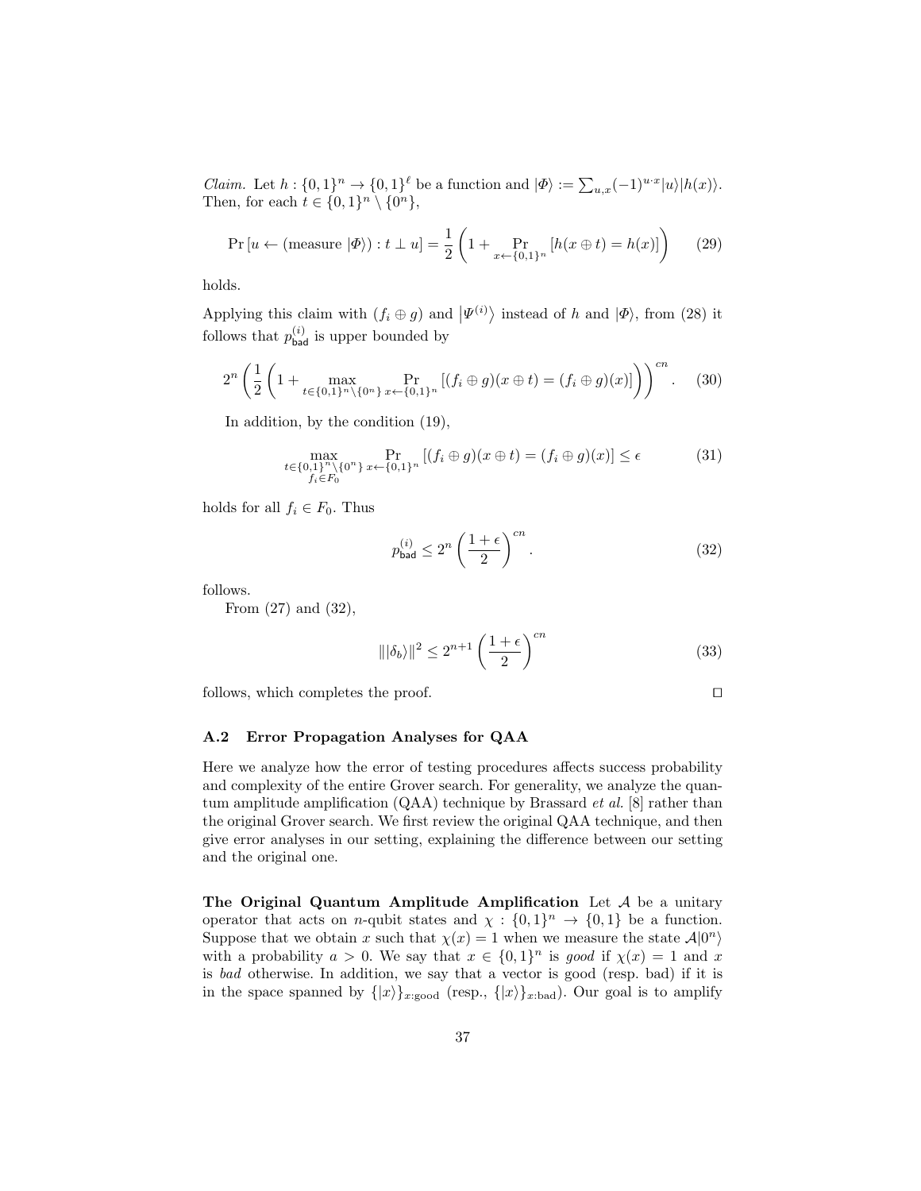*Claim.* Let $h : \{0,1\}^n \to \{0,1\}^\ell$ be a function and $|\Phi\rangle := \sum_{u,x} (-1)^{u \cdot x} |u\rangle |h(x)\rangle$. Then, for each $t \in \{0,1\}^n \setminus \{0^n\}$,

$$\Pr\left[u \leftarrow (\text{measure } |\Phi\rangle) : t \perp u\right] = \frac{1}{2}\left(1 + \Pr_{x \leftarrow \{0,1\}^n}\left[h(x \oplus t) = h(x)\right]\right) \tag{29}$$

holds.

Applying this claim with $(f_i \oplus g)$ and $\left|\Psi^{(i)}\right\rangle$ instead of $h$ and $|\Phi\rangle$, from (28) it follows that $p^{(i)}_{\mathsf{bad}}$ is upper bounded by

$$2^n \left(\frac{1}{2}\left(1 + \max_{t \in \{0,1\}^n \setminus \{0^n\}} \Pr_{x \leftarrow \{0,1\}^n}\left[(f_i \oplus g)(x \oplus t) = (f_i \oplus g)(x)\right]\right)\right)^{cn}. \tag{30}$$

In addition, by the condition (19),

$$\max_{\substack{t \in \{0,1\}^n \setminus \{0^n\} \\ f_i \in F_0}} \Pr_{x \leftarrow \{0,1\}^n}\left[(f_i \oplus g)(x \oplus t) = (f_i \oplus g)(x)\right] \leq \epsilon \tag{31}$$

holds for all $f_i \in F_0$. Thus

$$p^{(i)}_{\mathsf{bad}} \leq 2^n \left(\frac{1+\epsilon}{2}\right)^{cn}. \tag{32}$$

follows.

From (27) and (32),

$$\||\delta_b\rangle\|^2 \leq 2^{n+1}\left(\frac{1+\epsilon}{2}\right)^{cn} \tag{33}$$

follows, which completes the proof. □

### A.2 Error Propagation Analyses for QAA

Here we analyze how the error of testing procedures affects success probability and complexity of the entire Grover search. For generality, we analyze the quantum amplitude amplification (QAA) technique by Brassard *et al.* [8] rather than the original Grover search. We first review the original QAA technique, and then give error analyses in our setting, explaining the difference between our setting and the original one.

**The Original Quantum Amplitude Amplification** Let $\mathcal{A}$ be a unitary operator that acts on $n$-qubit states and $\chi : \{0,1\}^n \to \{0,1\}$ be a function. Suppose that we obtain $x$ such that $\chi(x) = 1$ when we measure the state $\mathcal{A}|0^n\rangle$ with a probability $a > 0$. We say that $x \in \{0,1\}^n$ is *good* if $\chi(x) = 1$ and $x$ is *bad* otherwise. In addition, we say that a vector is good (resp. bad) if it is in the space spanned by $\{|x\rangle\}_{x:\text{good}}$ (resp., $\{|x\rangle\}_{x:\text{bad}}$). Our goal is to amplify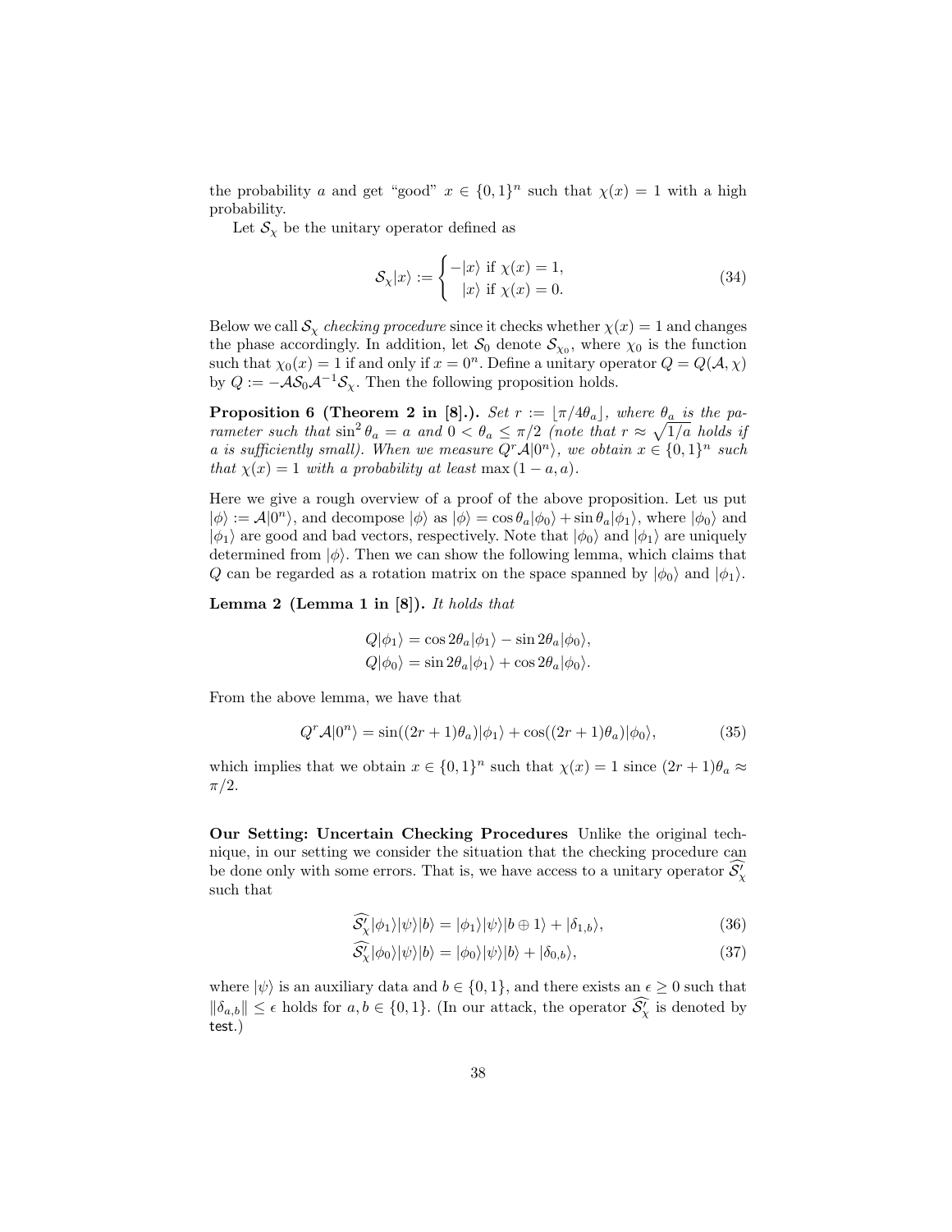the probability $a$ and get "good" $x \in \{0,1\}^n$ such that $\chi(x) = 1$ with a high probability.

Let $\mathcal{S}_\chi$ be the unitary operator defined as

$$\mathcal{S}_\chi|x\rangle := \begin{cases} -|x\rangle \text{ if } \chi(x) = 1, \\ \;\;\, |x\rangle \text{ if } \chi(x) = 0. \end{cases} \tag{34}$$

Below we call $\mathcal{S}_\chi$ *checking procedure* since it checks whether $\chi(x) = 1$ and changes the phase accordingly. In addition, let $\mathcal{S}_0$ denote $\mathcal{S}_{\chi_0}$, where $\chi_0$ is the function such that $\chi_0(x) = 1$ if and only if $x = 0^n$. Define a unitary operator $Q = Q(\mathcal{A}, \chi)$ by $Q := -\mathcal{A}\mathcal{S}_0\mathcal{A}^{-1}\mathcal{S}_\chi$. Then the following proposition holds.

**Proposition 6 (Theorem 2 in [8].).** *Set $r := \lfloor \pi/4\theta_a \rfloor$, where $\theta_a$ is the parameter such that $\sin^2\theta_a = a$ and $0 < \theta_a \leq \pi/2$ (note that $r \approx \sqrt{1/a}$ holds if $a$ is sufficiently small). When we measure $Q^r\mathcal{A}|0^n\rangle$, we obtain $x \in \{0,1\}^n$ such that $\chi(x) = 1$ with a probability at least $\max(1-a, a)$.*

Here we give a rough overview of a proof of the above proposition. Let us put $|\phi\rangle := \mathcal{A}|0^n\rangle$, and decompose $|\phi\rangle$ as $|\phi\rangle = \cos\theta_a|\phi_0\rangle + \sin\theta_a|\phi_1\rangle$, where $|\phi_0\rangle$ and $|\phi_1\rangle$ are good and bad vectors, respectively. Note that $|\phi_0\rangle$ and $|\phi_1\rangle$ are uniquely determined from $|\phi\rangle$. Then we can show the following lemma, which claims that $Q$ can be regarded as a rotation matrix on the space spanned by $|\phi_0\rangle$ and $|\phi_1\rangle$.

**Lemma 2 (Lemma 1 in [8]).** *It holds that*

$$Q|\phi_1\rangle = \cos 2\theta_a|\phi_1\rangle - \sin 2\theta_a|\phi_0\rangle,$$
$$Q|\phi_0\rangle = \sin 2\theta_a|\phi_1\rangle + \cos 2\theta_a|\phi_0\rangle.$$

From the above lemma, we have that

$$Q^r\mathcal{A}|0^n\rangle = \sin((2r+1)\theta_a)|\phi_1\rangle + \cos((2r+1)\theta_a)|\phi_0\rangle, \tag{35}$$

which implies that we obtain $x \in \{0,1\}^n$ such that $\chi(x) = 1$ since $(2r+1)\theta_a \approx \pi/2$.

**Our Setting: Uncertain Checking Procedures** Unlike the original technique, in our setting we consider the situation that the checking procedure can be done only with some errors. That is, we have access to a unitary operator $\widehat{\mathcal{S}'_\chi}$ such that

$$\widehat{\mathcal{S}'_\chi}|\phi_1\rangle|\psi\rangle|b\rangle = |\phi_1\rangle|\psi\rangle|b \oplus 1\rangle + |\delta_{1,b}\rangle, \tag{36}$$
$$\widehat{\mathcal{S}'_\chi}|\phi_0\rangle|\psi\rangle|b\rangle = |\phi_0\rangle|\psi\rangle|b\rangle + |\delta_{0,b}\rangle, \tag{37}$$

where $|\psi\rangle$ is an auxiliary data and $b \in \{0,1\}$, and there exists an $\epsilon \geq 0$ such that $\||\delta_{a,b}\rangle\| \leq \epsilon$ holds for $a, b \in \{0,1\}$. (In our attack, the operator $\widehat{\mathcal{S}'_\chi}$ is denoted by test.)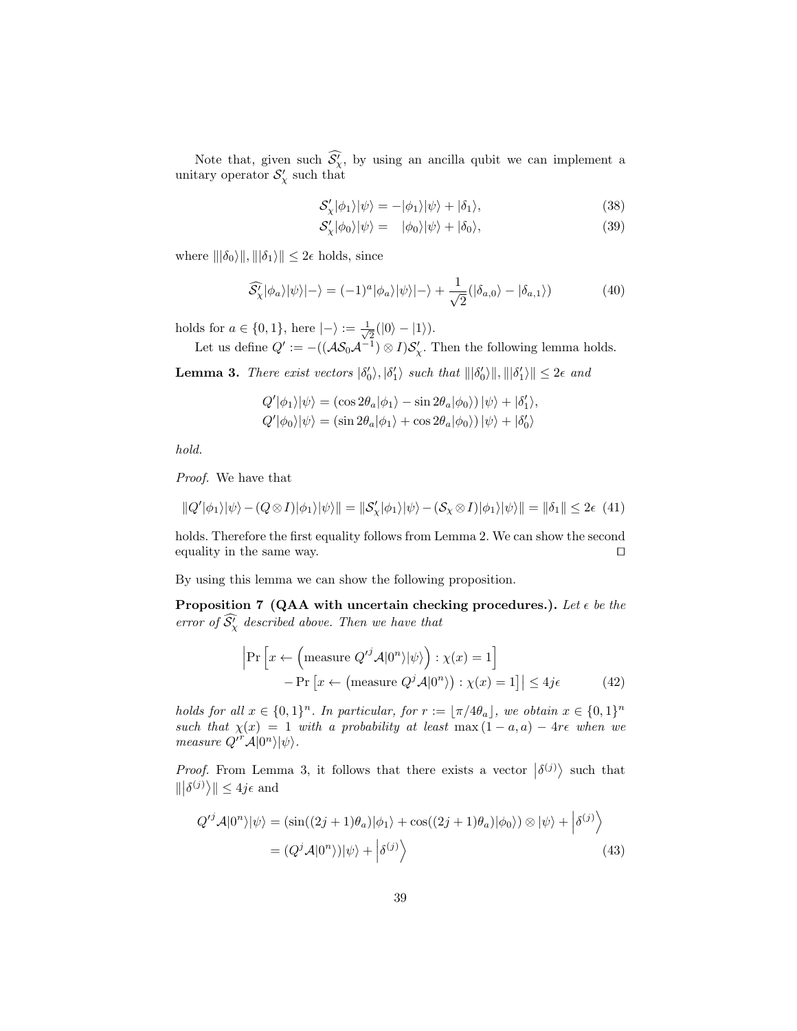Note that, given such $\widehat{\mathcal{S}'_\chi}$, by using an ancilla qubit we can implement a unitary operator $\mathcal{S}'_\chi$ such that

$$\mathcal{S}'_\chi|\phi_1\rangle|\psi\rangle = -|\phi_1\rangle|\psi\rangle + |\delta_1\rangle, \tag{38}$$

$$\mathcal{S}'_\chi|\phi_0\rangle|\psi\rangle = \quad |\phi_0\rangle|\psi\rangle + |\delta_0\rangle, \tag{39}$$

where $\||\delta_0\rangle\|, \||\delta_1\rangle\| \leq 2\epsilon$ holds, since

$$\widehat{\mathcal{S}'_\chi}|\phi_a\rangle|\psi\rangle|-\rangle = (-1)^a|\phi_a\rangle|\psi\rangle|-\rangle + \frac{1}{\sqrt{2}}(|\delta_{a,0}\rangle - |\delta_{a,1}\rangle) \tag{40}$$

holds for $a \in \{0,1\}$, here $|-\rangle := \frac{1}{\sqrt{2}}(|0\rangle - |1\rangle)$.

Let us define $Q' := -((\mathcal{A}\mathcal{S}_0\mathcal{A}^{-1}) \otimes I)\mathcal{S}'_\chi$. Then the following lemma holds.

**Lemma 3.** *There exist vectors $|\delta'_0\rangle, |\delta'_1\rangle$ such that $\||\delta'_0\rangle\|, \||\delta'_1\rangle\| \leq 2\epsilon$ and*

$$Q'|\phi_1\rangle|\psi\rangle = (\cos 2\theta_a|\phi_1\rangle - \sin 2\theta_a|\phi_0\rangle)\,|\psi\rangle + |\delta'_1\rangle,$$
$$Q'|\phi_0\rangle|\psi\rangle = (\sin 2\theta_a|\phi_1\rangle + \cos 2\theta_a|\phi_0\rangle)\,|\psi\rangle + |\delta'_0\rangle$$

*hold.*

*Proof.* We have that

$$\|Q'|\phi_1\rangle|\psi\rangle - (Q\otimes I)|\phi_1\rangle|\psi\rangle\| = \|\mathcal{S}'_\chi|\phi_1\rangle|\psi\rangle - (\mathcal{S}_\chi\otimes I)|\phi_1\rangle|\psi\rangle\| = \|\delta_1\| \leq 2\epsilon \tag{41}$$

holds. Therefore the first equality follows from Lemma 2. We can show the second equality in the same way. ◻

By using this lemma we can show the following proposition.

**Proposition 7 (QAA with uncertain checking procedures.).** *Let $\epsilon$ be the error of $\widehat{\mathcal{S}'_\chi}$ described above. Then we have that*

$$\Big|\Pr\Big[x \leftarrow \Big(\text{measure } {Q'}^j\mathcal{A}|0^n\rangle|\psi\rangle\Big) : \chi(x) = 1\Big] \\ - \Pr\left[x \leftarrow \left(\text{measure } Q^j\mathcal{A}|0^n\rangle\right) : \chi(x) = 1\right]\Big| \leq 4j\epsilon \tag{42}$$

*holds for all $x \in \{0,1\}^n$. In particular, for $r := \lfloor \pi/4\theta_a \rfloor$, we obtain $x \in \{0,1\}^n$ such that $\chi(x) = 1$ with a probability at least $\max(1-a, a) - 4r\epsilon$ when we measure ${Q'}^r\mathcal{A}|0^n\rangle|\psi\rangle$.*

*Proof.* From Lemma 3, it follows that there exists a vector $\left|\delta^{(j)}\right\rangle$ such that $\|\left|\delta^{(j)}\right\rangle\| \leq 4j\epsilon$ and

$$\begin{aligned} {Q'}^j\mathcal{A}|0^n\rangle|\psi\rangle &= (\sin((2j+1)\theta_a)|\phi_1\rangle + \cos((2j+1)\theta_a)|\phi_0\rangle) \otimes |\psi\rangle + \left|\delta^{(j)}\right\rangle \\ &= (Q^j\mathcal{A}|0^n\rangle)|\psi\rangle + \left|\delta^{(j)}\right\rangle \end{aligned} \tag{43}$$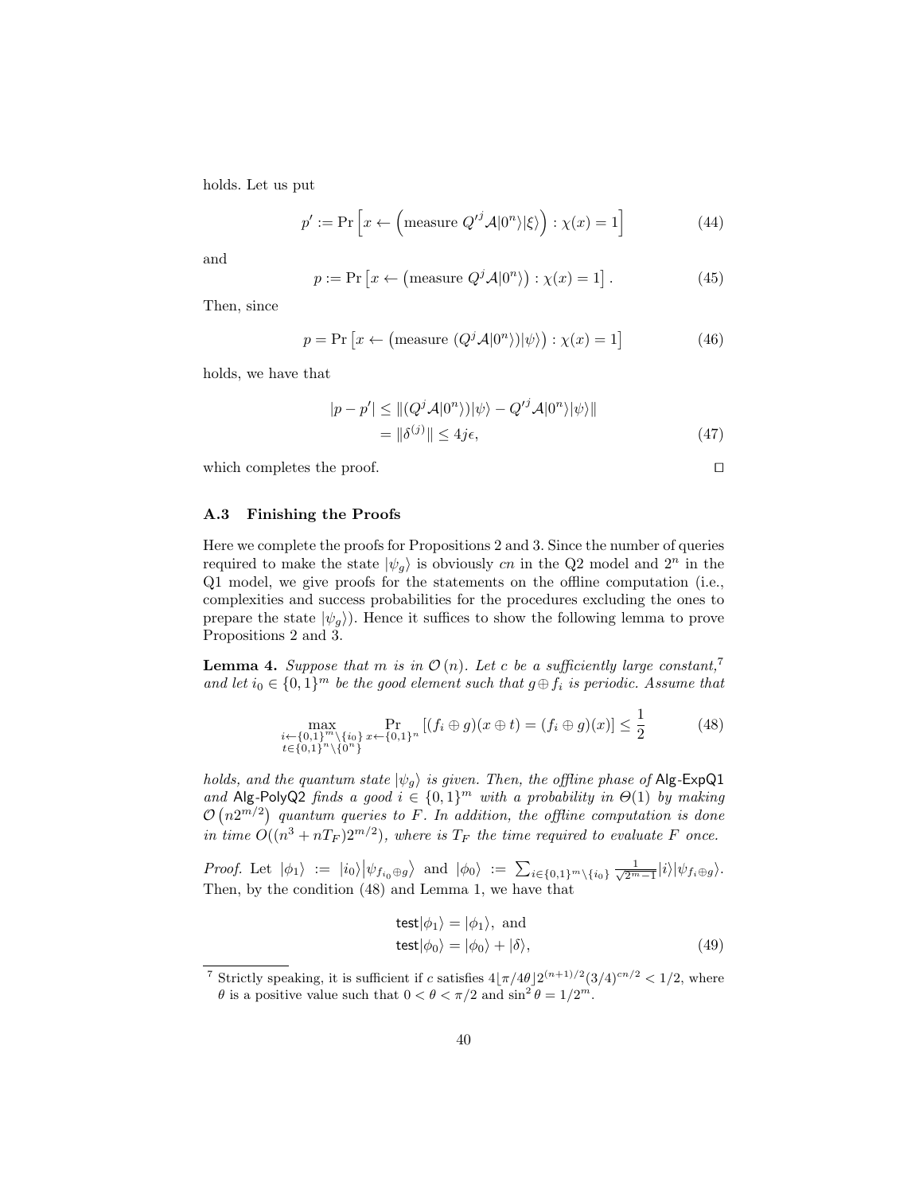holds. Let us put

$$p' := \Pr\left[x \leftarrow \left(\text{measure } Q'^j \mathcal{A}|0^n\rangle|\xi\rangle\right) : \chi(x) = 1\right] \tag{44}$$

and

$$p := \Pr\left[x \leftarrow \left(\text{measure } Q^j \mathcal{A}|0^n\rangle\right) : \chi(x) = 1\right]. \tag{45}$$

Then, since

$$p = \Pr\left[x \leftarrow \left(\text{measure } (Q^j \mathcal{A}|0^n\rangle)|\psi\rangle\right) : \chi(x) = 1\right] \tag{46}$$

holds, we have that

$$\begin{aligned} |p - p'| &\leq \|(Q^j \mathcal{A}|0^n\rangle)|\psi\rangle - Q'^j \mathcal{A}|0^n\rangle|\psi\rangle\| \\ &= \|\delta^{(j)}\| \leq 4j\epsilon, \end{aligned} \tag{47}$$

which completes the proof. □

### A.3 Finishing the Proofs

Here we complete the proofs for Propositions 2 and 3. Since the number of queries required to make the state $|\psi_g\rangle$ is obviously $cn$ in the Q2 model and $2^n$ in the Q1 model, we give proofs for the statements on the offline computation (i.e., complexities and success probabilities for the procedures excluding the ones to prepare the state $|\psi_g\rangle$). Hence it suffices to show the following lemma to prove Propositions 2 and 3.

**Lemma 4.** *Suppose that $m$ is in $\mathcal{O}(n)$. Let $c$ be a sufficiently large constant,*[7] *and let $i_0 \in \{0,1\}^m$ be the good element such that $g \oplus f_i$ is periodic. Assume that*

$$\max_{\substack{i \leftarrow \{0,1\}^m \setminus \{i_0\} \\ t \in \{0,1\}^n \setminus \{0^n\}}} \Pr_{x \leftarrow \{0,1\}^n}\left[(f_i \oplus g)(x \oplus t) = (f_i \oplus g)(x)\right] \leq \frac{1}{2} \tag{48}$$

*holds, and the quantum state $|\psi_g\rangle$ is given. Then, the offline phase of* Alg-ExpQ1 *and* Alg-PolyQ2 *finds a good $i \in \{0,1\}^m$ with a probability in $\Theta(1)$ by making $\mathcal{O}\left(n2^{m/2}\right)$ quantum queries to $F$. In addition, the offline computation is done in time $O((n^3 + nT_F)2^{m/2})$, where is $T_F$ the time required to evaluate $F$ once.*

*Proof.* Let $|\phi_1\rangle := |i_0\rangle\big|\psi_{f_{i_0} \oplus g}\big\rangle$ and $|\phi_0\rangle := \sum_{i \in \{0,1\}^m \setminus \{i_0\}} \frac{1}{\sqrt{2^m - 1}} |i\rangle|\psi_{f_i \oplus g}\rangle$. Then, by the condition (48) and Lemma 1, we have that

$$\begin{aligned} \mathsf{test}|\phi_1\rangle &= |\phi_1\rangle, \text{ and} \\ \mathsf{test}|\phi_0\rangle &= |\phi_0\rangle + |\delta\rangle, \end{aligned} \tag{49}$$

---

[7] Strictly speaking, it is sufficient if $c$ satisfies $4\lfloor \pi/4\theta \rfloor 2^{(n+1)/2}(3/4)^{cn/2} < 1/2$, where $\theta$ is a positive value such that $0 < \theta < \pi/2$ and $\sin^2 \theta = 1/2^m$.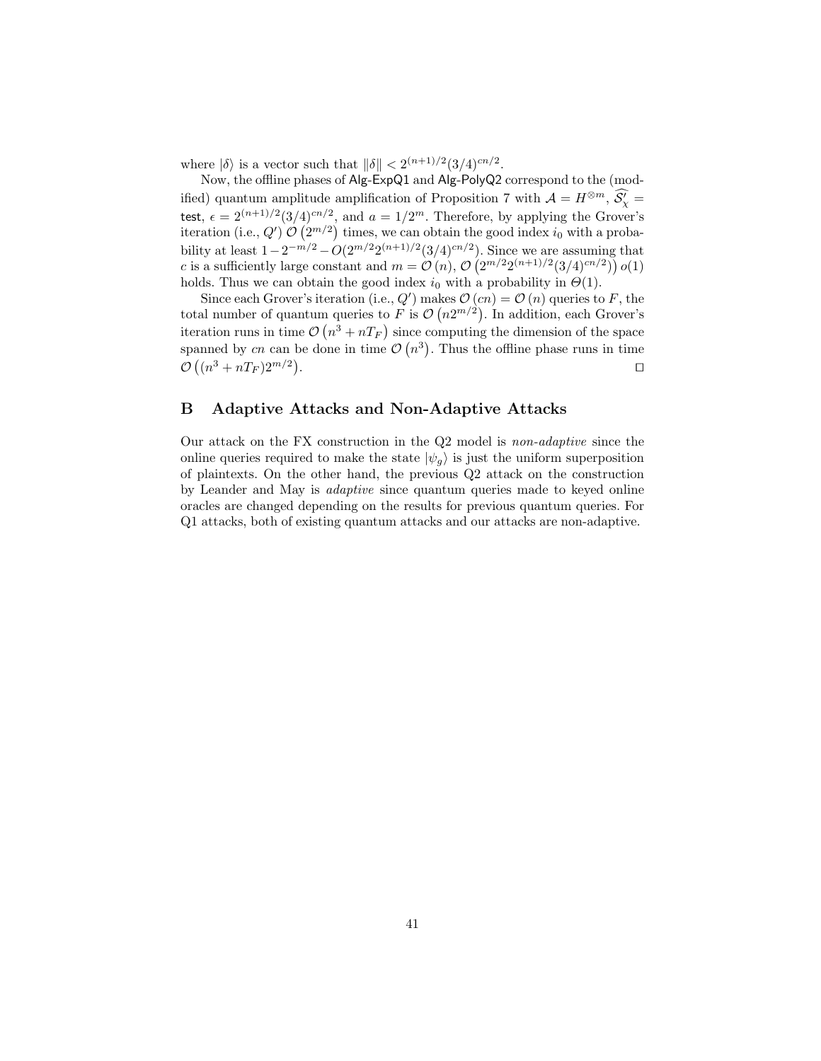where $|\delta\rangle$ is a vector such that $\|\delta\| < 2^{(n+1)/2}(3/4)^{cn/2}$.

Now, the offline phases of Alg-ExpQ1 and Alg-PolyQ2 correspond to the (modified) quantum amplitude amplification of Proposition 7 with $\mathcal{A} = H^{\otimes m}$, $\widehat{\mathcal{S}'_\chi} = \mathsf{test}$, $\epsilon = 2^{(n+1)/2}(3/4)^{cn/2}$, and $a = 1/2^m$. Therefore, by applying the Grover's iteration (i.e., $Q'$) $\mathcal{O}\left(2^{m/2}\right)$ times, we can obtain the good index $i_0$ with a probability at least $1 - 2^{-m/2} - O(2^{m/2}2^{(n+1)/2}(3/4)^{cn/2})$. Since we are assuming that $c$ is a sufficiently large constant and $m = \mathcal{O}(n)$, $\mathcal{O}\left(2^{m/2}2^{(n+1)/2}(3/4)^{cn/2}\right) o(1)$ holds. Thus we can obtain the good index $i_0$ with a probability in $\Theta(1)$.

Since each Grover's iteration (i.e., $Q'$) makes $\mathcal{O}(cn) = \mathcal{O}(n)$ queries to $F$, the total number of quantum queries to $F$ is $\mathcal{O}\left(n2^{m/2}\right)$. In addition, each Grover's iteration runs in time $\mathcal{O}\left(n^3 + nT_F\right)$ since computing the dimension of the space spanned by $cn$ can be done in time $\mathcal{O}\left(n^3\right)$. Thus the offline phase runs in time $\mathcal{O}\left((n^3 + nT_F)2^{m/2}\right)$. ◻

## B Adaptive Attacks and Non-Adaptive Attacks

Our attack on the FX construction in the Q2 model is *non-adaptive* since the online queries required to make the state $|\psi_g\rangle$ is just the uniform superposition of plaintexts. On the other hand, the previous Q2 attack on the construction by Leander and May is *adaptive* since quantum queries made to keyed online oracles are changed depending on the results for previous quantum queries. For Q1 attacks, both of existing quantum attacks and our attacks are non-adaptive.